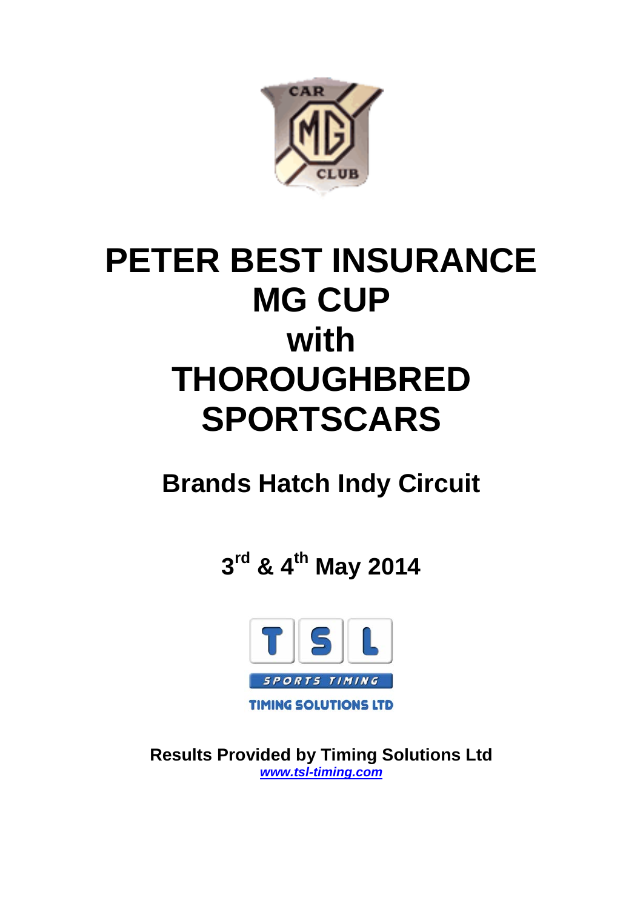# PETER BEST INSURANCE MG CUP with THOROUGHBRED SPORTSCARS

## Brands Hatch Indy Circuit

## 3rd & 4th May 2014

**Results Provided by Timing Solutions Ltd**
***www.tsl-timing.com***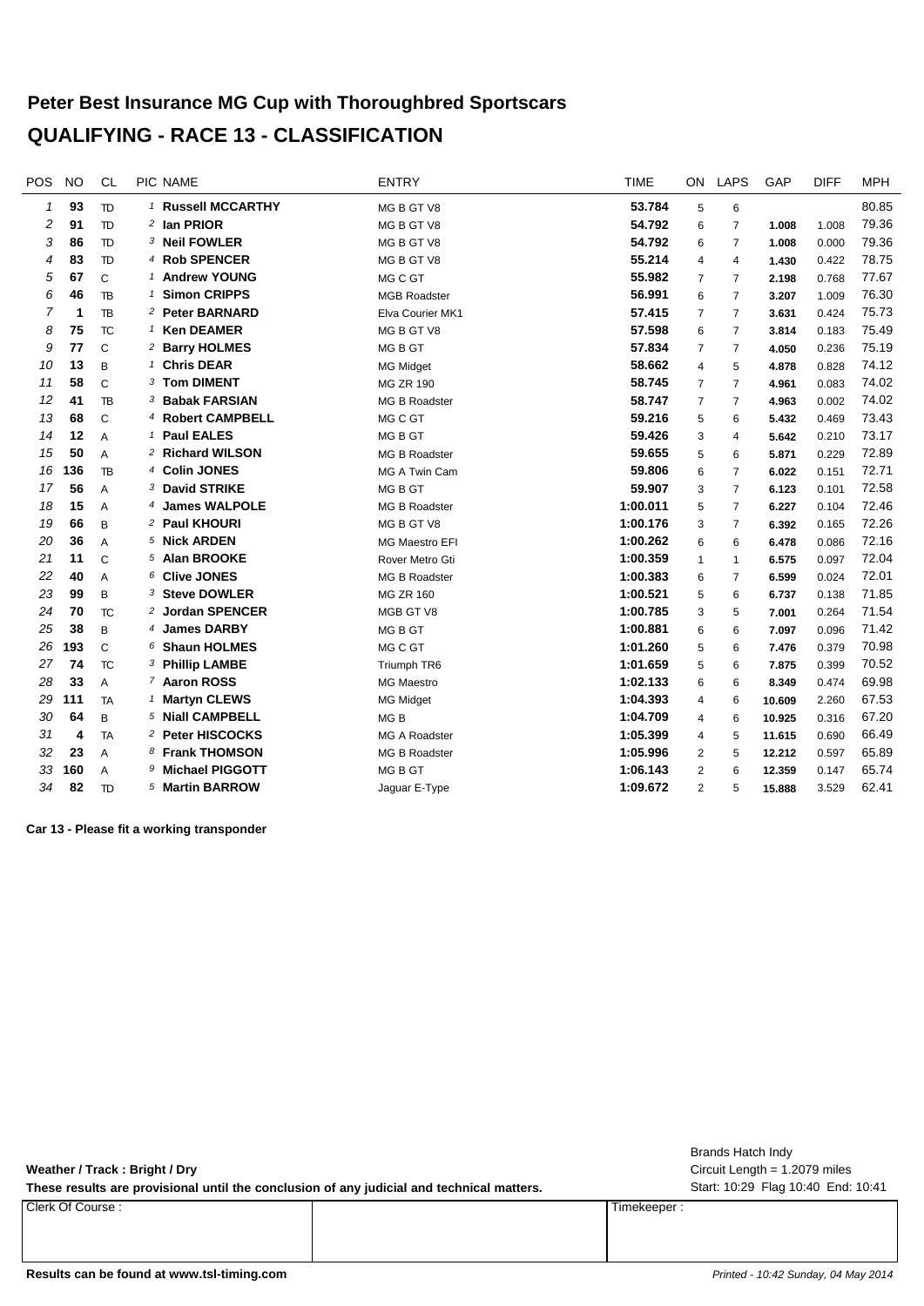# Peter Best Insurance MG Cup with Thoroughbred Sportscars

# QUALIFYING - RACE 13 - CLASSIFICATION

| POS | NO | CL | PIC | NAME | ENTRY | TIME | ON | LAPS | GAP | DIFF | MPH |
|---|---|---|---|---|---|---|---|---|---|---|---|
| 1 | 93 | TD | 1 | **Russell MCCARTHY** | MG B GT V8 | **53.784** | 5 | 6 | | | 80.85 |
| 2 | 91 | TD | 2 | **Ian PRIOR** | MG B GT V8 | **54.792** | 6 | 7 | **1.008** | 1.008 | 79.36 |
| 3 | 86 | TD | 3 | **Neil FOWLER** | MG B GT V8 | **54.792** | 6 | 7 | **1.008** | 0.000 | 79.36 |
| 4 | 83 | TD | 4 | **Rob SPENCER** | MG B GT V8 | **55.214** | 4 | 4 | **1.430** | 0.422 | 78.75 |
| 5 | 67 | C | 1 | **Andrew YOUNG** | MG C GT | **55.982** | 7 | 7 | **2.198** | 0.768 | 77.67 |
| 6 | 46 | TB | 1 | **Simon CRIPPS** | MGB Roadster | **56.991** | 6 | 7 | **3.207** | 1.009 | 76.30 |
| 7 | 1 | TB | 2 | **Peter BARNARD** | Elva Courier MK1 | **57.415** | 7 | 7 | **3.631** | 0.424 | 75.73 |
| 8 | 75 | TC | 1 | **Ken DEAMER** | MG B GT V8 | **57.598** | 6 | 7 | **3.814** | 0.183 | 75.49 |
| 9 | 77 | C | 2 | **Barry HOLMES** | MG B GT | **57.834** | 7 | 7 | **4.050** | 0.236 | 75.19 |
| 10 | 13 | B | 1 | **Chris DEAR** | MG Midget | **58.662** | 4 | 5 | **4.878** | 0.828 | 74.12 |
| 11 | 58 | C | 3 | **Tom DIMENT** | MG ZR 190 | **58.745** | 7 | 7 | **4.961** | 0.083 | 74.02 |
| 12 | 41 | TB | 3 | **Babak FARSIAN** | MG B Roadster | **58.747** | 7 | 7 | **4.963** | 0.002 | 74.02 |
| 13 | 68 | C | 4 | **Robert CAMPBELL** | MG C GT | **59.216** | 5 | 6 | **5.432** | 0.469 | 73.43 |
| 14 | 12 | A | 1 | **Paul EALES** | MG B GT | **59.426** | 3 | 4 | **5.642** | 0.210 | 73.17 |
| 15 | 50 | A | 2 | **Richard WILSON** | MG B Roadster | **59.655** | 5 | 6 | **5.871** | 0.229 | 72.89 |
| 16 | 136 | TB | 4 | **Colin JONES** | MG A Twin Cam | **59.806** | 6 | 7 | **6.022** | 0.151 | 72.71 |
| 17 | 56 | A | 3 | **David STRIKE** | MG B GT | **59.907** | 3 | 7 | **6.123** | 0.101 | 72.58 |
| 18 | 15 | A | 4 | **James WALPOLE** | MG B Roadster | **1:00.011** | 5 | 7 | **6.227** | 0.104 | 72.46 |
| 19 | 66 | B | 2 | **Paul KHOURI** | MG B GT V8 | **1:00.176** | 3 | 7 | **6.392** | 0.165 | 72.26 |
| 20 | 36 | A | 5 | **Nick ARDEN** | MG Maestro EFI | **1:00.262** | 6 | 6 | **6.478** | 0.086 | 72.16 |
| 21 | 11 | C | 5 | **Alan BROOKE** | Rover Metro Gti | **1:00.359** | 1 | 1 | **6.575** | 0.097 | 72.04 |
| 22 | 40 | A | 6 | **Clive JONES** | MG B Roadster | **1:00.383** | 6 | 7 | **6.599** | 0.024 | 72.01 |
| 23 | 99 | B | 3 | **Steve DOWLER** | MG ZR 160 | **1:00.521** | 5 | 6 | **6.737** | 0.138 | 71.85 |
| 24 | 70 | TC | 2 | **Jordan SPENCER** | MGB GT V8 | **1:00.785** | 3 | 5 | **7.001** | 0.264 | 71.54 |
| 25 | 38 | B | 4 | **James DARBY** | MG B GT | **1:00.881** | 6 | 6 | **7.097** | 0.096 | 71.42 |
| 26 | 193 | C | 6 | **Shaun HOLMES** | MG C GT | **1:01.260** | 5 | 6 | **7.476** | 0.379 | 70.98 |
| 27 | 74 | TC | 3 | **Phillip LAMBE** | Triumph TR6 | **1:01.659** | 5 | 6 | **7.875** | 0.399 | 70.52 |
| 28 | 33 | A | 7 | **Aaron ROSS** | MG Maestro | **1:02.133** | 6 | 6 | **8.349** | 0.474 | 69.98 |
| 29 | 111 | TA | 1 | **Martyn CLEWS** | MG Midget | **1:04.393** | 4 | 6 | **10.609** | 2.260 | 67.53 |
| 30 | 64 | B | 5 | **Niall CAMPBELL** | MG B | **1:04.709** | 4 | 6 | **10.925** | 0.316 | 67.20 |
| 31 | 4 | TA | 2 | **Peter HISCOCKS** | MG A Roadster | **1:05.399** | 4 | 5 | **11.615** | 0.690 | 66.49 |
| 32 | 23 | A | 8 | **Frank THOMSON** | MG B Roadster | **1:05.996** | 2 | 5 | **12.212** | 0.597 | 65.89 |
| 33 | 160 | A | 9 | **Michael PIGGOTT** | MG B GT | **1:06.143** | 2 | 6 | **12.359** | 0.147 | 65.74 |
| 34 | 82 | TD | 5 | **Martin BARROW** | Jaguar E-Type | **1:09.672** | 2 | 5 | **15.888** | 3.529 | 62.41 |

**Car 13 - Please fit a working transponder**

Brands Hatch Indy
Circuit Length = 1.2079 miles
Start: 10:29 Flag 10:40 End: 10:41

**Weather / Track : Bright / Dry**

**These results are provisional until the conclusion of any judicial and technical matters.**

| Clerk Of Course : | | Timekeeper : |
|---|---|---|
| | | |

**Results can be found at www.tsl-timing.com**

*Printed - 10:42 Sunday, 04 May 2014*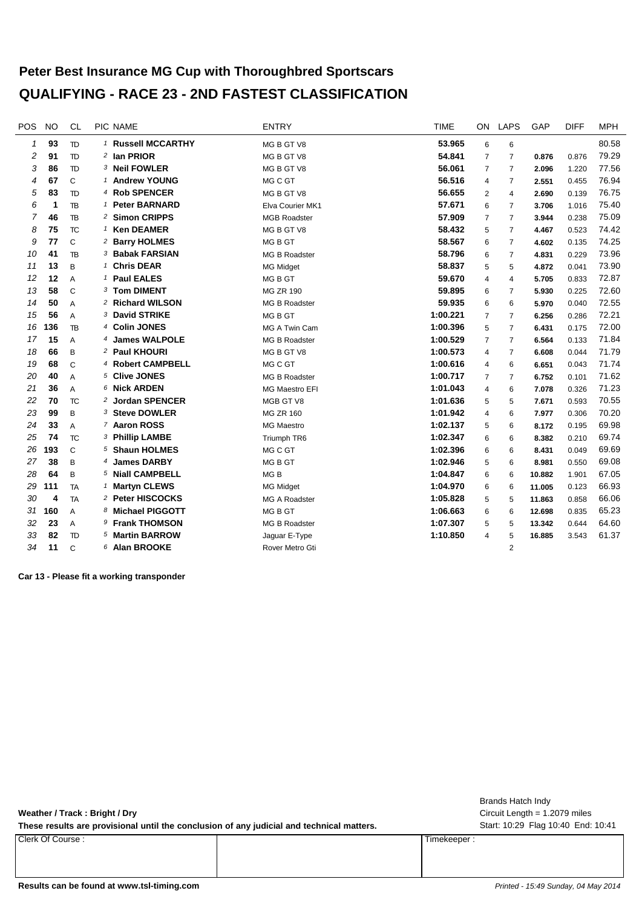# Peter Best Insurance MG Cup with Thoroughbred Sportscars

## QUALIFYING - RACE 23 - 2ND FASTEST CLASSIFICATION

| POS | NO | CL | PIC | NAME | ENTRY | TIME | ON | LAPS | GAP | DIFF | MPH |
|---|---|---|---|---|---|---|---|---|---|---|---|
| 1 | 93 | TD | 1 | **Russell MCCARTHY** | MG B GT V8 | **53.965** | 6 | 6 | | | 80.58 |
| 2 | 91 | TD | 2 | **Ian PRIOR** | MG B GT V8 | **54.841** | 7 | 7 | **0.876** | 0.876 | 79.29 |
| 3 | 86 | TD | 3 | **Neil FOWLER** | MG B GT V8 | **56.061** | 7 | 7 | **2.096** | 1.220 | 77.56 |
| 4 | 67 | C | 1 | **Andrew YOUNG** | MG C GT | **56.516** | 4 | 7 | **2.551** | 0.455 | 76.94 |
| 5 | 83 | TD | 4 | **Rob SPENCER** | MG B GT V8 | **56.655** | 2 | 4 | **2.690** | 0.139 | 76.75 |
| 6 | 1 | TB | 1 | **Peter BARNARD** | Elva Courier MK1 | **57.671** | 6 | 7 | **3.706** | 1.016 | 75.40 |
| 7 | 46 | TB | 2 | **Simon CRIPPS** | MGB Roadster | **57.909** | 7 | 7 | **3.944** | 0.238 | 75.09 |
| 8 | 75 | TC | 1 | **Ken DEAMER** | MG B GT V8 | **58.432** | 5 | 7 | **4.467** | 0.523 | 74.42 |
| 9 | 77 | C | 2 | **Barry HOLMES** | MG B GT | **58.567** | 6 | 7 | **4.602** | 0.135 | 74.25 |
| 10 | 41 | TB | 3 | **Babak FARSIAN** | MG B Roadster | **58.796** | 6 | 7 | **4.831** | 0.229 | 73.96 |
| 11 | 13 | B | 1 | **Chris DEAR** | MG Midget | **58.837** | 5 | 5 | **4.872** | 0.041 | 73.90 |
| 12 | 12 | A | 1 | **Paul EALES** | MG B GT | **59.670** | 4 | 4 | **5.705** | 0.833 | 72.87 |
| 13 | 58 | C | 3 | **Tom DIMENT** | MG ZR 190 | **59.895** | 6 | 7 | **5.930** | 0.225 | 72.60 |
| 14 | 50 | A | 2 | **Richard WILSON** | MG B Roadster | **59.935** | 6 | 6 | **5.970** | 0.040 | 72.55 |
| 15 | 56 | A | 3 | **David STRIKE** | MG B GT | **1:00.221** | 7 | 7 | **6.256** | 0.286 | 72.21 |
| 16 | 136 | TB | 4 | **Colin JONES** | MG A Twin Cam | **1:00.396** | 5 | 7 | **6.431** | 0.175 | 72.00 |
| 17 | 15 | A | 4 | **James WALPOLE** | MG B Roadster | **1:00.529** | 7 | 7 | **6.564** | 0.133 | 71.84 |
| 18 | 66 | B | 2 | **Paul KHOURI** | MG B GT V8 | **1:00.573** | 4 | 7 | **6.608** | 0.044 | 71.79 |
| 19 | 68 | C | 4 | **Robert CAMPBELL** | MG C GT | **1:00.616** | 4 | 6 | **6.651** | 0.043 | 71.74 |
| 20 | 40 | A | 5 | **Clive JONES** | MG B Roadster | **1:00.717** | 7 | 7 | **6.752** | 0.101 | 71.62 |
| 21 | 36 | A | 6 | **Nick ARDEN** | MG Maestro EFI | **1:01.043** | 4 | 6 | **7.078** | 0.326 | 71.23 |
| 22 | 70 | TC | 2 | **Jordan SPENCER** | MGB GT V8 | **1:01.636** | 5 | 5 | **7.671** | 0.593 | 70.55 |
| 23 | 99 | B | 3 | **Steve DOWLER** | MG ZR 160 | **1:01.942** | 4 | 6 | **7.977** | 0.306 | 70.20 |
| 24 | 33 | A | 7 | **Aaron ROSS** | MG Maestro | **1:02.137** | 5 | 6 | **8.172** | 0.195 | 69.98 |
| 25 | 74 | TC | 3 | **Phillip LAMBE** | Triumph TR6 | **1:02.347** | 6 | 6 | **8.382** | 0.210 | 69.74 |
| 26 | 193 | C | 5 | **Shaun HOLMES** | MG C GT | **1:02.396** | 6 | 6 | **8.431** | 0.049 | 69.69 |
| 27 | 38 | B | 4 | **James DARBY** | MG B GT | **1:02.946** | 5 | 6 | **8.981** | 0.550 | 69.08 |
| 28 | 64 | B | 5 | **Niall CAMPBELL** | MG B | **1:04.847** | 6 | 6 | **10.882** | 1.901 | 67.05 |
| 29 | 111 | TA | 1 | **Martyn CLEWS** | MG Midget | **1:04.970** | 6 | 6 | **11.005** | 0.123 | 66.93 |
| 30 | 4 | TA | 2 | **Peter HISCOCKS** | MG A Roadster | **1:05.828** | 5 | 5 | **11.863** | 0.858 | 66.06 |
| 31 | 160 | A | 8 | **Michael PIGGOTT** | MG B GT | **1:06.663** | 6 | 6 | **12.698** | 0.835 | 65.23 |
| 32 | 23 | A | 9 | **Frank THOMSON** | MG B Roadster | **1:07.307** | 5 | 5 | **13.342** | 0.644 | 64.60 |
| 33 | 82 | TD | 5 | **Martin BARROW** | Jaguar E-Type | **1:10.850** | 4 | 5 | **16.885** | 3.543 | 61.37 |
| 34 | 11 | C | 6 | **Alan BROOKE** | Rover Metro Gti | | | 2 | | | |

**Car 13 - Please fit a working transponder**

**Weather / Track : Bright / Dry**

**These results are provisional until the conclusion of any judicial and technical matters.**

Brands Hatch Indy
Circuit Length = 1.2079 miles
Start: 10:29 Flag 10:40 End: 10:41

| Clerk Of Course : | | Timekeeper : |
|---|---|---|

**Results can be found at www.tsl-timing.com**

*Printed - 15:49 Sunday, 04 May 2014*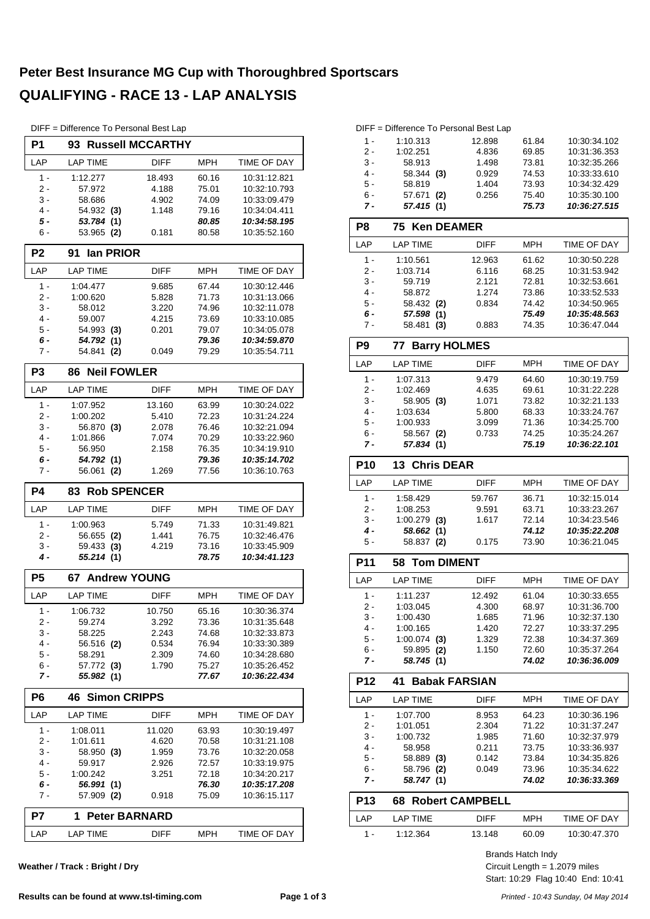# Peter Best Insurance MG Cup with Thoroughbred Sportscars

# QUALIFYING - RACE 13 - LAP ANALYSIS

DIFF = Difference To Personal Best Lap

## P1 93 Russell MCCARTHY

| LAP | LAP TIME | DIFF | MPH | TIME OF DAY |
|---|---|---|---|---|
| 1 - | 1:12.277 | 18.493 | 60.16 | 10:31:12.821 |
| 2 - | 57.972 | 4.188 | 75.01 | 10:32:10.793 |
| 3 - | 58.686 | 4.902 | 74.09 | 10:33:09.479 |
| 4 - | 54.932 **(3)** | 1.148 | 79.16 | 10:34:04.411 |
| ***5 -*** | ***53.784 (1)*** | | ***80.85*** | ***10:34:58.195*** |
| 6 - | 53.965 **(2)** | 0.181 | 80.58 | 10:35:52.160 |

## P2 91 Ian PRIOR

| LAP | LAP TIME | DIFF | MPH | TIME OF DAY |
|---|---|---|---|---|
| 1 - | 1:04.477 | 9.685 | 67.44 | 10:30:12.446 |
| 2 - | 1:00.620 | 5.828 | 71.73 | 10:31:13.066 |
| 3 - | 58.012 | 3.220 | 74.96 | 10:32:11.078 |
| 4 - | 59.007 | 4.215 | 73.69 | 10:33:10.085 |
| 5 - | 54.993 **(3)** | 0.201 | 79.07 | 10:34:05.078 |
| ***6 -*** | ***54.792 (1)*** | | ***79.36*** | ***10:34:59.870*** |
| 7 - | 54.841 **(2)** | 0.049 | 79.29 | 10:35:54.711 |

## P3 86 Neil FOWLER

| LAP | LAP TIME | DIFF | MPH | TIME OF DAY |
|---|---|---|---|---|
| 1 - | 1:07.952 | 13.160 | 63.99 | 10:30:24.022 |
| 2 - | 1:00.202 | 5.410 | 72.23 | 10:31:24.224 |
| 3 - | 56.870 **(3)** | 2.078 | 76.46 | 10:32:21.094 |
| 4 - | 1:01.866 | 7.074 | 70.29 | 10:33:22.960 |
| 5 - | 56.950 | 2.158 | 76.35 | 10:34:19.910 |
| ***6 -*** | ***54.792 (1)*** | | ***79.36*** | ***10:35:14.702*** |
| 7 - | 56.061 **(2)** | 1.269 | 77.56 | 10:36:10.763 |

## P4 83 Rob SPENCER

| LAP | LAP TIME | DIFF | MPH | TIME OF DAY |
|---|---|---|---|---|
| 1 - | 1:00.963 | 5.749 | 71.33 | 10:31:49.821 |
| 2 - | 56.655 **(2)** | 1.441 | 76.75 | 10:32:46.476 |
| 3 - | 59.433 **(3)** | 4.219 | 73.16 | 10:33:45.909 |
| ***4 -*** | ***55.214 (1)*** | | ***78.75*** | ***10:34:41.123*** |

## P5 67 Andrew YOUNG

| LAP | LAP TIME | DIFF | MPH | TIME OF DAY |
|---|---|---|---|---|
| 1 - | 1:06.732 | 10.750 | 65.16 | 10:30:36.374 |
| 2 - | 59.274 | 3.292 | 73.36 | 10:31:35.648 |
| 3 - | 58.225 | 2.243 | 74.68 | 10:32:33.873 |
| 4 - | 56.516 **(2)** | 0.534 | 76.94 | 10:33:30.389 |
| 5 - | 58.291 | 2.309 | 74.60 | 10:34:28.680 |
| 6 - | 57.772 **(3)** | 1.790 | 75.27 | 10:35:26.452 |
| ***7 -*** | ***55.982 (1)*** | | ***77.67*** | ***10:36:22.434*** |

## P6 46 Simon CRIPPS

| LAP | LAP TIME | DIFF | MPH | TIME OF DAY |
|---|---|---|---|---|
| 1 - | 1:08.011 | 11.020 | 63.93 | 10:30:19.497 |
| 2 - | 1:01.611 | 4.620 | 70.58 | 10:31:21.108 |
| 3 - | 58.950 **(3)** | 1.959 | 73.76 | 10:32:20.058 |
| 4 - | 59.917 | 2.926 | 72.57 | 10:33:19.975 |
| 5 - | 1:00.242 | 3.251 | 72.18 | 10:34:20.217 |
| ***6 -*** | ***56.991 (1)*** | | ***76.30*** | ***10:35:17.208*** |
| 7 - | 57.909 **(2)** | 0.918 | 75.09 | 10:36:15.117 |

## P7 1 Peter BARNARD

| LAP | LAP TIME | DIFF | MPH | TIME OF DAY |
|---|---|---|---|---|
| 1 - | 1:10.313 | 12.898 | 61.84 | 10:30:34.102 |
| 2 - | 1:02.251 | 4.836 | 69.85 | 10:31:36.353 |
| 3 - | 58.913 | 1.498 | 73.81 | 10:32:35.266 |
| 4 - | 58.344 **(3)** | 0.929 | 74.53 | 10:33:33.610 |
| 5 - | 58.819 | 1.404 | 73.93 | 10:34:32.429 |
| 6 - | 57.671 **(2)** | 0.256 | 75.40 | 10:35:30.100 |
| ***7 -*** | ***57.415 (1)*** | | ***75.73*** | ***10:36:27.515*** |

## P8 75 Ken DEAMER

| LAP | LAP TIME | DIFF | MPH | TIME OF DAY |
|---|---|---|---|---|
| 1 - | 1:10.561 | 12.963 | 61.62 | 10:30:50.228 |
| 2 - | 1:03.714 | 6.116 | 68.25 | 10:31:53.942 |
| 3 - | 59.719 | 2.121 | 72.81 | 10:32:53.661 |
| 4 - | 58.872 | 1.274 | 73.86 | 10:33:52.533 |
| 5 - | 58.432 **(2)** | 0.834 | 74.42 | 10:34:50.965 |
| ***6 -*** | ***57.598 (1)*** | | ***75.49*** | ***10:35:48.563*** |
| 7 - | 58.481 **(3)** | 0.883 | 74.35 | 10:36:47.044 |

## P9 77 Barry HOLMES

| LAP | LAP TIME | DIFF | MPH | TIME OF DAY |
|---|---|---|---|---|
| 1 - | 1:07.313 | 9.479 | 64.60 | 10:30:19.759 |
| 2 - | 1:02.469 | 4.635 | 69.61 | 10:31:22.228 |
| 3 - | 58.905 **(3)** | 1.071 | 73.82 | 10:32:21.133 |
| 4 - | 1:03.634 | 5.800 | 68.33 | 10:33:24.767 |
| 5 - | 1:00.933 | 3.099 | 71.36 | 10:34:25.700 |
| 6 - | 58.567 **(2)** | 0.733 | 74.25 | 10:35:24.267 |
| ***7 -*** | ***57.834 (1)*** | | ***75.19*** | ***10:36:22.101*** |

## P10 13 Chris DEAR

| LAP | LAP TIME | DIFF | MPH | TIME OF DAY |
|---|---|---|---|---|
| 1 - | 1:58.429 | 59.767 | 36.71 | 10:32:15.014 |
| 2 - | 1:08.253 | 9.591 | 63.71 | 10:33:23.267 |
| 3 - | 1:00.279 **(3)** | 1.617 | 72.14 | 10:34:23.546 |
| ***4 -*** | ***58.662 (1)*** | | ***74.12*** | ***10:35:22.208*** |
| 5 - | 58.837 **(2)** | 0.175 | 73.90 | 10:36:21.045 |

## P11 58 Tom DIMENT

| LAP | LAP TIME | DIFF | MPH | TIME OF DAY |
|---|---|---|---|---|
| 1 - | 1:11.237 | 12.492 | 61.04 | 10:30:33.655 |
| 2 - | 1:03.045 | 4.300 | 68.97 | 10:31:36.700 |
| 3 - | 1:00.430 | 1.685 | 71.96 | 10:32:37.130 |
| 4 - | 1:00.165 | 1.420 | 72.27 | 10:33:37.295 |
| 5 - | 1:00.074 **(3)** | 1.329 | 72.38 | 10:34:37.369 |
| 6 - | 59.895 **(2)** | 1.150 | 72.60 | 10:35:37.264 |
| ***7 -*** | ***58.745 (1)*** | | ***74.02*** | ***10:36:36.009*** |

## P12 41 Babak FARSIAN

| LAP | LAP TIME | DIFF | MPH | TIME OF DAY |
|---|---|---|---|---|
| 1 - | 1:07.700 | 8.953 | 64.23 | 10:30:36.196 |
| 2 - | 1:01.051 | 2.304 | 71.22 | 10:31:37.247 |
| 3 - | 1:00.732 | 1.985 | 71.60 | 10:32:37.979 |
| 4 - | 58.958 | 0.211 | 73.75 | 10:33:36.937 |
| 5 - | 58.889 **(3)** | 0.142 | 73.84 | 10:34:35.826 |
| 6 - | 58.796 **(2)** | 0.049 | 73.96 | 10:35:34.622 |
| ***7 -*** | ***58.747 (1)*** | | ***74.02*** | ***10:36:33.369*** |

## P13 68 Robert CAMPBELL

| LAP | LAP TIME | DIFF | MPH | TIME OF DAY |
|---|---|---|---|---|
| 1 - | 1:12.364 | 13.148 | 60.09 | 10:30:47.370 |

**Weather / Track : Bright / Dry**

Brands Hatch Indy
Circuit Length = 1.2079 miles
Start: 10:29 Flag 10:40 End: 10:41

**Results can be found at www.tsl-timing.com**

*Printed - 10:43 Sunday, 04 May 2014*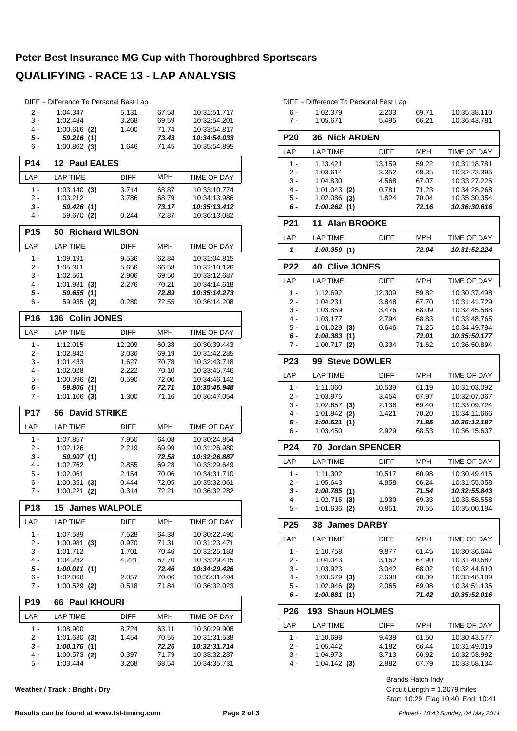# Peter Best Insurance MG Cup with Thoroughbred Sportscars

## QUALIFYING - RACE 13 - LAP ANALYSIS

DIFF = Difference To Personal Best Lap

| LAP | LAP TIME | DIFF | MPH | TIME OF DAY |
|---|---|---|---|---|
| 2 - | 1:04.347 | 5.131 | 67.58 | 10:31:51.717 |
| 3 - | 1:02.484 | 3.268 | 69.59 | 10:32:54.201 |
| 4 - | 1:00.616 **(2)** | 1.400 | 71.74 | 10:33:54.817 |
| ***5 -*** | ***59.216* (1)** | | ***73.43*** | ***10:34:54.033*** |
| 6 - | 1:00.862 **(3)** | 1.646 | 71.45 | 10:35:54.895 |

### P14 12 Paul EALES

| LAP | LAP TIME | DIFF | MPH | TIME OF DAY |
|---|---|---|---|---|
| 1 - | 1:03.140 **(3)** | 3.714 | 68.87 | 10:33:10.774 |
| 2 - | 1:03.212 | 3.786 | 68.79 | 10:34:13.986 |
| ***3 -*** | ***59.426* (1)** | | ***73.17*** | ***10:35:13.412*** |
| 4 - | 59.670 **(2)** | 0.244 | 72.87 | 10:36:13.082 |

### P15 50 Richard WILSON

| LAP | LAP TIME | DIFF | MPH | TIME OF DAY |
|---|---|---|---|---|
| 1 - | 1:09.191 | 9.536 | 62.84 | 10:31:04.815 |
| 2 - | 1:05.311 | 5.656 | 66.58 | 10:32:10.126 |
| 3 - | 1:02.561 | 2.906 | 69.50 | 10:33:12.687 |
| 4 - | 1:01.931 **(3)** | 2.276 | 70.21 | 10:34:14.618 |
| ***5 -*** | ***59.655* (1)** | | ***72.89*** | ***10:35:14.273*** |
| 6 - | 59.935 **(2)** | 0.280 | 72.55 | 10:36:14.208 |

### P16 136 Colin JONES

| LAP | LAP TIME | DIFF | MPH | TIME OF DAY |
|---|---|---|---|---|
| 1 - | 1:12.015 | 12.209 | 60.38 | 10:30:39.443 |
| 2 - | 1:02.842 | 3.036 | 69.19 | 10:31:42.285 |
| 3 - | 1:01.433 | 1.627 | 70.78 | 10:32:43.718 |
| 4 - | 1:02.028 | 2.222 | 70.10 | 10:33:45.746 |
| 5 - | 1:00.396 **(2)** | 0.590 | 72.00 | 10:34:46.142 |
| ***6 -*** | ***59.806* (1)** | | ***72.71*** | ***10:35:45.948*** |
| 7 - | 1:01.106 **(3)** | 1.300 | 71.16 | 10:36:47.054 |

### P17 56 David STRIKE

| LAP | LAP TIME | DIFF | MPH | TIME OF DAY |
|---|---|---|---|---|
| 1 - | 1:07.857 | 7.950 | 64.08 | 10:30:24.854 |
| 2 - | 1:02.126 | 2.219 | 69.99 | 10:31:26.980 |
| ***3 -*** | ***59.907* (1)** | | ***72.58*** | ***10:32:26.887*** |
| 4 - | 1:02.762 | 2.855 | 69.28 | 10:33:29.649 |
| 5 - | 1:02.061 | 2.154 | 70.06 | 10:34:31.710 |
| 6 - | 1:00.351 **(3)** | 0.444 | 72.05 | 10:35:32.061 |
| 7 - | 1:00.221 **(2)** | 0.314 | 72.21 | 10:36:32.282 |

### P18 15 James WALPOLE

| LAP | LAP TIME | DIFF | MPH | TIME OF DAY |
|---|---|---|---|---|
| 1 - | 1:07.539 | 7.528 | 64.38 | 10:30:22.490 |
| 2 - | 1:00.981 **(3)** | 0.970 | 71.31 | 10:31:23.471 |
| 3 - | 1:01.712 | 1.701 | 70.46 | 10:32:25.183 |
| 4 - | 1:04.232 | 4.221 | 67.70 | 10:33:29.415 |
| ***5 -*** | ***1:00.011* (1)** | | ***72.46*** | ***10:34:29.426*** |
| 6 - | 1:02.068 | 2.057 | 70.06 | 10:35:31.494 |
| 7 - | 1:00.529 **(2)** | 0.518 | 71.84 | 10:36:32.023 |

### P19 66 Paul KHOURI

| LAP | LAP TIME | DIFF | MPH | TIME OF DAY |
|---|---|---|---|---|
| 1 - | 1:08.900 | 8.724 | 63.11 | 10:30:29.908 |
| 2 - | 1:01.630 **(3)** | 1.454 | 70.55 | 10:31:31.538 |
| ***3 -*** | ***1:00.176* (1)** | | ***72.26*** | ***10:32:31.714*** |
| 4 - | 1:00.573 **(2)** | 0.397 | 71.79 | 10:33:32.287 |
| 5 - | 1:03.444 | 3.268 | 68.54 | 10:34:35.731 |
| 6 - | 1:02.379 | 2.203 | 69.71 | 10:35:38.110 |
| 7 - | 1:05.671 | 5.495 | 66.21 | 10:36:43.781 |

### P20 36 Nick ARDEN

| LAP | LAP TIME | DIFF | MPH | TIME OF DAY |
|---|---|---|---|---|
| 1 - | 1:13.421 | 13.159 | 59.22 | 10:31:18.781 |
| 2 - | 1:03.614 | 3.352 | 68.35 | 10:32:22.395 |
| 3 - | 1:04.830 | 4.568 | 67.07 | 10:33:27.225 |
| 4 - | 1:01.043 **(2)** | 0.781 | 71.23 | 10:34:28.268 |
| 5 - | 1:02.086 **(3)** | 1.824 | 70.04 | 10:35:30.354 |
| ***6 -*** | ***1:00.262* (1)** | | ***72.16*** | ***10:36:30.616*** |

### P21 11 Alan BROOKE

| LAP | LAP TIME | DIFF | MPH | TIME OF DAY |
|---|---|---|---|---|
| ***1 -*** | ***1:00.359* (1)** | | ***72.04*** | ***10:31:52.224*** |

### P22 40 Clive JONES

| LAP | LAP TIME | DIFF | MPH | TIME OF DAY |
|---|---|---|---|---|
| 1 - | 1:12.692 | 12.309 | 59.82 | 10:30:37.498 |
| 2 - | 1:04.231 | 3.848 | 67.70 | 10:31:41.729 |
| 3 - | 1:03.859 | 3.476 | 68.09 | 10:32:45.588 |
| 4 - | 1:03.177 | 2.794 | 68.83 | 10:33:48.765 |
| 5 - | 1:01.029 **(3)** | 0.646 | 71.25 | 10:34:49.794 |
| ***6 -*** | ***1:00.383* (1)** | | ***72.01*** | ***10:35:50.177*** |
| 7 - | 1:00.717 **(2)** | 0.334 | 71.62 | 10:36:50.894 |

### P23 99 Steve DOWLER

| LAP | LAP TIME | DIFF | MPH | TIME OF DAY |
|---|---|---|---|---|
| 1 - | 1:11.060 | 10.539 | 61.19 | 10:31:03.092 |
| 2 - | 1:03.975 | 3.454 | 67.97 | 10:32:07.067 |
| 3 - | 1:02.657 **(3)** | 2.136 | 69.40 | 10:33:09.724 |
| 4 - | 1:01.942 **(2)** | 1.421 | 70.20 | 10:34:11.666 |
| ***5 -*** | ***1:00.521* (1)** | | ***71.85*** | ***10:35:12.187*** |
| 6 - | 1:03.450 | 2.929 | 68.53 | 10:36:15.637 |

### P24 70 Jordan SPENCER

| LAP | LAP TIME | DIFF | MPH | TIME OF DAY |
|---|---|---|---|---|
| 1 - | 1:11.302 | 10.517 | 60.98 | 10:30:49.415 |
| 2 - | 1:05.643 | 4.858 | 66.24 | 10:31:55.058 |
| ***3 -*** | ***1:00.785* (1)** | | ***71.54*** | ***10:32:55.843*** |
| 4 - | 1:02.715 **(3)** | 1.930 | 69.33 | 10:33:58.558 |
| 5 - | 1:01.636 **(2)** | 0.851 | 70.55 | 10:35:00.194 |

### P25 38 James DARBY

| LAP | LAP TIME | DIFF | MPH | TIME OF DAY |
|---|---|---|---|---|
| 1 - | 1:10.758 | 9.877 | 61.45 | 10:30:36.644 |
| 2 - | 1:04.043 | 3.162 | 67.90 | 10:31:40.687 |
| 3 - | 1:03.923 | 3.042 | 68.02 | 10:32:44.610 |
| 4 - | 1:03.579 **(3)** | 2.698 | 68.39 | 10:33:48.189 |
| 5 - | 1:02.946 **(2)** | 2.065 | 69.08 | 10:34:51.135 |
| ***6 -*** | ***1:00.881* (1)** | | ***71.42*** | ***10:35:52.016*** |

### P26 193 Shaun HOLMES

| LAP | LAP TIME | DIFF | MPH | TIME OF DAY |
|---|---|---|---|---|
| 1 - | 1:10.698 | 9.438 | 61.50 | 10:30:43.577 |
| 2 - | 1:05.442 | 4.182 | 66.44 | 10:31:49.019 |
| 3 - | 1:04.973 | 3.713 | 66.92 | 10:32:53.992 |
| 4 - | 1:04.142 **(3)** | 2.882 | 67.79 | 10:33:58.134 |

Brands Hatch Indy
Circuit Length = 1.2079 miles
Start: 10:29 Flag 10:40 End: 10:41

**Weather / Track : Bright / Dry**

**Results can be found at www.tsl-timing.com**

*Printed - 10:43 Sunday, 04 May 2014*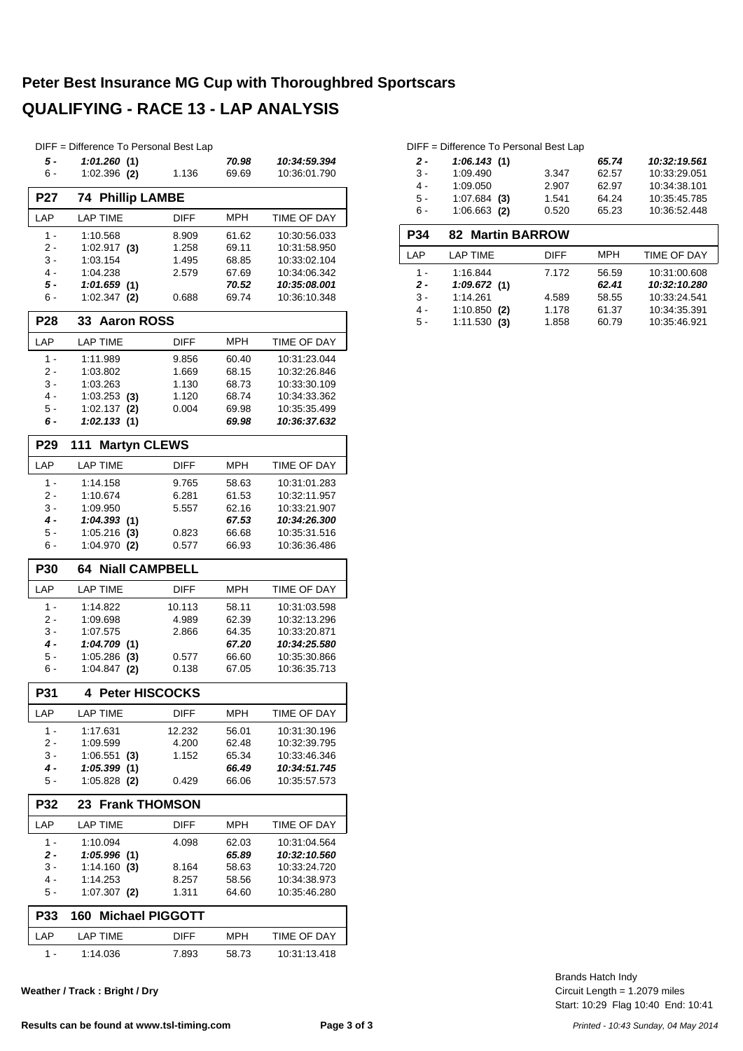# Peter Best Insurance MG Cup with Thoroughbred Sportscars

## QUALIFYING - RACE 13 - LAP ANALYSIS

DIFF = Difference To Personal Best Lap

| LAP | LAP TIME | DIFF | MPH | TIME OF DAY |
|---|---|---|---|---|
| ***5 -*** | ***1:01.260 (1)*** | | ***70.98*** | ***10:34:59.394*** |
| 6 - | 1:02.396 **(2)** | 1.136 | 69.69 | 10:36:01.790 |

### P27 74 Phillip LAMBE

| LAP | LAP TIME | DIFF | MPH | TIME OF DAY |
|---|---|---|---|---|
| 1 - | 1:10.568 | 8.909 | 61.62 | 10:30:56.033 |
| 2 - | 1:02.917 **(3)** | 1.258 | 69.11 | 10:31:58.950 |
| 3 - | 1:03.154 | 1.495 | 68.85 | 10:33:02.104 |
| 4 - | 1:04.238 | 2.579 | 67.69 | 10:34:06.342 |
| ***5 -*** | ***1:01.659 (1)*** | | ***70.52*** | ***10:35:08.001*** |
| 6 - | 1:02.347 **(2)** | 0.688 | 69.74 | 10:36:10.348 |

### P28 33 Aaron ROSS

| LAP | LAP TIME | DIFF | MPH | TIME OF DAY |
|---|---|---|---|---|
| 1 - | 1:11.989 | 9.856 | 60.40 | 10:31:23.044 |
| 2 - | 1:03.802 | 1.669 | 68.15 | 10:32:26.846 |
| 3 - | 1:03.263 | 1.130 | 68.73 | 10:33:30.109 |
| 4 - | 1:03.253 **(3)** | 1.120 | 68.74 | 10:34:33.362 |
| 5 - | 1:02.137 **(2)** | 0.004 | 69.98 | 10:35:35.499 |
| ***6 -*** | ***1:02.133 (1)*** | | ***69.98*** | ***10:36:37.632*** |

### P29 111 Martyn CLEWS

| LAP | LAP TIME | DIFF | MPH | TIME OF DAY |
|---|---|---|---|---|
| 1 - | 1:14.158 | 9.765 | 58.63 | 10:31:01.283 |
| 2 - | 1:10.674 | 6.281 | 61.53 | 10:32:11.957 |
| 3 - | 1:09.950 | 5.557 | 62.16 | 10:33:21.907 |
| ***4 -*** | ***1:04.393 (1)*** | | ***67.53*** | ***10:34:26.300*** |
| 5 - | 1:05.216 **(3)** | 0.823 | 66.68 | 10:35:31.516 |
| 6 - | 1:04.970 **(2)** | 0.577 | 66.93 | 10:36:36.486 |

### P30 64 Niall CAMPBELL

| LAP | LAP TIME | DIFF | MPH | TIME OF DAY |
|---|---|---|---|---|
| 1 - | 1:14.822 | 10.113 | 58.11 | 10:31:03.598 |
| 2 - | 1:09.698 | 4.989 | 62.39 | 10:32:13.296 |
| 3 - | 1:07.575 | 2.866 | 64.35 | 10:33:20.871 |
| ***4 -*** | ***1:04.709 (1)*** | | ***67.20*** | ***10:34:25.580*** |
| 5 - | 1:05.286 **(3)** | 0.577 | 66.60 | 10:35:30.866 |
| 6 - | 1:04.847 **(2)** | 0.138 | 67.05 | 10:36:35.713 |

### P31 4 Peter HISCOCKS

| LAP | LAP TIME | DIFF | MPH | TIME OF DAY |
|---|---|---|---|---|
| 1 - | 1:17.631 | 12.232 | 56.01 | 10:31:30.196 |
| 2 - | 1:09.599 | 4.200 | 62.48 | 10:32:39.795 |
| 3 - | 1:06.551 **(3)** | 1.152 | 65.34 | 10:33:46.346 |
| ***4 -*** | ***1:05.399 (1)*** | | ***66.49*** | ***10:34:51.745*** |
| 5 - | 1:05.828 **(2)** | 0.429 | 66.06 | 10:35:57.573 |

### P32 23 Frank THOMSON

| LAP | LAP TIME | DIFF | MPH | TIME OF DAY |
|---|---|---|---|---|
| 1 - | 1:10.094 | 4.098 | 62.03 | 10:31:04.564 |
| ***2 -*** | ***1:05.996 (1)*** | | ***65.89*** | ***10:32:10.560*** |
| 3 - | 1:14.160 **(3)** | 8.164 | 58.63 | 10:33:24.720 |
| 4 - | 1:14.253 | 8.257 | 58.56 | 10:34:38.973 |
| 5 - | 1:07.307 **(2)** | 1.311 | 64.60 | 10:35:46.280 |

### P33 160 Michael PIGGOTT

| LAP | LAP TIME | DIFF | MPH | TIME OF DAY |
|---|---|---|---|---|
| 1 - | 1:14.036 | 7.893 | 58.73 | 10:31:13.418 |
| ***2 -*** | ***1:06.143 (1)*** | | ***65.74*** | ***10:32:19.561*** |
| 3 - | 1:09.490 | 3.347 | 62.57 | 10:33:29.051 |
| 4 - | 1:09.050 | 2.907 | 62.97 | 10:34:38.101 |
| 5 - | 1:07.684 **(3)** | 1.541 | 64.24 | 10:35:45.785 |
| 6 - | 1:06.663 **(2)** | 0.520 | 65.23 | 10:36:52.448 |

### P34 82 Martin BARROW

| LAP | LAP TIME | DIFF | MPH | TIME OF DAY |
|---|---|---|---|---|
| 1 - | 1:16.844 | 7.172 | 56.59 | 10:31:00.608 |
| ***2 -*** | ***1:09.672 (1)*** | | ***62.41*** | ***10:32:10.280*** |
| 3 - | 1:14.261 | 4.589 | 58.55 | 10:33:24.541 |
| 4 - | 1:10.850 **(2)** | 1.178 | 61.37 | 10:34:35.391 |
| 5 - | 1:11.530 **(3)** | 1.858 | 60.79 | 10:35:46.921 |

**Weather / Track : Bright / Dry**

Brands Hatch Indy
Circuit Length = 1.2079 miles
Start: 10:29 Flag 10:40 End: 10:41

**Results can be found at www.tsl-timing.com**

*Printed - 10:43 Sunday, 04 May 2014*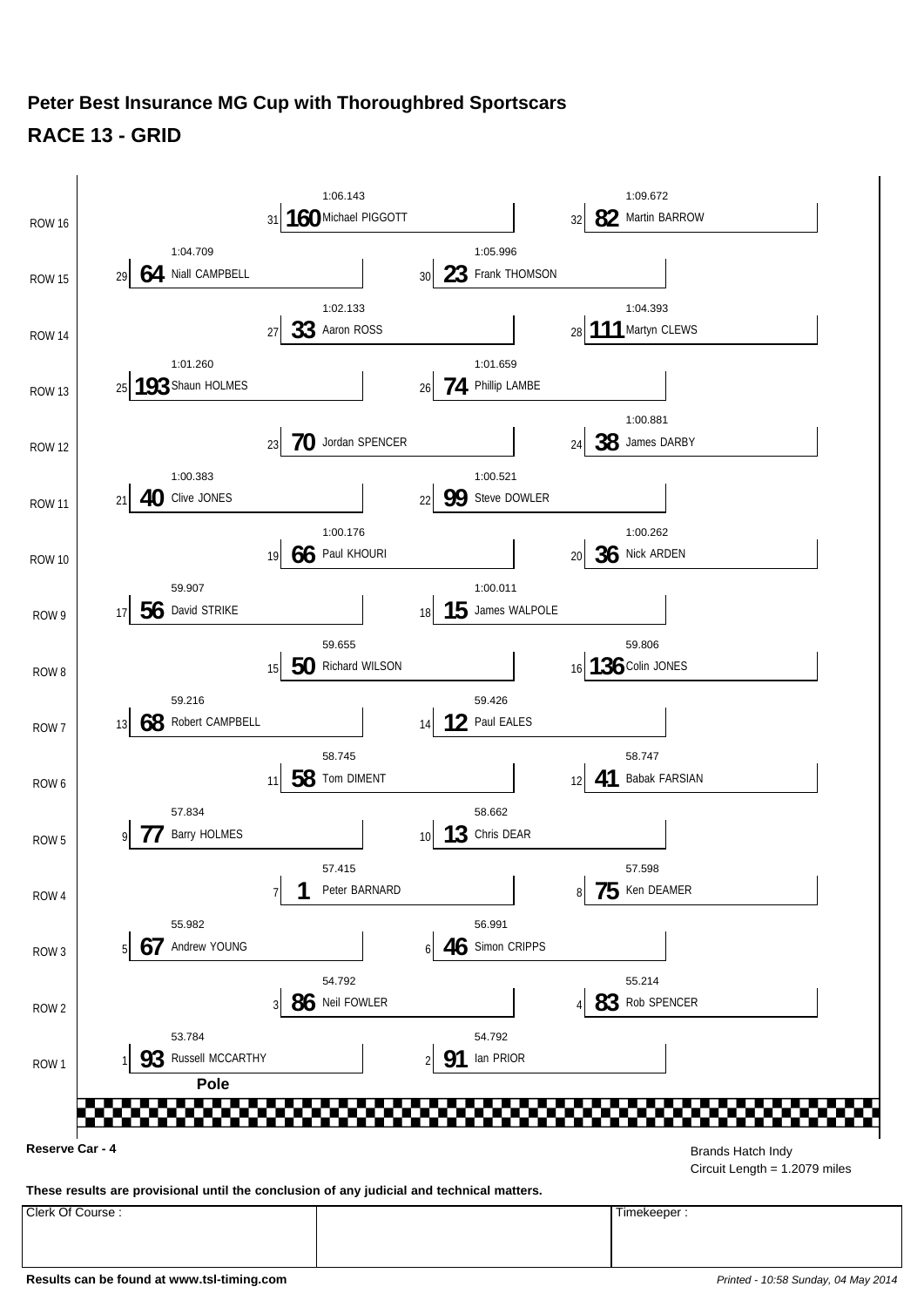# Peter Best Insurance MG Cup with Thoroughbred Sportscars

## RACE 13 - GRID

| Row | Pos | No. | Driver | Time | Pos | No. | Driver | Time |
|---|---|---|---|---|---|---|---|---|
| ROW 16 | 31 | 160 | Michael PIGGOTT | 1:06.143 | 32 | 82 | Martin BARROW | 1:09.672 |
| ROW 15 | 29 | 64 | Niall CAMPBELL | 1:04.709 | 30 | 23 | Frank THOMSON | 1:05.996 |
| ROW 14 | 27 | 33 | Aaron ROSS | 1:02.133 | 28 | 111 | Martyn CLEWS | 1:04.393 |
| ROW 13 | 25 | 193 | Shaun HOLMES | 1:01.260 | 26 | 74 | Phillip LAMBE | 1:01.659 |
| ROW 12 | 23 | 70 | Jordan SPENCER | | 24 | 38 | James DARBY | 1:00.881 |
| ROW 11 | 21 | 40 | Clive JONES | 1:00.383 | 22 | 99 | Steve DOWLER | 1:00.521 |
| ROW 10 | 19 | 66 | Paul KHOURI | 1:00.176 | 20 | 36 | Nick ARDEN | 1:00.262 |
| ROW 9 | 17 | 56 | David STRIKE | 59.907 | 18 | 15 | James WALPOLE | 1:00.011 |
| ROW 8 | 15 | 50 | Richard WILSON | 59.655 | 16 | 136 | Colin JONES | 59.806 |
| ROW 7 | 13 | 68 | Robert CAMPBELL | 59.216 | 14 | 12 | Paul EALES | 59.426 |
| ROW 6 | 11 | 58 | Tom DIMENT | 58.745 | 12 | 41 | Babak FARSIAN | 58.747 |
| ROW 5 | 9 | 77 | Barry HOLMES | 57.834 | 10 | 13 | Chris DEAR | 58.662 |
| ROW 4 | 7 | 1 | Peter BARNARD | 57.415 | 8 | 75 | Ken DEAMER | 57.598 |
| ROW 3 | 5 | 67 | Andrew YOUNG | 55.982 | 6 | 46 | Simon CRIPPS | 56.991 |
| ROW 2 | 3 | 86 | Neil FOWLER | 54.792 | 4 | 83 | Rob SPENCER | 55.214 |
| ROW 1 | 1 | 93 | Russell MCCARTHY | 53.784 | 2 | 91 | Ian PRIOR | 54.792 |

Pole

**Reserve Car - 4**

Brands Hatch Indy
Circuit Length = 1.2079 miles

**These results are provisional until the conclusion of any judicial and technical matters.**

| Clerk Of Course : | | Timekeeper : |
|---|---|---|
| | | |

**Results can be found at www.tsl-timing.com**

*Printed - 10:58 Sunday, 04 May 2014*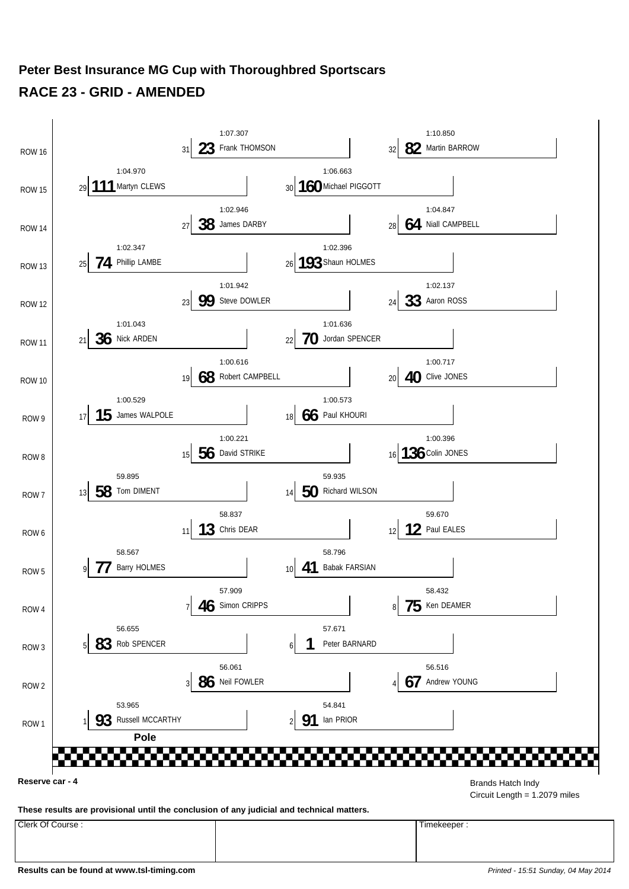# Peter Best Insurance MG Cup with Thoroughbred Sportscars

## RACE 23 - GRID - AMENDED

| Row | Pos | No. | Driver | Time |
|---|---|---|---|---|
| ROW 16 | 31 | 23 | Frank THOMSON | 1:07.307 |
| ROW 16 | 32 | 82 | Martin BARROW | 1:10.850 |
| ROW 15 | 29 | 111 | Martyn CLEWS | 1:04.970 |
| ROW 15 | 30 | 160 | Michael PIGGOTT | 1:06.663 |
| ROW 14 | 27 | 38 | James DARBY | 1:02.946 |
| ROW 14 | 28 | 64 | Niall CAMPBELL | 1:04.847 |
| ROW 13 | 25 | 74 | Phillip LAMBE | 1:02.347 |
| ROW 13 | 26 | 193 | Shaun HOLMES | 1:02.396 |
| ROW 12 | 23 | 99 | Steve DOWLER | 1:01.942 |
| ROW 12 | 24 | 33 | Aaron ROSS | 1:02.137 |
| ROW 11 | 21 | 36 | Nick ARDEN | 1:01.043 |
| ROW 11 | 22 | 70 | Jordan SPENCER | 1:01.636 |
| ROW 10 | 19 | 68 | Robert CAMPBELL | 1:00.616 |
| ROW 10 | 20 | 40 | Clive JONES | 1:00.717 |
| ROW 9 | 17 | 15 | James WALPOLE | 1:00.529 |
| ROW 9 | 18 | 66 | Paul KHOURI | 1:00.573 |
| ROW 8 | 15 | 56 | David STRIKE | 1:00.221 |
| ROW 8 | 16 | 136 | Colin JONES | 1:00.396 |
| ROW 7 | 13 | 58 | Tom DIMENT | 59.895 |
| ROW 7 | 14 | 50 | Richard WILSON | 59.935 |
| ROW 6 | 11 | 13 | Chris DEAR | 58.837 |
| ROW 6 | 12 | 12 | Paul EALES | 59.670 |
| ROW 5 | 9 | 77 | Barry HOLMES | 58.567 |
| ROW 5 | 10 | 41 | Babak FARSIAN | 58.796 |
| ROW 4 | 7 | 46 | Simon CRIPPS | 57.909 |
| ROW 4 | 8 | 75 | Ken DEAMER | 58.432 |
| ROW 3 | 5 | 83 | Rob SPENCER | 56.655 |
| ROW 3 | 6 | 1 | Peter BARNARD | 57.671 |
| ROW 2 | 3 | 86 | Neil FOWLER | 56.061 |
| ROW 2 | 4 | 67 | Andrew YOUNG | 56.516 |
| ROW 1 | 1 | 93 | Russell MCCARTHY | 53.965 |
| ROW 1 | 2 | 91 | Ian PRIOR | 54.841 |

**Pole**

**Reserve car - 4**

Brands Hatch Indy
Circuit Length = 1.2079 miles

**These results are provisional until the conclusion of any judicial and technical matters.**

| Clerk Of Course : | | Timekeeper : |
|---|---|---|
| | | |

**Results can be found at www.tsl-timing.com**

*Printed - 15:51 Sunday, 04 May 2014*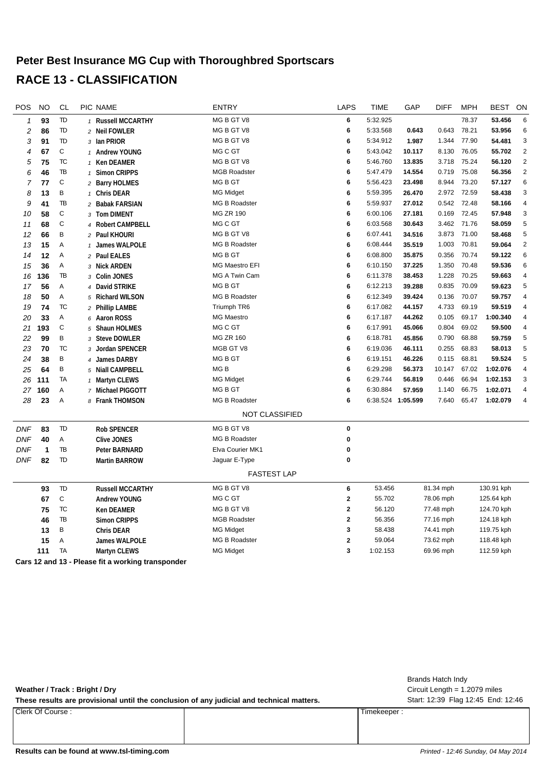# Peter Best Insurance MG Cup with Thoroughbred Sportscars

## RACE 13 - CLASSIFICATION

| POS | NO | CL | PIC | NAME | ENTRY | LAPS | TIME | GAP | DIFF | MPH | BEST | ON |
|---|---|---|---|---|---|---|---|---|---|---|---|---|
| 1 | 93 | TD | 1 | Russell MCCARTHY | MG B GT V8 | 6 | 5:32.925 | | | 78.37 | 53.456 | 6 |
| 2 | 86 | TD | 2 | Neil FOWLER | MG B GT V8 | 6 | 5:33.568 | 0.643 | 0.643 | 78.21 | 53.956 | 6 |
| 3 | 91 | TD | 3 | Ian PRIOR | MG B GT V8 | 6 | 5:34.912 | 1.987 | 1.344 | 77.90 | 54.481 | 3 |
| 4 | 67 | C | 1 | Andrew YOUNG | MG C GT | 6 | 5:43.042 | 10.117 | 8.130 | 76.05 | 55.702 | 2 |
| 5 | 75 | TC | 1 | Ken DEAMER | MG B GT V8 | 6 | 5:46.760 | 13.835 | 3.718 | 75.24 | 56.120 | 2 |
| 6 | 46 | TB | 1 | Simon CRIPPS | MGB Roadster | 6 | 5:47.479 | 14.554 | 0.719 | 75.08 | 56.356 | 2 |
| 7 | 77 | C | 2 | Barry HOLMES | MG B GT | 6 | 5:56.423 | 23.498 | 8.944 | 73.20 | 57.127 | 6 |
| 8 | 13 | B | 1 | Chris DEAR | MG Midget | 6 | 5:59.395 | 26.470 | 2.972 | 72.59 | 58.438 | 3 |
| 9 | 41 | TB | 2 | Babak FARSIAN | MG B Roadster | 6 | 5:59.937 | 27.012 | 0.542 | 72.48 | 58.166 | 4 |
| 10 | 58 | C | 3 | Tom DIMENT | MG ZR 190 | 6 | 6:00.106 | 27.181 | 0.169 | 72.45 | 57.948 | 3 |
| 11 | 68 | C | 4 | Robert CAMPBELL | MG C GT | 6 | 6:03.568 | 30.643 | 3.462 | 71.76 | 58.059 | 5 |
| 12 | 66 | B | 2 | Paul KHOURI | MG B GT V8 | 6 | 6:07.441 | 34.516 | 3.873 | 71.00 | 58.468 | 5 |
| 13 | 15 | A | 1 | James WALPOLE | MG B Roadster | 6 | 6:08.444 | 35.519 | 1.003 | 70.81 | 59.064 | 2 |
| 14 | 12 | A | 2 | Paul EALES | MG B GT | 6 | 6:08.800 | 35.875 | 0.356 | 70.74 | 59.122 | 6 |
| 15 | 36 | A | 3 | Nick ARDEN | MG Maestro EFI | 6 | 6:10.150 | 37.225 | 1.350 | 70.48 | 59.536 | 6 |
| 16 | 136 | TB | 3 | Colin JONES | MG A Twin Cam | 6 | 6:11.378 | 38.453 | 1.228 | 70.25 | 59.663 | 4 |
| 17 | 56 | A | 4 | David STRIKE | MG B GT | 6 | 6:12.213 | 39.288 | 0.835 | 70.09 | 59.623 | 5 |
| 18 | 50 | A | 5 | Richard WILSON | MG B Roadster | 6 | 6:12.349 | 39.424 | 0.136 | 70.07 | 59.757 | 4 |
| 19 | 74 | TC | 2 | Phillip LAMBE | Triumph TR6 | 6 | 6:17.082 | 44.157 | 4.733 | 69.19 | 59.519 | 4 |
| 20 | 33 | A | 6 | Aaron ROSS | MG Maestro | 6 | 6:17.187 | 44.262 | 0.105 | 69.17 | 1:00.340 | 4 |
| 21 | 193 | C | 5 | Shaun HOLMES | MG C GT | 6 | 6:17.991 | 45.066 | 0.804 | 69.02 | 59.500 | 4 |
| 22 | 99 | B | 3 | Steve DOWLER | MG ZR 160 | 6 | 6:18.781 | 45.856 | 0.790 | 68.88 | 59.759 | 5 |
| 23 | 70 | TC | 3 | Jordan SPENCER | MGB GT V8 | 6 | 6:19.036 | 46.111 | 0.255 | 68.83 | 58.013 | 5 |
| 24 | 38 | B | 4 | James DARBY | MG B GT | 6 | 6:19.151 | 46.226 | 0.115 | 68.81 | 59.524 | 5 |
| 25 | 64 | B | 5 | Niall CAMPBELL | MG B | 6 | 6:29.298 | 56.373 | 10.147 | 67.02 | 1:02.076 | 4 |
| 26 | 111 | TA | 1 | Martyn CLEWS | MG Midget | 6 | 6:29.744 | 56.819 | 0.446 | 66.94 | 1:02.153 | 3 |
| 27 | 160 | A | 7 | Michael PIGGOTT | MG B GT | 6 | 6:30.884 | 57.959 | 1.140 | 66.75 | 1:02.071 | 4 |
| 28 | 23 | A | 8 | Frank THOMSON | MG B Roadster | 6 | 6:38.524 | 1:05.599 | 7.640 | 65.47 | 1:02.079 | 4 |

NOT CLASSIFIED

| POS | NO | CL | PIC | NAME | ENTRY | LAPS |
|---|---|---|---|---|---|---|
| DNF | 83 | TD | | Rob SPENCER | MG B GT V8 | 0 |
| DNF | 40 | A | | Clive JONES | MG B Roadster | 0 |
| DNF | 1 | TB | | Peter BARNARD | Elva Courier MK1 | 0 |
| DNF | 82 | TD | | Martin BARROW | Jaguar E-Type | 0 |

FASTEST LAP

| NO | CL | NAME | ENTRY | LAP | TIME | MPH | KPH |
|---|---|---|---|---|---|---|---|
| 93 | TD | Russell MCCARTHY | MG B GT V8 | 6 | 53.456 | 81.34 mph | 130.91 kph |
| 67 | C | Andrew YOUNG | MG C GT | 2 | 55.702 | 78.06 mph | 125.64 kph |
| 75 | TC | Ken DEAMER | MG B GT V8 | 2 | 56.120 | 77.48 mph | 124.70 kph |
| 46 | TB | Simon CRIPPS | MGB Roadster | 2 | 56.356 | 77.16 mph | 124.18 kph |
| 13 | B | Chris DEAR | MG Midget | 3 | 58.438 | 74.41 mph | 119.75 kph |
| 15 | A | James WALPOLE | MG B Roadster | 2 | 59.064 | 73.62 mph | 118.48 kph |
| 111 | TA | Martyn CLEWS | MG Midget | 3 | 1:02.153 | 69.96 mph | 112.59 kph |

**Cars 12 and 13 - Please fit a working transponder**

**Weather / Track : Bright / Dry**

**These results are provisional until the conclusion of any judicial and technical matters.**

Brands Hatch Indy
Circuit Length = 1.2079 miles
Start: 12:39 Flag 12:45 End: 12:46

| Clerk Of Course : | | Timekeeper : |
|---|---|---|
| | | |

**Results can be found at www.tsl-timing.com**

*Printed - 12:46 Sunday, 04 May 2014*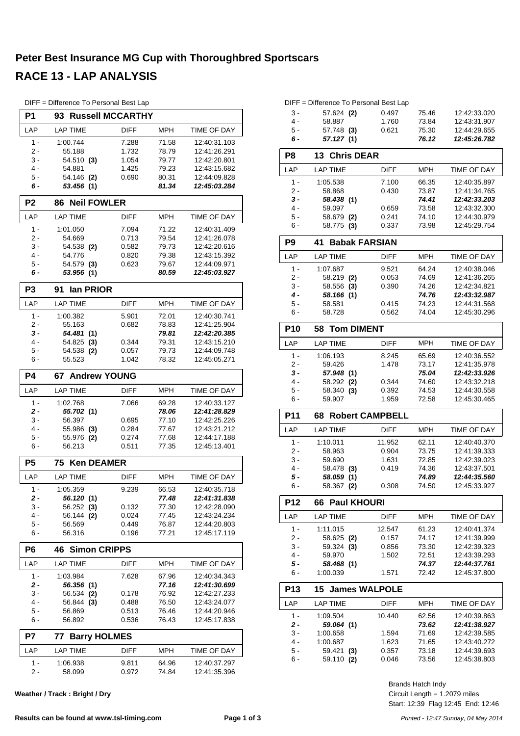# Peter Best Insurance MG Cup with Thoroughbred Sportscars

## RACE 13 - LAP ANALYSIS

DIFF = Difference To Personal Best Lap

### P1 93 Russell MCCARTHY

| LAP | LAP TIME | DIFF | MPH | TIME OF DAY |
|---|---|---|---|---|
| 1 - | 1:00.744 | 7.288 | 71.58 | 12:40:31.103 |
| 2 - | 55.188 | 1.732 | 78.79 | 12:41:26.291 |
| 3 - | 54.510 (3) | 1.054 | 79.77 | 12:42:20.801 |
| 4 - | 54.881 | 1.425 | 79.23 | 12:43:15.682 |
| 5 - | 54.146 (2) | 0.690 | 80.31 | 12:44:09.828 |
| ***6 -*** | ***53.456 (1)*** | | ***81.34*** | ***12:45:03.284*** |

### P2 86 Neil FOWLER

| LAP | LAP TIME | DIFF | MPH | TIME OF DAY |
|---|---|---|---|---|
| 1 - | 1:01.050 | 7.094 | 71.22 | 12:40:31.409 |
| 2 - | 54.669 | 0.713 | 79.54 | 12:41:26.078 |
| 3 - | 54.538 (2) | 0.582 | 79.73 | 12:42:20.616 |
| 4 - | 54.776 | 0.820 | 79.38 | 12:43:15.392 |
| 5 - | 54.579 (3) | 0.623 | 79.67 | 12:44:09.971 |
| ***6 -*** | ***53.956 (1)*** | | ***80.59*** | ***12:45:03.927*** |

### P3 91 Ian PRIOR

| LAP | LAP TIME | DIFF | MPH | TIME OF DAY |
|---|---|---|---|---|
| 1 - | 1:00.382 | 5.901 | 72.01 | 12:40:30.741 |
| 2 - | 55.163 | 0.682 | 78.83 | 12:41:25.904 |
| ***3 -*** | ***54.481 (1)*** | | ***79.81*** | ***12:42:20.385*** |
| 4 - | 54.825 (3) | 0.344 | 79.31 | 12:43:15.210 |
| 5 - | 54.538 (2) | 0.057 | 79.73 | 12:44:09.748 |
| 6 - | 55.523 | 1.042 | 78.32 | 12:45:05.271 |

### P4 67 Andrew YOUNG

| LAP | LAP TIME | DIFF | MPH | TIME OF DAY |
|---|---|---|---|---|
| 1 - | 1:02.768 | 7.066 | 69.28 | 12:40:33.127 |
| ***2 -*** | ***55.702 (1)*** | | ***78.06*** | ***12:41:28.829*** |
| 3 - | 56.397 | 0.695 | 77.10 | 12:42:25.226 |
| 4 - | 55.986 (3) | 0.284 | 77.67 | 12:43:21.212 |
| 5 - | 55.976 (2) | 0.274 | 77.68 | 12:44:17.188 |
| 6 - | 56.213 | 0.511 | 77.35 | 12:45:13.401 |

### P5 75 Ken DEAMER

| LAP | LAP TIME | DIFF | MPH | TIME OF DAY |
|---|---|---|---|---|
| 1 - | 1:05.359 | 9.239 | 66.53 | 12:40:35.718 |
| ***2 -*** | ***56.120 (1)*** | | ***77.48*** | ***12:41:31.838*** |
| 3 - | 56.252 (3) | 0.132 | 77.30 | 12:42:28.090 |
| 4 - | 56.144 (2) | 0.024 | 77.45 | 12:43:24.234 |
| 5 - | 56.569 | 0.449 | 76.87 | 12:44:20.803 |
| 6 - | 56.316 | 0.196 | 77.21 | 12:45:17.119 |

### P6 46 Simon CRIPPS

| LAP | LAP TIME | DIFF | MPH | TIME OF DAY |
|---|---|---|---|---|
| 1 - | 1:03.984 | 7.628 | 67.96 | 12:40:34.343 |
| ***2 -*** | ***56.356 (1)*** | | ***77.16*** | ***12:41:30.699*** |
| 3 - | 56.534 (2) | 0.178 | 76.92 | 12:42:27.233 |
| 4 - | 56.844 (3) | 0.488 | 76.50 | 12:43:24.077 |
| 5 - | 56.869 | 0.513 | 76.46 | 12:44:20.946 |
| 6 - | 56.892 | 0.536 | 76.43 | 12:45:17.838 |

### P7 77 Barry HOLMES

| LAP | LAP TIME | DIFF | MPH | TIME OF DAY |
|---|---|---|---|---|
| 1 - | 1:06.938 | 9.811 | 64.96 | 12:40:37.297 |
| 2 - | 58.099 | 0.972 | 74.84 | 12:41:35.396 |
| 3 - | 57.624 (2) | 0.497 | 75.46 | 12:42:33.020 |
| 4 - | 58.887 | 1.760 | 73.84 | 12:43:31.907 |
| 5 - | 57.748 (3) | 0.621 | 75.30 | 12:44:29.655 |
| ***6 -*** | ***57.127 (1)*** | | ***76.12*** | ***12:45:26.782*** |

### P8 13 Chris DEAR

| LAP | LAP TIME | DIFF | MPH | TIME OF DAY |
|---|---|---|---|---|
| 1 - | 1:05.538 | 7.100 | 66.35 | 12:40:35.897 |
| 2 - | 58.868 | 0.430 | 73.87 | 12:41:34.765 |
| ***3 -*** | ***58.438 (1)*** | | ***74.41*** | ***12:42:33.203*** |
| 4 - | 59.097 | 0.659 | 73.58 | 12:43:32.300 |
| 5 - | 58.679 (2) | 0.241 | 74.10 | 12:44:30.979 |
| 6 - | 58.775 (3) | 0.337 | 73.98 | 12:45:29.754 |

### P9 41 Babak FARSIAN

| LAP | LAP TIME | DIFF | MPH | TIME OF DAY |
|---|---|---|---|---|
| 1 - | 1:07.687 | 9.521 | 64.24 | 12:40:38.046 |
| 2 - | 58.219 (2) | 0.053 | 74.69 | 12:41:36.265 |
| 3 - | 58.556 (3) | 0.390 | 74.26 | 12:42:34.821 |
| ***4 -*** | ***58.166 (1)*** | | ***74.76*** | ***12:43:32.987*** |
| 5 - | 58.581 | 0.415 | 74.23 | 12:44:31.568 |
| 6 - | 58.728 | 0.562 | 74.04 | 12:45:30.296 |

### P10 58 Tom DIMENT

| LAP | LAP TIME | DIFF | MPH | TIME OF DAY |
|---|---|---|---|---|
| 1 - | 1:06.193 | 8.245 | 65.69 | 12:40:36.552 |
| 2 - | 59.426 | 1.478 | 73.17 | 12:41:35.978 |
| ***3 -*** | ***57.948 (1)*** | | ***75.04*** | ***12:42:33.926*** |
| 4 - | 58.292 (2) | 0.344 | 74.60 | 12:43:32.218 |
| 5 - | 58.340 (3) | 0.392 | 74.53 | 12:44:30.558 |
| 6 - | 59.907 | 1.959 | 72.58 | 12:45:30.465 |

### P11 68 Robert CAMPBELL

| LAP | LAP TIME | DIFF | MPH | TIME OF DAY |
|---|---|---|---|---|
| 1 - | 1:10.011 | 11.952 | 62.11 | 12:40:40.370 |
| 2 - | 58.963 | 0.904 | 73.75 | 12:41:39.333 |
| 3 - | 59.690 | 1.631 | 72.85 | 12:42:39.023 |
| 4 - | 58.478 (3) | 0.419 | 74.36 | 12:43:37.501 |
| ***5 -*** | ***58.059 (1)*** | | ***74.89*** | ***12:44:35.560*** |
| 6 - | 58.367 (2) | 0.308 | 74.50 | 12:45:33.927 |

### P12 66 Paul KHOURI

| LAP | LAP TIME | DIFF | MPH | TIME OF DAY |
|---|---|---|---|---|
| 1 - | 1:11.015 | 12.547 | 61.23 | 12:40:41.374 |
| 2 - | 58.625 (2) | 0.157 | 74.17 | 12:41:39.999 |
| 3 - | 59.324 (3) | 0.856 | 73.30 | 12:42:39.323 |
| 4 - | 59.970 | 1.502 | 72.51 | 12:43:39.293 |
| ***5 -*** | ***58.468 (1)*** | | ***74.37*** | ***12:44:37.761*** |
| 6 - | 1:00.039 | 1.571 | 72.42 | 12:45:37.800 |

### P13 15 James WALPOLE

| LAP | LAP TIME | DIFF | MPH | TIME OF DAY |
|---|---|---|---|---|
| 1 - | 1:09.504 | 10.440 | 62.56 | 12:40:39.863 |
| ***2 -*** | ***59.064 (1)*** | | ***73.62*** | ***12:41:38.927*** |
| 3 - | 1:00.658 | 1.594 | 71.69 | 12:42:39.585 |
| 4 - | 1:00.687 | 1.623 | 71.65 | 12:43:40.272 |
| 5 - | 59.421 (3) | 0.357 | 73.18 | 12:44:39.693 |
| 6 - | 59.110 (2) | 0.046 | 73.56 | 12:45:38.803 |

**Weather / Track : Bright / Dry**

Brands Hatch Indy
Circuit Length = 1.2079 miles
Start: 12:39 Flag 12:45 End: 12:46

**Results can be found at www.tsl-timing.com**

*Printed - 12:47 Sunday, 04 May 2014*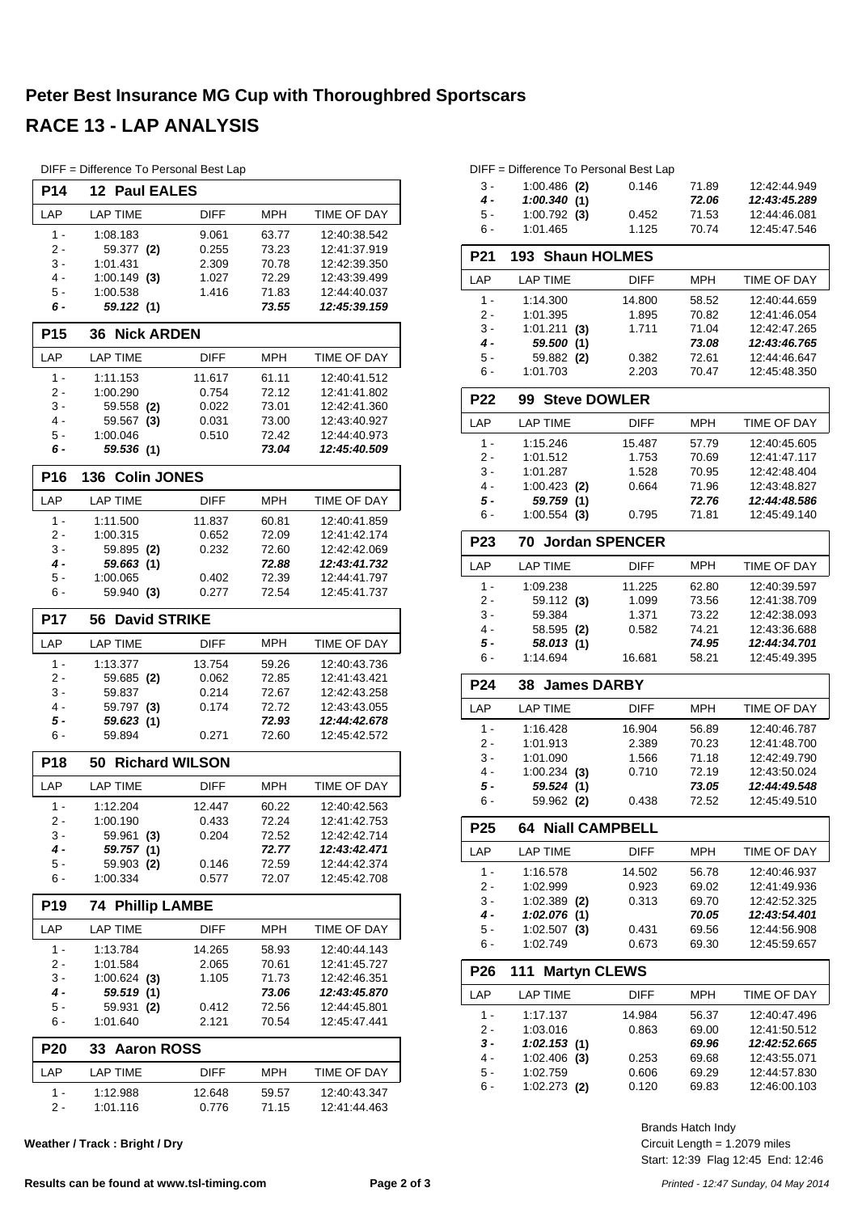# Peter Best Insurance MG Cup with Thoroughbred Sportscars

## RACE 13 - LAP ANALYSIS

DIFF = Difference To Personal Best Lap

### P14 12 Paul EALES

| LAP | LAP TIME | DIFF | MPH | TIME OF DAY |
|---|---|---|---|---|
| 1 - | 1:08.183 | 9.061 | 63.77 | 12:40:38.542 |
| 2 - | 59.377 **(2)** | 0.255 | 73.23 | 12:41:37.919 |
| 3 - | 1:01.431 | 2.309 | 70.78 | 12:42:39.350 |
| 4 - | 1:00.149 **(3)** | 1.027 | 72.29 | 12:43:39.499 |
| 5 - | 1:00.538 | 1.416 | 71.83 | 12:44:40.037 |
| ***6 -*** | ***59.122 (1)*** | | ***73.55*** | ***12:45:39.159*** |

### P15 36 Nick ARDEN

| LAP | LAP TIME | DIFF | MPH | TIME OF DAY |
|---|---|---|---|---|
| 1 - | 1:11.153 | 11.617 | 61.11 | 12:40:41.512 |
| 2 - | 1:00.290 | 0.754 | 72.12 | 12:41:41.802 |
| 3 - | 59.558 **(2)** | 0.022 | 73.01 | 12:42:41.360 |
| 4 - | 59.567 **(3)** | 0.031 | 73.00 | 12:43:40.927 |
| 5 - | 1:00.046 | 0.510 | 72.42 | 12:44:40.973 |
| ***6 -*** | ***59.536 (1)*** | | ***73.04*** | ***12:45:40.509*** |

### P16 136 Colin JONES

| LAP | LAP TIME | DIFF | MPH | TIME OF DAY |
|---|---|---|---|---|
| 1 - | 1:11.500 | 11.837 | 60.81 | 12:40:41.859 |
| 2 - | 1:00.315 | 0.652 | 72.09 | 12:41:42.174 |
| 3 - | 59.895 **(2)** | 0.232 | 72.60 | 12:42:42.069 |
| ***4 -*** | ***59.663 (1)*** | | ***72.88*** | ***12:43:41.732*** |
| 5 - | 1:00.065 | 0.402 | 72.39 | 12:44:41.797 |
| 6 - | 59.940 **(3)** | 0.277 | 72.54 | 12:45:41.737 |

### P17 56 David STRIKE

| LAP | LAP TIME | DIFF | MPH | TIME OF DAY |
|---|---|---|---|---|
| 1 - | 1:13.377 | 13.754 | 59.26 | 12:40:43.736 |
| 2 - | 59.685 **(2)** | 0.062 | 72.85 | 12:41:43.421 |
| 3 - | 59.837 | 0.214 | 72.67 | 12:42:43.258 |
| 4 - | 59.797 **(3)** | 0.174 | 72.72 | 12:43:43.055 |
| ***5 -*** | ***59.623 (1)*** | | ***72.93*** | ***12:44:42.678*** |
| 6 - | 59.894 | 0.271 | 72.60 | 12:45:42.572 |

### P18 50 Richard WILSON

| LAP | LAP TIME | DIFF | MPH | TIME OF DAY |
|---|---|---|---|---|
| 1 - | 1:12.204 | 12.447 | 60.22 | 12:40:42.563 |
| 2 - | 1:00.190 | 0.433 | 72.24 | 12:41:42.753 |
| 3 - | 59.961 **(3)** | 0.204 | 72.52 | 12:42:42.714 |
| ***4 -*** | ***59.757 (1)*** | | ***72.77*** | ***12:43:42.471*** |
| 5 - | 59.903 **(2)** | 0.146 | 72.59 | 12:44:42.374 |
| 6 - | 1:00.334 | 0.577 | 72.07 | 12:45:42.708 |

### P19 74 Phillip LAMBE

| LAP | LAP TIME | DIFF | MPH | TIME OF DAY |
|---|---|---|---|---|
| 1 - | 1:13.784 | 14.265 | 58.93 | 12:40:44.143 |
| 2 - | 1:01.584 | 2.065 | 70.61 | 12:41:45.727 |
| 3 - | 1:00.624 **(3)** | 1.105 | 71.73 | 12:42:46.351 |
| ***4 -*** | ***59.519 (1)*** | | ***73.06*** | ***12:43:45.870*** |
| 5 - | 59.931 **(2)** | 0.412 | 72.56 | 12:44:45.801 |
| 6 - | 1:01.640 | 2.121 | 70.54 | 12:45:47.441 |

### P20 33 Aaron ROSS

| LAP | LAP TIME | DIFF | MPH | TIME OF DAY |
|---|---|---|---|---|
| 1 - | 1:12.988 | 12.648 | 59.57 | 12:40:43.347 |
| 2 - | 1:01.116 | 0.776 | 71.15 | 12:41:44.463 |
| 3 - | 1:00.486 **(2)** | 0.146 | 71.89 | 12:42:44.949 |
| ***4 -*** | ***1:00.340 (1)*** | | ***72.06*** | ***12:43:45.289*** |
| 5 - | 1:00.792 **(3)** | 0.452 | 71.53 | 12:44:46.081 |
| 6 - | 1:01.465 | 1.125 | 70.74 | 12:45:47.546 |

### P21 193 Shaun HOLMES

| LAP | LAP TIME | DIFF | MPH | TIME OF DAY |
|---|---|---|---|---|
| 1 - | 1:14.300 | 14.800 | 58.52 | 12:40:44.659 |
| 2 - | 1:01.395 | 1.895 | 70.82 | 12:41:46.054 |
| 3 - | 1:01.211 **(3)** | 1.711 | 71.04 | 12:42:47.265 |
| ***4 -*** | ***59.500 (1)*** | | ***73.08*** | ***12:43:46.765*** |
| 5 - | 59.882 **(2)** | 0.382 | 72.61 | 12:44:46.647 |
| 6 - | 1:01.703 | 2.203 | 70.47 | 12:45:48.350 |

### P22 99 Steve DOWLER

| LAP | LAP TIME | DIFF | MPH | TIME OF DAY |
|---|---|---|---|---|
| 1 - | 1:15.246 | 15.487 | 57.79 | 12:40:45.605 |
| 2 - | 1:01.512 | 1.753 | 70.69 | 12:41:47.117 |
| 3 - | 1:01.287 | 1.528 | 70.95 | 12:42:48.404 |
| 4 - | 1:00.423 **(2)** | 0.664 | 71.96 | 12:43:48.827 |
| ***5 -*** | ***59.759 (1)*** | | ***72.76*** | ***12:44:48.586*** |
| 6 - | 1:00.554 **(3)** | 0.795 | 71.81 | 12:45:49.140 |

### P23 70 Jordan SPENCER

| LAP | LAP TIME | DIFF | MPH | TIME OF DAY |
|---|---|---|---|---|
| 1 - | 1:09.238 | 11.225 | 62.80 | 12:40:39.597 |
| 2 - | 59.112 **(3)** | 1.099 | 73.56 | 12:41:38.709 |
| 3 - | 59.384 | 1.371 | 73.22 | 12:42:38.093 |
| 4 - | 58.595 **(2)** | 0.582 | 74.21 | 12:43:36.688 |
| ***5 -*** | ***58.013 (1)*** | | ***74.95*** | ***12:44:34.701*** |
| 6 - | 1:14.694 | 16.681 | 58.21 | 12:45:49.395 |

### P24 38 James DARBY

| LAP | LAP TIME | DIFF | MPH | TIME OF DAY |
|---|---|---|---|---|
| 1 - | 1:16.428 | 16.904 | 56.89 | 12:40:46.787 |
| 2 - | 1:01.913 | 2.389 | 70.23 | 12:41:48.700 |
| 3 - | 1:01.090 | 1.566 | 71.18 | 12:42:49.790 |
| 4 - | 1:00.234 **(3)** | 0.710 | 72.19 | 12:43:50.024 |
| ***5 -*** | ***59.524 (1)*** | | ***73.05*** | ***12:44:49.548*** |
| 6 - | 59.962 **(2)** | 0.438 | 72.52 | 12:45:49.510 |

### P25 64 Niall CAMPBELL

| LAP | LAP TIME | DIFF | MPH | TIME OF DAY |
|---|---|---|---|---|
| 1 - | 1:16.578 | 14.502 | 56.78 | 12:40:46.937 |
| 2 - | 1:02.999 | 0.923 | 69.02 | 12:41:49.936 |
| 3 - | 1:02.389 **(2)** | 0.313 | 69.70 | 12:42:52.325 |
| ***4 -*** | ***1:02.076 (1)*** | | ***70.05*** | ***12:43:54.401*** |
| 5 - | 1:02.507 **(3)** | 0.431 | 69.56 | 12:44:56.908 |
| 6 - | 1:02.749 | 0.673 | 69.30 | 12:45:59.657 |

### P26 111 Martyn CLEWS

| LAP | LAP TIME | DIFF | MPH | TIME OF DAY |
|---|---|---|---|---|
| 1 - | 1:17.137 | 14.984 | 56.37 | 12:40:47.496 |
| 2 - | 1:03.016 | 0.863 | 69.00 | 12:41:50.512 |
| ***3 -*** | ***1:02.153 (1)*** | | ***69.96*** | ***12:42:52.665*** |
| 4 - | 1:02.406 **(3)** | 0.253 | 69.68 | 12:43:55.071 |
| 5 - | 1:02.759 | 0.606 | 69.29 | 12:44:57.830 |
| 6 - | 1:02.273 **(2)** | 0.120 | 69.83 | 12:46:00.103 |

**Weather / Track : Bright / Dry**

Brands Hatch Indy
Circuit Length = 1.2079 miles
Start: 12:39 Flag 12:45 End: 12:46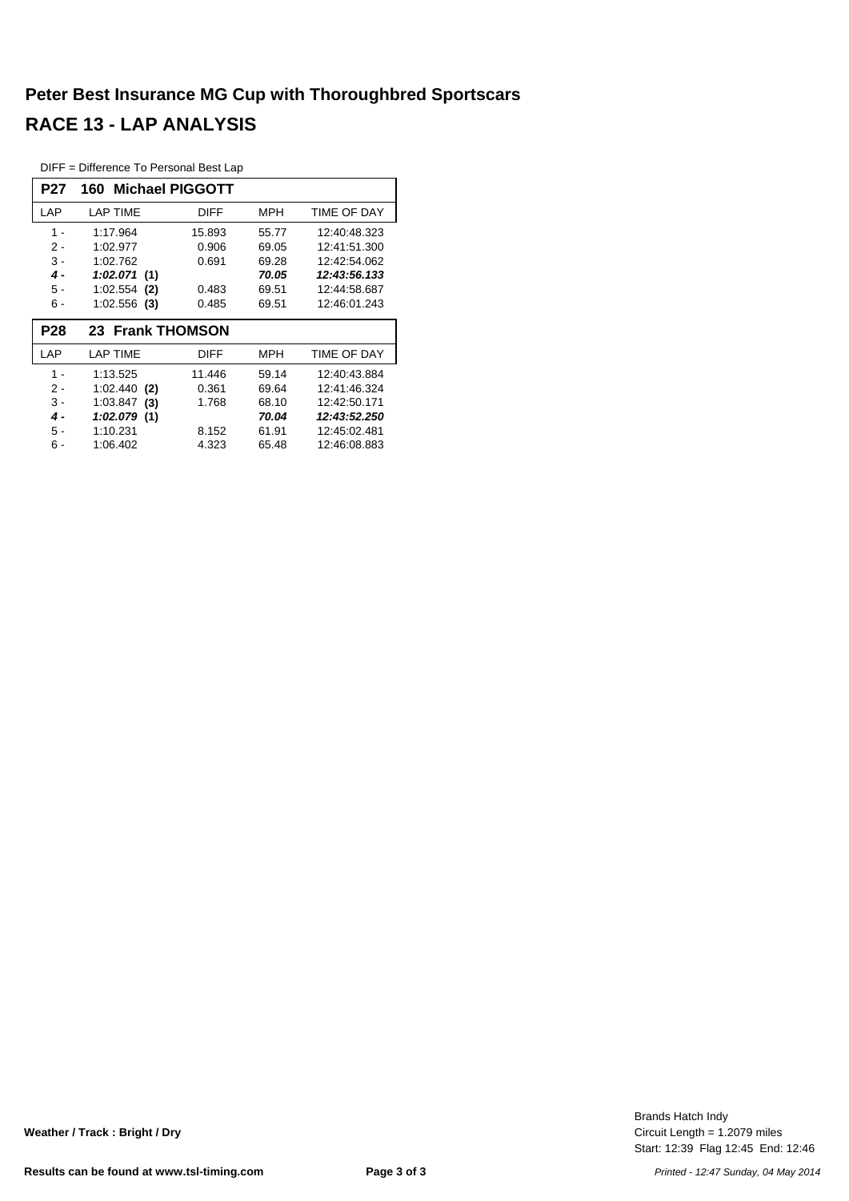# Peter Best Insurance MG Cup with Thoroughbred Sportscars

# RACE 13 - LAP ANALYSIS

DIFF = Difference To Personal Best Lap

**P27 160 Michael PIGGOTT**

| LAP | LAP TIME | DIFF | MPH | TIME OF DAY |
|---|---|---|---|---|
| 1 - | 1:17.964 | 15.893 | 55.77 | 12:40:48.323 |
| 2 - | 1:02.977 | 0.906 | 69.05 | 12:41:51.300 |
| 3 - | 1:02.762 | 0.691 | 69.28 | 12:42:54.062 |
| ***4 -*** | ***1:02.071*** **(1)** | | ***70.05*** | ***12:43:56.133*** |
| 5 - | 1:02.554 **(2)** | 0.483 | 69.51 | 12:44:58.687 |
| 6 - | 1:02.556 **(3)** | 0.485 | 69.51 | 12:46:01.243 |

**P28 23 Frank THOMSON**

| LAP | LAP TIME | DIFF | MPH | TIME OF DAY |
|---|---|---|---|---|
| 1 - | 1:13.525 | 11.446 | 59.14 | 12:40:43.884 |
| 2 - | 1:02.440 **(2)** | 0.361 | 69.64 | 12:41:46.324 |
| 3 - | 1:03.847 **(3)** | 1.768 | 68.10 | 12:42:50.171 |
| ***4 -*** | ***1:02.079*** **(1)** | | ***70.04*** | ***12:43:52.250*** |
| 5 - | 1:10.231 | 8.152 | 61.91 | 12:45:02.481 |
| 6 - | 1:06.402 | 4.323 | 65.48 | 12:46:08.883 |

**Weather / Track : Bright / Dry**

Brands Hatch Indy
Circuit Length = 1.2079 miles
Start: 12:39 Flag 12:45 End: 12:46

**Results can be found at www.tsl-timing.com**

*Printed - 12:47 Sunday, 04 May 2014*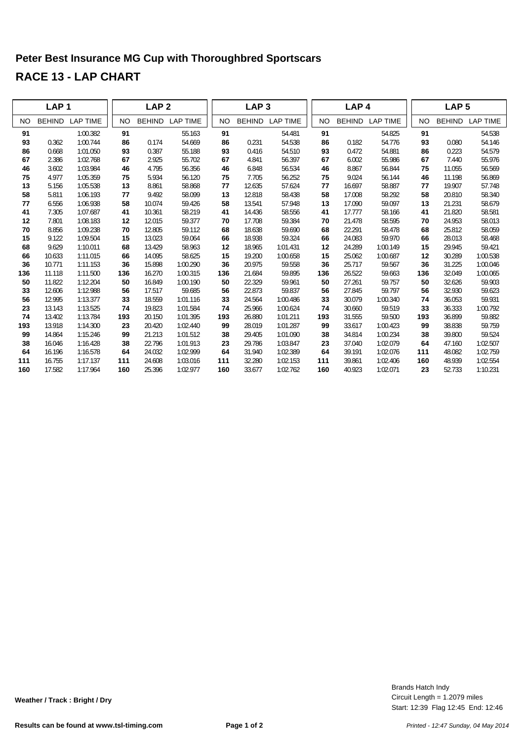# Peter Best Insurance MG Cup with Thoroughbred Sportscars

## RACE 13 - LAP CHART

| LAP 1 | | | LAP 2 | | | LAP 3 | | | LAP 4 | | | LAP 5 | | |
|---|---|---|---|---|---|---|---|---|---|---|---|---|---|---|
| NO | BEHIND | LAP TIME | NO | BEHIND | LAP TIME | NO | BEHIND | LAP TIME | NO | BEHIND | LAP TIME | NO | BEHIND | LAP TIME |
| **91** | | 1:00.382 | **91** | | 55.163 | **91** | | 54.481 | **91** | | 54.825 | **91** | | 54.538 |
| **93** | 0.362 | 1:00.744 | **86** | 0.174 | 54.669 | **86** | 0.231 | 54.538 | **86** | 0.182 | 54.776 | **93** | 0.080 | 54.146 |
| **86** | 0.668 | 1:01.050 | **93** | 0.387 | 55.188 | **93** | 0.416 | 54.510 | **93** | 0.472 | 54.881 | **86** | 0.223 | 54.579 |
| **67** | 2.386 | 1:02.768 | **67** | 2.925 | 55.702 | **67** | 4.841 | 56.397 | **67** | 6.002 | 55.986 | **67** | 7.440 | 55.976 |
| **46** | 3.602 | 1:03.984 | **46** | 4.795 | 56.356 | **46** | 6.848 | 56.534 | **46** | 8.867 | 56.844 | **75** | 11.055 | 56.569 |
| **75** | 4.977 | 1:05.359 | **75** | 5.934 | 56.120 | **75** | 7.705 | 56.252 | **75** | 9.024 | 56.144 | **46** | 11.198 | 56.869 |
| **13** | 5.156 | 1:05.538 | **13** | 8.861 | 58.868 | **77** | 12.635 | 57.624 | **77** | 16.697 | 58.887 | **77** | 19.907 | 57.748 |
| **58** | 5.811 | 1:06.193 | **77** | 9.492 | 58.099 | **13** | 12.818 | 58.438 | **58** | 17.008 | 58.292 | **58** | 20.810 | 58.340 |
| **77** | 6.556 | 1:06.938 | **58** | 10.074 | 59.426 | **58** | 13.541 | 57.948 | **13** | 17.090 | 59.097 | **13** | 21.231 | 58.679 |
| **41** | 7.305 | 1:07.687 | **41** | 10.361 | 58.219 | **41** | 14.436 | 58.556 | **41** | 17.777 | 58.166 | **41** | 21.820 | 58.581 |
| **12** | 7.801 | 1:08.183 | **12** | 12.015 | 59.377 | **70** | 17.708 | 59.384 | **70** | 21.478 | 58.595 | **70** | 24.953 | 58.013 |
| **70** | 8.856 | 1:09.238 | **70** | 12.805 | 59.112 | **68** | 18.638 | 59.690 | **68** | 22.291 | 58.478 | **68** | 25.812 | 58.059 |
| **15** | 9.122 | 1:09.504 | **15** | 13.023 | 59.064 | **66** | 18.938 | 59.324 | **66** | 24.083 | 59.970 | **66** | 28.013 | 58.468 |
| **68** | 9.629 | 1:10.011 | **68** | 13.429 | 58.963 | **12** | 18.965 | 1:01.431 | **12** | 24.289 | 1:00.149 | **15** | 29.945 | 59.421 |
| **66** | 10.633 | 1:11.015 | **66** | 14.095 | 58.625 | **15** | 19.200 | 1:00.658 | **15** | 25.062 | 1:00.687 | **12** | 30.289 | 1:00.538 |
| **36** | 10.771 | 1:11.153 | **36** | 15.898 | 1:00.290 | **36** | 20.975 | 59.558 | **36** | 25.717 | 59.567 | **36** | 31.225 | 1:00.046 |
| **136** | 11.118 | 1:11.500 | **136** | 16.270 | 1:00.315 | **136** | 21.684 | 59.895 | **136** | 26.522 | 59.663 | **136** | 32.049 | 1:00.065 |
| **50** | 11.822 | 1:12.204 | **50** | 16.849 | 1:00.190 | **50** | 22.329 | 59.961 | **50** | 27.261 | 59.757 | **50** | 32.626 | 59.903 |
| **33** | 12.606 | 1:12.988 | **56** | 17.517 | 59.685 | **56** | 22.873 | 59.837 | **56** | 27.845 | 59.797 | **56** | 32.930 | 59.623 |
| **56** | 12.995 | 1:13.377 | **33** | 18.559 | 1:01.116 | **33** | 24.564 | 1:00.486 | **33** | 30.079 | 1:00.340 | **74** | 36.053 | 59.931 |
| **23** | 13.143 | 1:13.525 | **74** | 19.823 | 1:01.584 | **74** | 25.966 | 1:00.624 | **74** | 30.660 | 59.519 | **33** | 36.333 | 1:00.792 |
| **74** | 13.402 | 1:13.784 | **193** | 20.150 | 1:01.395 | **193** | 26.880 | 1:01.211 | **193** | 31.555 | 59.500 | **193** | 36.899 | 59.882 |
| **193** | 13.918 | 1:14.300 | **23** | 20.420 | 1:02.440 | **99** | 28.019 | 1:01.287 | **99** | 33.617 | 1:00.423 | **99** | 38.838 | 59.759 |
| **99** | 14.864 | 1:15.246 | **99** | 21.213 | 1:01.512 | **38** | 29.405 | 1:01.090 | **38** | 34.814 | 1:00.234 | **38** | 39.800 | 59.524 |
| **38** | 16.046 | 1:16.428 | **38** | 22.796 | 1:01.913 | **23** | 29.786 | 1:03.847 | **23** | 37.040 | 1:02.079 | **64** | 47.160 | 1:02.507 |
| **64** | 16.196 | 1:16.578 | **64** | 24.032 | 1:02.999 | **64** | 31.940 | 1:02.389 | **64** | 39.191 | 1:02.076 | **111** | 48.082 | 1:02.759 |
| **111** | 16.755 | 1:17.137 | **111** | 24.608 | 1:03.016 | **111** | 32.280 | 1:02.153 | **111** | 39.861 | 1:02.406 | **160** | 48.939 | 1:02.554 |
| **160** | 17.582 | 1:17.964 | **160** | 25.396 | 1:02.977 | **160** | 33.677 | 1:02.762 | **160** | 40.923 | 1:02.071 | **23** | 52.733 | 1:10.231 |

**Weather / Track : Bright / Dry**

Brands Hatch Indy
Circuit Length = 1.2079 miles
Start: 12:39 Flag 12:45 End: 12:46

**Results can be found at www.tsl-timing.com**

*Printed - 12:47 Sunday, 04 May 2014*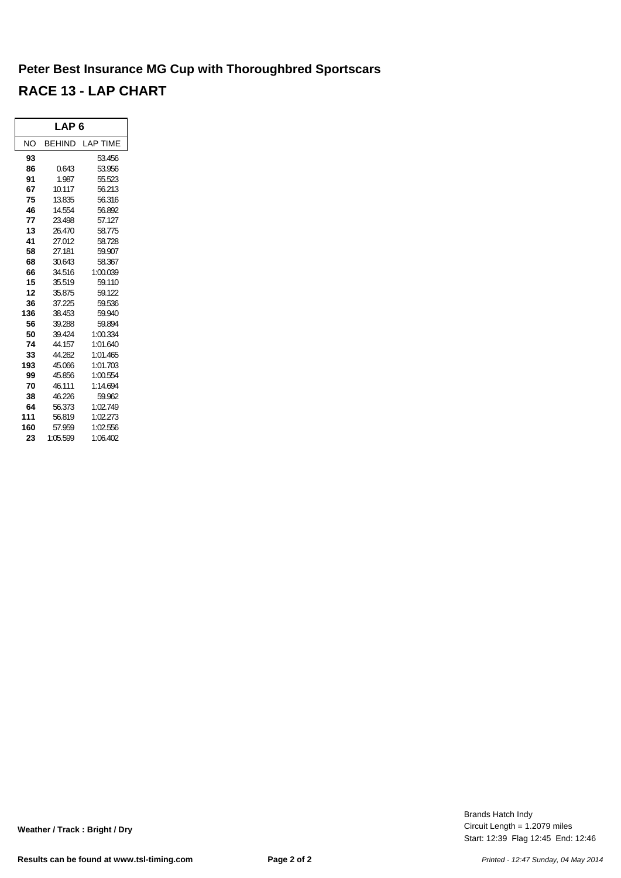## Peter Best Insurance MG Cup with Thoroughbred Sportscars

# RACE 13 - LAP CHART

| LAP 6 | | |
|---|---|---|
| NO | BEHIND | LAP TIME |
| 93 | | 53.456 |
| 86 | 0.643 | 53.956 |
| 91 | 1.987 | 55.523 |
| 67 | 10.117 | 56.213 |
| 75 | 13.835 | 56.316 |
| 46 | 14.554 | 56.892 |
| 77 | 23.498 | 57.127 |
| 13 | 26.470 | 58.775 |
| 41 | 27.012 | 58.728 |
| 58 | 27.181 | 59.907 |
| 68 | 30.643 | 58.367 |
| 66 | 34.516 | 1:00.039 |
| 15 | 35.519 | 59.110 |
| 12 | 35.875 | 59.122 |
| 36 | 37.225 | 59.536 |
| 136 | 38.453 | 59.940 |
| 56 | 39.288 | 59.894 |
| 50 | 39.424 | 1:00.334 |
| 74 | 44.157 | 1:01.640 |
| 33 | 44.262 | 1:01.465 |
| 193 | 45.066 | 1:01.703 |
| 99 | 45.856 | 1:00.554 |
| 70 | 46.111 | 1:14.694 |
| 38 | 46.226 | 59.962 |
| 64 | 56.373 | 1:02.749 |
| 111 | 56.819 | 1:02.273 |
| 160 | 57.959 | 1:02.556 |
| 23 | 1:05.599 | 1:06.402 |

**Weather / Track : Bright / Dry**

Brands Hatch Indy
Circuit Length = 1.2079 miles
Start: 12:39 Flag 12:45 End: 12:46

**Results can be found at www.tsl-timing.com**

*Printed - 12:47 Sunday, 04 May 2014*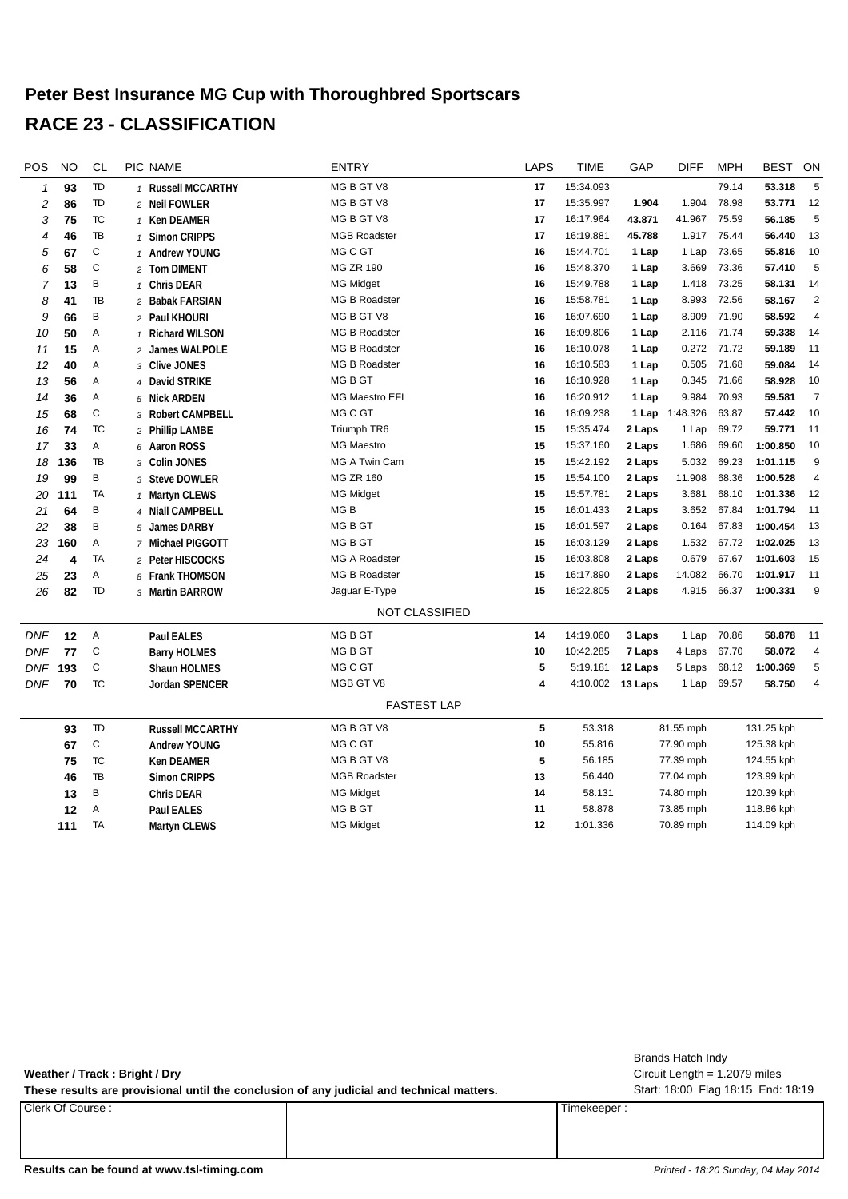# Peter Best Insurance MG Cup with Thoroughbred Sportscars

## RACE 23 - CLASSIFICATION

| POS | NO | CL | PIC | NAME | ENTRY | LAPS | TIME | GAP | DIFF | MPH | BEST | ON |
|---|---|---|---|---|---|---|---|---|---|---|---|---|
| 1 | 93 | TD | 1 | Russell MCCARTHY | MG B GT V8 | 17 | 15:34.093 | | | 79.14 | 53.318 | 5 |
| 2 | 86 | TD | 2 | Neil FOWLER | MG B GT V8 | 17 | 15:35.997 | 1.904 | 1.904 | 78.98 | 53.771 | 12 |
| 3 | 75 | TC | 1 | Ken DEAMER | MG B GT V8 | 17 | 16:17.964 | 43.871 | 41.967 | 75.59 | 56.185 | 5 |
| 4 | 46 | TB | 1 | Simon CRIPPS | MGB Roadster | 17 | 16:19.881 | 45.788 | 1.917 | 75.44 | 56.440 | 13 |
| 5 | 67 | C | 1 | Andrew YOUNG | MG C GT | 16 | 15:44.701 | 1 Lap | 1 Lap | 73.65 | 55.816 | 10 |
| 6 | 58 | C | 2 | Tom DIMENT | MG ZR 190 | 16 | 15:48.370 | 1 Lap | 3.669 | 73.36 | 57.410 | 5 |
| 7 | 13 | B | 1 | Chris DEAR | MG Midget | 16 | 15:49.788 | 1 Lap | 1.418 | 73.25 | 58.131 | 14 |
| 8 | 41 | TB | 2 | Babak FARSIAN | MG B Roadster | 16 | 15:58.781 | 1 Lap | 8.993 | 72.56 | 58.167 | 2 |
| 9 | 66 | B | 2 | Paul KHOURI | MG B GT V8 | 16 | 16:07.690 | 1 Lap | 8.909 | 71.90 | 58.592 | 4 |
| 10 | 50 | A | 1 | Richard WILSON | MG B Roadster | 16 | 16:09.806 | 1 Lap | 2.116 | 71.74 | 59.338 | 14 |
| 11 | 15 | A | 2 | James WALPOLE | MG B Roadster | 16 | 16:10.078 | 1 Lap | 0.272 | 71.72 | 59.189 | 11 |
| 12 | 40 | A | 3 | Clive JONES | MG B Roadster | 16 | 16:10.583 | 1 Lap | 0.505 | 71.68 | 59.084 | 14 |
| 13 | 56 | A | 4 | David STRIKE | MG B GT | 16 | 16:10.928 | 1 Lap | 0.345 | 71.66 | 58.928 | 10 |
| 14 | 36 | A | 5 | Nick ARDEN | MG Maestro EFI | 16 | 16:20.912 | 1 Lap | 9.984 | 70.93 | 59.581 | 7 |
| 15 | 68 | C | 3 | Robert CAMPBELL | MG C GT | 16 | 18:09.238 | 1 Lap | 1:48.326 | 63.87 | 57.442 | 10 |
| 16 | 74 | TC | 2 | Phillip LAMBE | Triumph TR6 | 15 | 15:35.474 | 2 Laps | 1 Lap | 69.72 | 59.771 | 11 |
| 17 | 33 | A | 6 | Aaron ROSS | MG Maestro | 15 | 15:37.160 | 2 Laps | 1.686 | 69.60 | 1:00.850 | 10 |
| 18 | 136 | TB | 3 | Colin JONES | MG A Twin Cam | 15 | 15:42.192 | 2 Laps | 5.032 | 69.23 | 1:01.115 | 9 |
| 19 | 99 | B | 3 | Steve DOWLER | MG ZR 160 | 15 | 15:54.100 | 2 Laps | 11.908 | 68.36 | 1:00.528 | 4 |
| 20 | 111 | TA | 1 | Martyn CLEWS | MG Midget | 15 | 15:57.781 | 2 Laps | 3.681 | 68.10 | 1:01.336 | 12 |
| 21 | 64 | B | 4 | Niall CAMPBELL | MG B | 15 | 16:01.433 | 2 Laps | 3.652 | 67.84 | 1:01.794 | 11 |
| 22 | 38 | B | 5 | James DARBY | MG B GT | 15 | 16:01.597 | 2 Laps | 0.164 | 67.83 | 1:00.454 | 13 |
| 23 | 160 | A | 7 | Michael PIGGOTT | MG B GT | 15 | 16:03.129 | 2 Laps | 1.532 | 67.72 | 1:02.025 | 13 |
| 24 | 4 | TA | 2 | Peter HISCOCKS | MG A Roadster | 15 | 16:03.808 | 2 Laps | 0.679 | 67.67 | 1:01.603 | 15 |
| 25 | 23 | A | 8 | Frank THOMSON | MG B Roadster | 15 | 16:17.890 | 2 Laps | 14.082 | 66.70 | 1:01.917 | 11 |
| 26 | 82 | TD | 3 | Martin BARROW | Jaguar E-Type | 15 | 16:22.805 | 2 Laps | 4.915 | 66.37 | 1:00.331 | 9 |
| | | | | | NOT CLASSIFIED | | | | | | | |
| DNF | 12 | A | | Paul EALES | MG B GT | 14 | 14:19.060 | 3 Laps | 1 Lap | 70.86 | 58.878 | 11 |
| DNF | 77 | C | | Barry HOLMES | MG B GT | 10 | 10:42.285 | 7 Laps | 4 Laps | 67.70 | 58.072 | 4 |
| DNF | 193 | C | | Shaun HOLMES | MG C GT | 5 | 5:19.181 | 12 Laps | 5 Laps | 68.12 | 1:00.369 | 5 |
| DNF | 70 | TC | | Jordan SPENCER | MGB GT V8 | 4 | 4:10.002 | 13 Laps | 1 Lap | 69.57 | 58.750 | 4 |

FASTEST LAP

| NO | CL | NAME | ENTRY | ON | TIME | MPH | KPH |
|---|---|---|---|---|---|---|---|
| 93 | TD | Russell MCCARTHY | MG B GT V8 | 5 | 53.318 | 81.55 mph | 131.25 kph |
| 67 | C | Andrew YOUNG | MG C GT | 10 | 55.816 | 77.90 mph | 125.38 kph |
| 75 | TC | Ken DEAMER | MG B GT V8 | 5 | 56.185 | 77.39 mph | 124.55 kph |
| 46 | TB | Simon CRIPPS | MGB Roadster | 13 | 56.440 | 77.04 mph | 123.99 kph |
| 13 | B | Chris DEAR | MG Midget | 14 | 58.131 | 74.80 mph | 120.39 kph |
| 12 | A | Paul EALES | MG B GT | 11 | 58.878 | 73.85 mph | 118.86 kph |
| 111 | TA | Martyn CLEWS | MG Midget | 12 | 1:01.336 | 70.89 mph | 114.09 kph |

**Weather / Track : Bright / Dry**

**These results are provisional until the conclusion of any judicial and technical matters.**

Brands Hatch Indy
Circuit Length = 1.2079 miles
Start: 18:00 Flag 18:15 End: 18:19

| Clerk Of Course : | | Timekeeper : |
|---|---|---|
| | | |

**Results can be found at www.tsl-timing.com**

*Printed - 18:20 Sunday, 04 May 2014*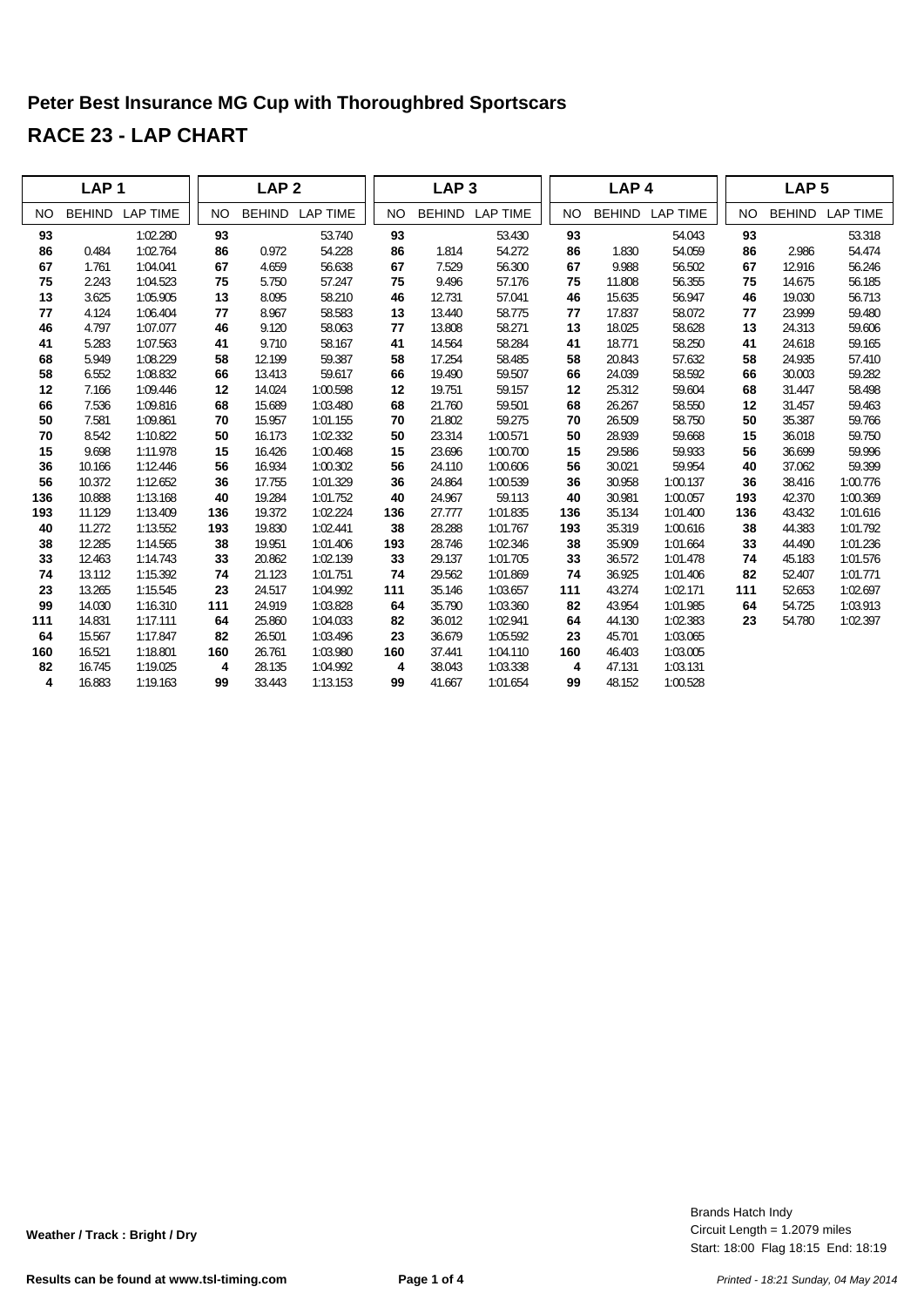## Peter Best Insurance MG Cup with Thoroughbred Sportscars

## RACE 23 - LAP CHART

| LAP 1 | | | LAP 2 | | | LAP 3 | | | LAP 4 | | | LAP 5 | | |
|---|---|---|---|---|---|---|---|---|---|---|---|---|---|---|
| NO | BEHIND | LAP TIME | NO | BEHIND | LAP TIME | NO | BEHIND | LAP TIME | NO | BEHIND | LAP TIME | NO | BEHIND | LAP TIME |
| **93** | | 1:02.280 | **93** | | 53.740 | **93** | | 53.430 | **93** | | 54.043 | **93** | | 53.318 |
| **86** | 0.484 | 1:02.764 | **86** | 0.972 | 54.228 | **86** | 1.814 | 54.272 | **86** | 1.830 | 54.059 | **86** | 2.986 | 54.474 |
| **67** | 1.761 | 1:04.041 | **67** | 4.659 | 56.638 | **67** | 7.529 | 56.300 | **67** | 9.988 | 56.502 | **67** | 12.916 | 56.246 |
| **75** | 2.243 | 1:04.523 | **75** | 5.750 | 57.247 | **75** | 9.496 | 57.176 | **75** | 11.808 | 56.355 | **75** | 14.675 | 56.185 |
| **13** | 3.625 | 1:05.905 | **13** | 8.095 | 58.210 | **46** | 12.731 | 57.041 | **46** | 15.635 | 56.947 | **46** | 19.030 | 56.713 |
| **77** | 4.124 | 1:06.404 | **77** | 8.967 | 58.583 | **13** | 13.440 | 58.775 | **77** | 17.837 | 58.072 | **77** | 23.999 | 59.480 |
| **46** | 4.797 | 1:07.077 | **46** | 9.120 | 58.063 | **77** | 13.808 | 58.271 | **13** | 18.025 | 58.628 | **13** | 24.313 | 59.606 |
| **41** | 5.283 | 1:07.563 | **41** | 9.710 | 58.167 | **41** | 14.564 | 58.284 | **41** | 18.771 | 58.250 | **41** | 24.618 | 59.165 |
| **68** | 5.949 | 1:08.229 | **58** | 12.199 | 59.387 | **58** | 17.254 | 58.485 | **58** | 20.843 | 57.632 | **58** | 24.935 | 57.410 |
| **58** | 6.552 | 1:08.832 | **66** | 13.413 | 59.617 | **66** | 19.490 | 59.507 | **66** | 24.039 | 58.592 | **66** | 30.003 | 59.282 |
| **12** | 7.166 | 1:09.446 | **12** | 14.024 | 1:00.598 | **12** | 19.751 | 59.157 | **12** | 25.312 | 59.604 | **68** | 31.447 | 58.498 |
| **66** | 7.536 | 1:09.816 | **68** | 15.689 | 1:03.480 | **68** | 21.760 | 59.501 | **68** | 26.267 | 58.550 | **12** | 31.457 | 59.463 |
| **50** | 7.581 | 1:09.861 | **70** | 15.957 | 1:01.155 | **70** | 21.802 | 59.275 | **70** | 26.509 | 58.750 | **50** | 35.387 | 59.766 |
| **70** | 8.542 | 1:10.822 | **50** | 16.173 | 1:02.332 | **50** | 23.314 | 1:00.571 | **50** | 28.939 | 59.668 | **15** | 36.018 | 59.750 |
| **15** | 9.698 | 1:11.978 | **15** | 16.426 | 1:00.468 | **15** | 23.696 | 1:00.700 | **15** | 29.586 | 59.933 | **56** | 36.699 | 59.996 |
| **36** | 10.166 | 1:12.446 | **56** | 16.934 | 1:00.302 | **56** | 24.110 | 1:00.606 | **56** | 30.021 | 59.954 | **40** | 37.062 | 59.399 |
| **56** | 10.372 | 1:12.652 | **36** | 17.755 | 1:01.329 | **36** | 24.864 | 1:00.539 | **36** | 30.958 | 1:00.137 | **36** | 38.416 | 1:00.776 |
| **136** | 10.888 | 1:13.168 | **40** | 19.284 | 1:01.752 | **40** | 24.967 | 59.113 | **40** | 30.981 | 1:00.057 | **193** | 42.370 | 1:00.369 |
| **193** | 11.129 | 1:13.409 | **136** | 19.372 | 1:02.224 | **136** | 27.777 | 1:01.835 | **136** | 35.134 | 1:01.400 | **136** | 43.432 | 1:01.616 |
| **40** | 11.272 | 1:13.552 | **193** | 19.830 | 1:02.441 | **38** | 28.288 | 1:01.767 | **193** | 35.319 | 1:00.616 | **38** | 44.383 | 1:01.792 |
| **38** | 12.285 | 1:14.565 | **38** | 19.951 | 1:01.406 | **193** | 28.746 | 1:02.346 | **38** | 35.909 | 1:01.664 | **33** | 44.490 | 1:01.236 |
| **33** | 12.463 | 1:14.743 | **33** | 20.862 | 1:02.139 | **33** | 29.137 | 1:01.705 | **33** | 36.572 | 1:01.478 | **74** | 45.183 | 1:01.576 |
| **74** | 13.112 | 1:15.392 | **74** | 21.123 | 1:01.751 | **74** | 29.562 | 1:01.869 | **74** | 36.925 | 1:01.406 | **82** | 52.407 | 1:01.771 |
| **23** | 13.265 | 1:15.545 | **23** | 24.517 | 1:04.992 | **111** | 35.146 | 1:03.657 | **111** | 43.274 | 1:02.171 | **111** | 52.653 | 1:02.697 |
| **99** | 14.030 | 1:16.310 | **111** | 24.919 | 1:03.828 | **64** | 35.790 | 1:03.360 | **82** | 43.954 | 1:01.985 | **64** | 54.725 | 1:03.913 |
| **111** | 14.831 | 1:17.111 | **64** | 25.860 | 1:04.033 | **82** | 36.012 | 1:02.941 | **64** | 44.130 | 1:02.383 | **23** | 54.780 | 1:02.397 |
| **64** | 15.567 | 1:17.847 | **82** | 26.501 | 1:03.496 | **23** | 36.679 | 1:05.592 | **23** | 45.701 | 1:03.065 | | | |
| **160** | 16.521 | 1:18.801 | **160** | 26.761 | 1:03.980 | **160** | 37.441 | 1:04.110 | **160** | 46.403 | 1:03.005 | | | |
| **82** | 16.745 | 1:19.025 | **4** | 28.135 | 1:04.992 | **4** | 38.043 | 1:03.338 | **4** | 47.131 | 1:03.131 | | | |
| **4** | 16.883 | 1:19.163 | **99** | 33.443 | 1:13.153 | **99** | 41.667 | 1:01.654 | **99** | 48.152 | 1:00.528 | | | |

**Weather / Track : Bright / Dry**

Brands Hatch Indy
Circuit Length = 1.2079 miles
Start: 18:00 Flag 18:15 End: 18:19

**Results can be found at www.tsl-timing.com**

*Printed - 18:21 Sunday, 04 May 2014*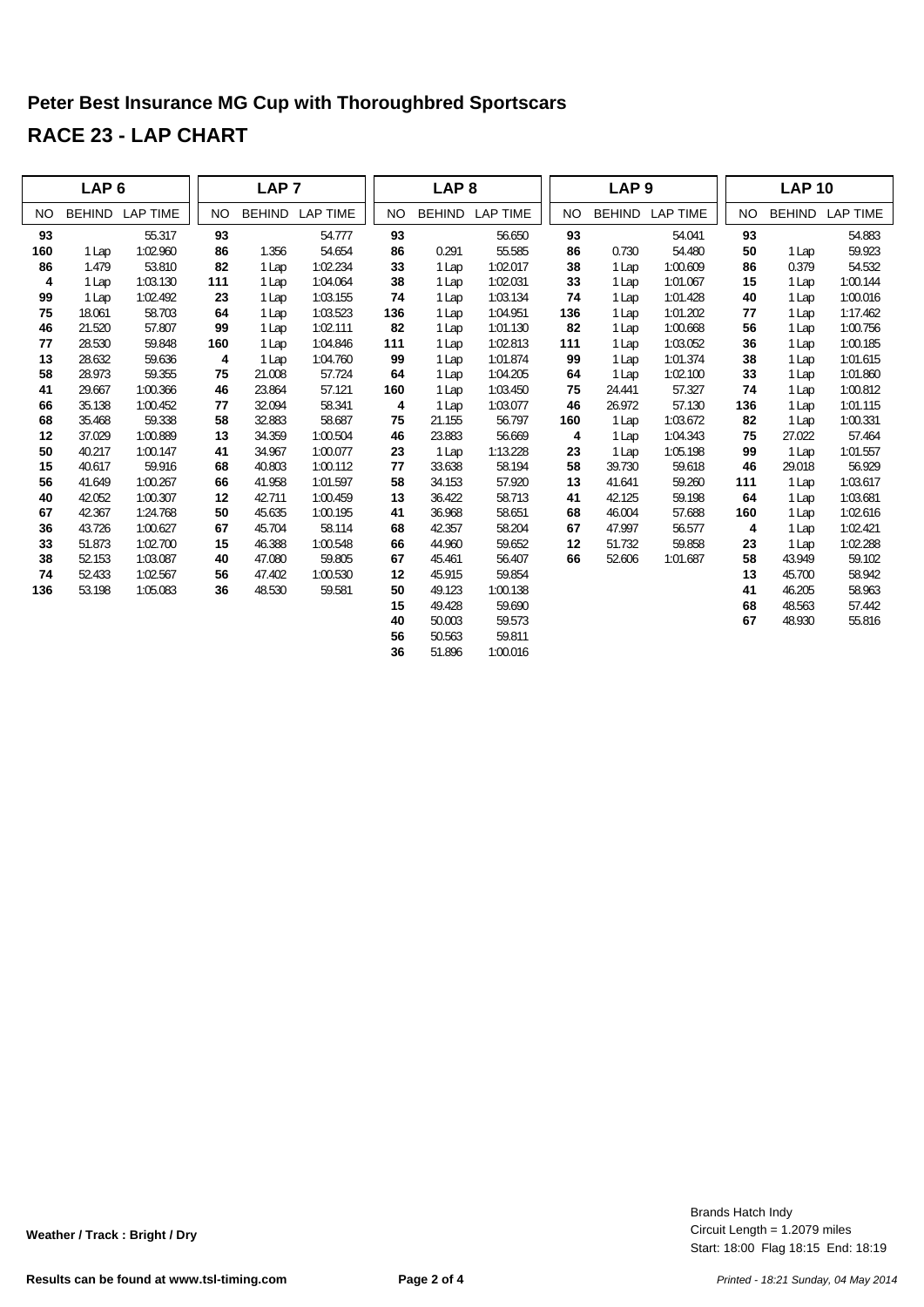# Peter Best Insurance MG Cup with Thoroughbred Sportscars

## RACE 23 - LAP CHART

| LAP 6 | | | LAP 7 | | | LAP 8 | | | LAP 9 | | | LAP 10 | | |
|---|---|---|---|---|---|---|---|---|---|---|---|---|---|---|
| NO | BEHIND | LAP TIME | NO | BEHIND | LAP TIME | NO | BEHIND | LAP TIME | NO | BEHIND | LAP TIME | NO | BEHIND | LAP TIME |
| **93** | | 55.317 | **93** | | 54.777 | **93** | | 56.650 | **93** | | 54.041 | **93** | | 54.883 |
| **160** | 1 Lap | 1:02.960 | **86** | 1.356 | 54.654 | **86** | 0.291 | 55.585 | **86** | 0.730 | 54.480 | **50** | 1 Lap | 59.923 |
| **86** | 1.479 | 53.810 | **82** | 1 Lap | 1:02.234 | **33** | 1 Lap | 1:02.017 | **38** | 1 Lap | 1:00.609 | **86** | 0.379 | 54.532 |
| **4** | 1 Lap | 1:03.130 | **111** | 1 Lap | 1:04.064 | **38** | 1 Lap | 1:02.031 | **33** | 1 Lap | 1:01.067 | **15** | 1 Lap | 1:00.144 |
| **99** | 1 Lap | 1:02.492 | **23** | 1 Lap | 1:03.155 | **74** | 1 Lap | 1:03.134 | **74** | 1 Lap | 1:01.428 | **40** | 1 Lap | 1:00.016 |
| **75** | 18.061 | 58.703 | **64** | 1 Lap | 1:03.523 | **136** | 1 Lap | 1:04.951 | **136** | 1 Lap | 1:01.202 | **77** | 1 Lap | 1:17.462 |
| **46** | 21.520 | 57.807 | **99** | 1 Lap | 1:02.111 | **82** | 1 Lap | 1:01.130 | **82** | 1 Lap | 1:00.668 | **56** | 1 Lap | 1:00.756 |
| **77** | 28.530 | 59.848 | **160** | 1 Lap | 1:04.846 | **111** | 1 Lap | 1:02.813 | **111** | 1 Lap | 1:03.052 | **36** | 1 Lap | 1:00.185 |
| **13** | 28.632 | 59.636 | **4** | 1 Lap | 1:04.760 | **99** | 1 Lap | 1:01.874 | **99** | 1 Lap | 1:01.374 | **38** | 1 Lap | 1:01.615 |
| **58** | 28.973 | 59.355 | **75** | 21.008 | 57.724 | **64** | 1 Lap | 1:04.205 | **64** | 1 Lap | 1:02.100 | **33** | 1 Lap | 1:01.860 |
| **41** | 29.667 | 1:00.366 | **46** | 23.864 | 57.121 | **160** | 1 Lap | 1:03.450 | **75** | 24.441 | 57.327 | **74** | 1 Lap | 1:00.812 |
| **66** | 35.138 | 1:00.452 | **77** | 32.094 | 58.341 | **4** | 1 Lap | 1:03.077 | **46** | 26.972 | 57.130 | **136** | 1 Lap | 1:01.115 |
| **68** | 35.468 | 59.338 | **58** | 32.883 | 58.687 | **75** | 21.155 | 56.797 | **160** | 1 Lap | 1:03.672 | **82** | 1 Lap | 1:00.331 |
| **12** | 37.029 | 1:00.889 | **13** | 34.359 | 1:00.504 | **46** | 23.883 | 56.669 | **4** | 1 Lap | 1:04.343 | **75** | 27.022 | 57.464 |
| **50** | 40.217 | 1:00.147 | **41** | 34.967 | 1:00.077 | **23** | 1 Lap | 1:13.228 | **23** | 1 Lap | 1:05.198 | **99** | 1 Lap | 1:01.557 |
| **15** | 40.617 | 59.916 | **68** | 40.803 | 1:00.112 | **77** | 33.638 | 58.194 | **58** | 39.730 | 59.618 | **46** | 29.018 | 56.929 |
| **56** | 41.649 | 1:00.267 | **66** | 41.958 | 1:01.597 | **58** | 34.153 | 57.920 | **13** | 41.641 | 59.260 | **111** | 1 Lap | 1:03.617 |
| **40** | 42.052 | 1:00.307 | **12** | 42.711 | 1:00.459 | **13** | 36.422 | 58.713 | **41** | 42.125 | 59.198 | **64** | 1 Lap | 1:03.681 |
| **67** | 42.367 | 1:24.768 | **50** | 45.635 | 1:00.195 | **41** | 36.968 | 58.651 | **68** | 46.004 | 57.688 | **160** | 1 Lap | 1:02.616 |
| **36** | 43.726 | 1:00.627 | **67** | 45.704 | 58.114 | **68** | 42.357 | 58.204 | **67** | 47.997 | 56.577 | **4** | 1 Lap | 1:02.421 |
| **33** | 51.873 | 1:02.700 | **15** | 46.388 | 1:00.548 | **66** | 44.960 | 59.652 | **12** | 51.732 | 59.858 | **23** | 1 Lap | 1:02.288 |
| **38** | 52.153 | 1:03.087 | **40** | 47.080 | 59.805 | **67** | 45.461 | 56.407 | **66** | 52.606 | 1:01.687 | **58** | 43.949 | 59.102 |
| **74** | 52.433 | 1:02.567 | **56** | 47.402 | 1:00.530 | **12** | 45.915 | 59.854 | | | | **13** | 45.700 | 58.942 |
| **136** | 53.198 | 1:05.083 | **36** | 48.530 | 59.581 | **50** | 49.123 | 1:00.138 | | | | **41** | 46.205 | 58.963 |
| | | | | | | **15** | 49.428 | 59.690 | | | | **68** | 48.563 | 57.442 |
| | | | | | | **40** | 50.003 | 59.573 | | | | **67** | 48.930 | 55.816 |
| | | | | | | **56** | 50.563 | 59.811 | | | | | | |
| | | | | | | **36** | 51.896 | 1:00.016 | | | | | | |

**Weather / Track : Bright / Dry**

Brands Hatch Indy
Circuit Length = 1.2079 miles
Start: 18:00 Flag 18:15 End: 18:19

**Results can be found at www.tsl-timing.com**

*Printed - 18:21 Sunday, 04 May 2014*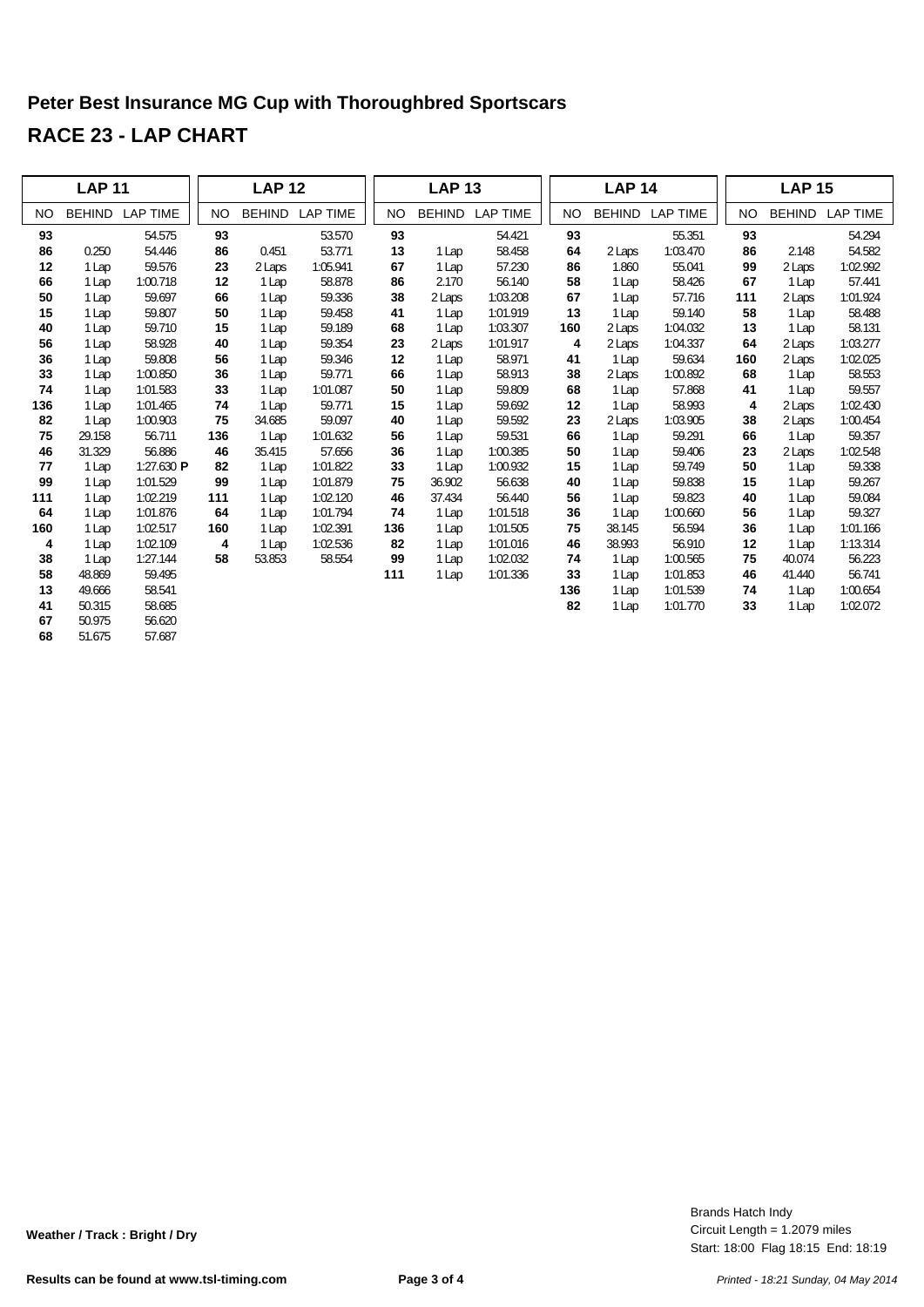# Peter Best Insurance MG Cup with Thoroughbred Sportscars

# RACE 23 - LAP CHART

| LAP 11 | | | LAP 12 | | | LAP 13 | | | LAP 14 | | | LAP 15 | | |
|---|---|---|---|---|---|---|---|---|---|---|---|---|---|---|
| NO | BEHIND | LAP TIME | NO | BEHIND | LAP TIME | NO | BEHIND | LAP TIME | NO | BEHIND | LAP TIME | NO | BEHIND | LAP TIME |
| **93** | | 54.575 | **93** | | 53.570 | **93** | | 54.421 | **93** | | 55.351 | **93** | | 54.294 |
| **86** | 0.250 | 54.446 | **86** | 0.451 | 53.771 | **13** | 1 Lap | 58.458 | **64** | 2 Laps | 1:03.470 | **86** | 2.148 | 54.582 |
| **12** | 1 Lap | 59.576 | **23** | 2 Laps | 1:05.941 | **67** | 1 Lap | 57.230 | **86** | 1.860 | 55.041 | **99** | 2 Laps | 1:02.992 |
| **66** | 1 Lap | 1:00.718 | **12** | 1 Lap | 58.878 | **86** | 2.170 | 56.140 | **58** | 1 Lap | 58.426 | **67** | 1 Lap | 57.441 |
| **50** | 1 Lap | 59.697 | **66** | 1 Lap | 59.336 | **38** | 2 Laps | 1:03.208 | **67** | 1 Lap | 57.716 | **111** | 2 Laps | 1:01.924 |
| **15** | 1 Lap | 59.807 | **50** | 1 Lap | 59.458 | **41** | 1 Lap | 1:01.919 | **13** | 1 Lap | 59.140 | **58** | 1 Lap | 58.488 |
| **40** | 1 Lap | 59.710 | **15** | 1 Lap | 59.189 | **68** | 1 Lap | 1:03.307 | **160** | 2 Laps | 1:04.032 | **13** | 1 Lap | 58.131 |
| **56** | 1 Lap | 58.928 | **40** | 1 Lap | 59.354 | **23** | 2 Laps | 1:01.917 | **4** | 2 Laps | 1:04.337 | **64** | 2 Laps | 1:03.277 |
| **36** | 1 Lap | 59.808 | **56** | 1 Lap | 59.346 | **12** | 1 Lap | 58.971 | **41** | 1 Lap | 59.634 | **160** | 2 Laps | 1:02.025 |
| **33** | 1 Lap | 1:00.850 | **36** | 1 Lap | 59.771 | **66** | 1 Lap | 58.913 | **38** | 2 Laps | 1:00.892 | **68** | 1 Lap | 58.553 |
| **74** | 1 Lap | 1:01.583 | **33** | 1 Lap | 1:01.087 | **50** | 1 Lap | 59.809 | **68** | 1 Lap | 57.868 | **41** | 1 Lap | 59.557 |
| **136** | 1 Lap | 1:01.465 | **74** | 1 Lap | 59.771 | **15** | 1 Lap | 59.692 | **12** | 1 Lap | 58.993 | **4** | 2 Laps | 1:02.430 |
| **82** | 1 Lap | 1:00.903 | **75** | 34.685 | 59.097 | **40** | 1 Lap | 59.592 | **23** | 2 Laps | 1:03.905 | **38** | 2 Laps | 1:00.454 |
| **75** | 29.158 | 56.711 | **136** | 1 Lap | 1:01.632 | **56** | 1 Lap | 59.531 | **66** | 1 Lap | 59.291 | **66** | 1 Lap | 59.357 |
| **46** | 31.329 | 56.886 | **46** | 35.415 | 57.656 | **36** | 1 Lap | 1:00.385 | **50** | 1 Lap | 59.406 | **23** | 2 Laps | 1:02.548 |
| **77** | 1 Lap | 1:27.630 **P** | **82** | 1 Lap | 1:01.822 | **33** | 1 Lap | 1:00.932 | **15** | 1 Lap | 59.749 | **50** | 1 Lap | 59.338 |
| **99** | 1 Lap | 1:01.529 | **99** | 1 Lap | 1:01.879 | **75** | 36.902 | 56.638 | **40** | 1 Lap | 59.838 | **15** | 1 Lap | 59.267 |
| **111** | 1 Lap | 1:02.219 | **111** | 1 Lap | 1:02.120 | **46** | 37.434 | 56.440 | **56** | 1 Lap | 59.823 | **40** | 1 Lap | 59.084 |
| **64** | 1 Lap | 1:01.876 | **64** | 1 Lap | 1:01.794 | **74** | 1 Lap | 1:01.518 | **36** | 1 Lap | 1:00.660 | **56** | 1 Lap | 59.327 |
| **160** | 1 Lap | 1:02.517 | **160** | 1 Lap | 1:02.391 | **136** | 1 Lap | 1:01.505 | **75** | 38.145 | 56.594 | **36** | 1 Lap | 1:01.166 |
| **4** | 1 Lap | 1:02.109 | **4** | 1 Lap | 1:02.536 | **82** | 1 Lap | 1:01.016 | **46** | 38.993 | 56.910 | **12** | 1 Lap | 1:13.314 |
| **38** | 1 Lap | 1:27.144 | **58** | 53.853 | 58.554 | **99** | 1 Lap | 1:02.032 | **74** | 1 Lap | 1:00.565 | **75** | 40.074 | 56.223 |
| **58** | 48.869 | 59.495 | | | | **111** | 1 Lap | 1:01.336 | **33** | 1 Lap | 1:01.853 | **46** | 41.440 | 56.741 |
| **13** | 49.666 | 58.541 | | | | | | | **136** | 1 Lap | 1:01.539 | **74** | 1 Lap | 1:00.654 |
| **41** | 50.315 | 58.685 | | | | | | | **82** | 1 Lap | 1:01.770 | **33** | 1 Lap | 1:02.072 |
| **67** | 50.975 | 56.620 | | | | | | | | | | | | |
| **68** | 51.675 | 57.687 | | | | | | | | | | | | |

**Weather / Track : Bright / Dry**

Brands Hatch Indy
Circuit Length = 1.2079 miles
Start: 18:00 Flag 18:15 End: 18:19

**Results can be found at www.tsl-timing.com**

*Printed - 18:21 Sunday, 04 May 2014*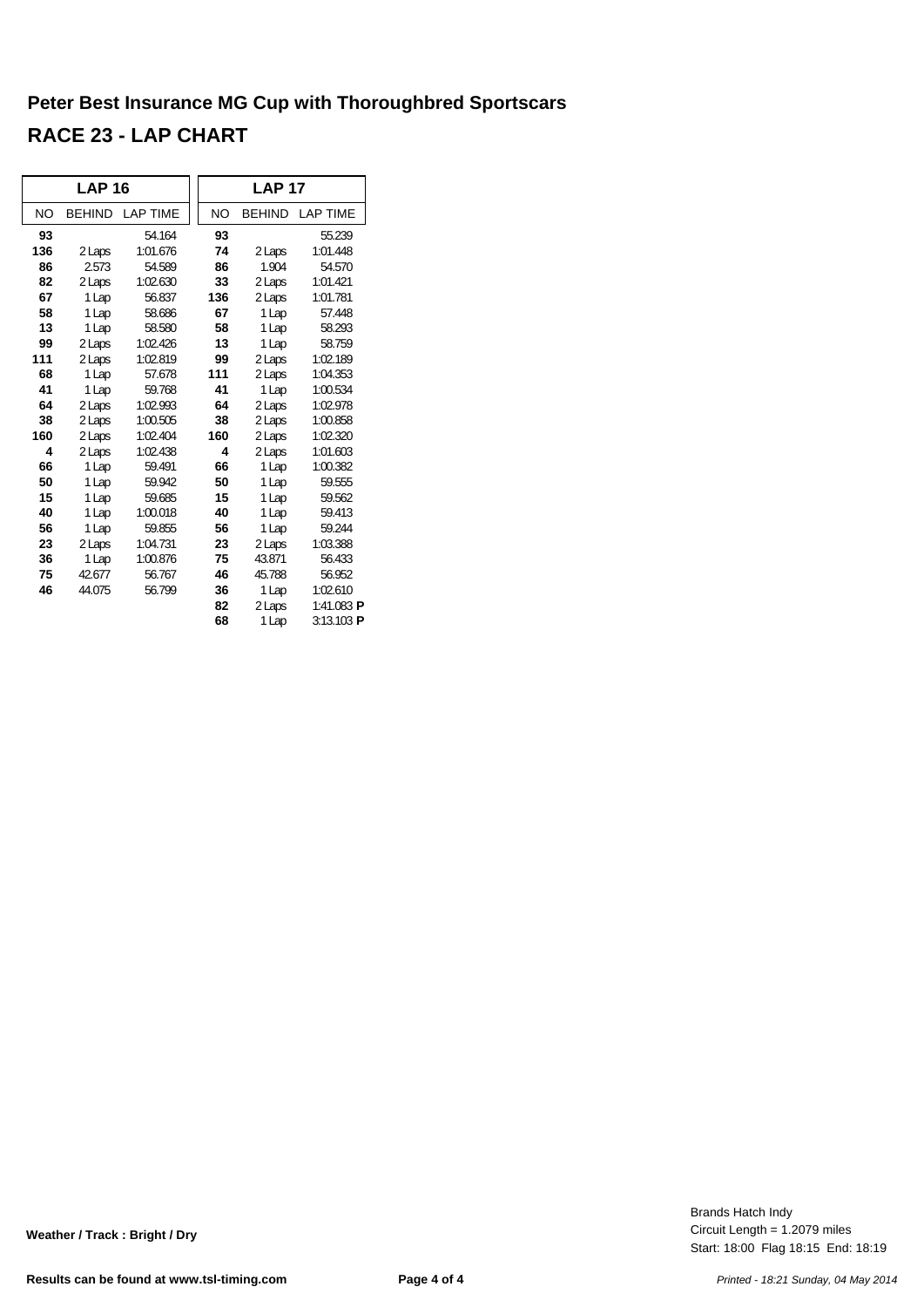# Peter Best Insurance MG Cup with Thoroughbred Sportscars

## RACE 23 - LAP CHART

| LAP 16 | | | LAP 17 | | |
|---|---|---|---|---|---|
| NO | BEHIND | LAP TIME | NO | BEHIND | LAP TIME |
| **93** | | 54.164 | **93** | | 55.239 |
| **136** | 2 Laps | 1:01.676 | **74** | 2 Laps | 1:01.448 |
| **86** | 2.573 | 54.589 | **86** | 1.904 | 54.570 |
| **82** | 2 Laps | 1:02.630 | **33** | 2 Laps | 1:01.421 |
| **67** | 1 Lap | 56.837 | **136** | 2 Laps | 1:01.781 |
| **58** | 1 Lap | 58.686 | **67** | 1 Lap | 57.448 |
| **13** | 1 Lap | 58.580 | **58** | 1 Lap | 58.293 |
| **99** | 2 Laps | 1:02.426 | **13** | 1 Lap | 58.759 |
| **111** | 2 Laps | 1:02.819 | **99** | 2 Laps | 1:02.189 |
| **68** | 1 Lap | 57.678 | **111** | 2 Laps | 1:04.353 |
| **41** | 1 Lap | 59.768 | **41** | 1 Lap | 1:00.534 |
| **64** | 2 Laps | 1:02.993 | **64** | 2 Laps | 1:02.978 |
| **38** | 2 Laps | 1:00.505 | **38** | 2 Laps | 1:00.858 |
| **160** | 2 Laps | 1:02.404 | **160** | 2 Laps | 1:02.320 |
| **4** | 2 Laps | 1:02.438 | **4** | 2 Laps | 1:01.603 |
| **66** | 1 Lap | 59.491 | **66** | 1 Lap | 1:00.382 |
| **50** | 1 Lap | 59.942 | **50** | 1 Lap | 59.555 |
| **15** | 1 Lap | 59.685 | **15** | 1 Lap | 59.562 |
| **40** | 1 Lap | 1:00.018 | **40** | 1 Lap | 59.413 |
| **56** | 1 Lap | 59.855 | **56** | 1 Lap | 59.244 |
| **23** | 2 Laps | 1:04.731 | **23** | 2 Laps | 1:03.388 |
| **36** | 1 Lap | 1:00.876 | **75** | 43.871 | 56.433 |
| **75** | 42.677 | 56.767 | **46** | 45.788 | 56.952 |
| **46** | 44.075 | 56.799 | **36** | 1 Lap | 1:02.610 |
| | | | **82** | 2 Laps | 1:41.083 **P** |
| | | | **68** | 1 Lap | 3:13.103 **P** |

**Weather / Track : Bright / Dry**

Brands Hatch Indy
Circuit Length = 1.2079 miles
Start: 18:00 Flag 18:15 End: 18:19

**Results can be found at www.tsl-timing.com**

*Printed - 18:21 Sunday, 04 May 2014*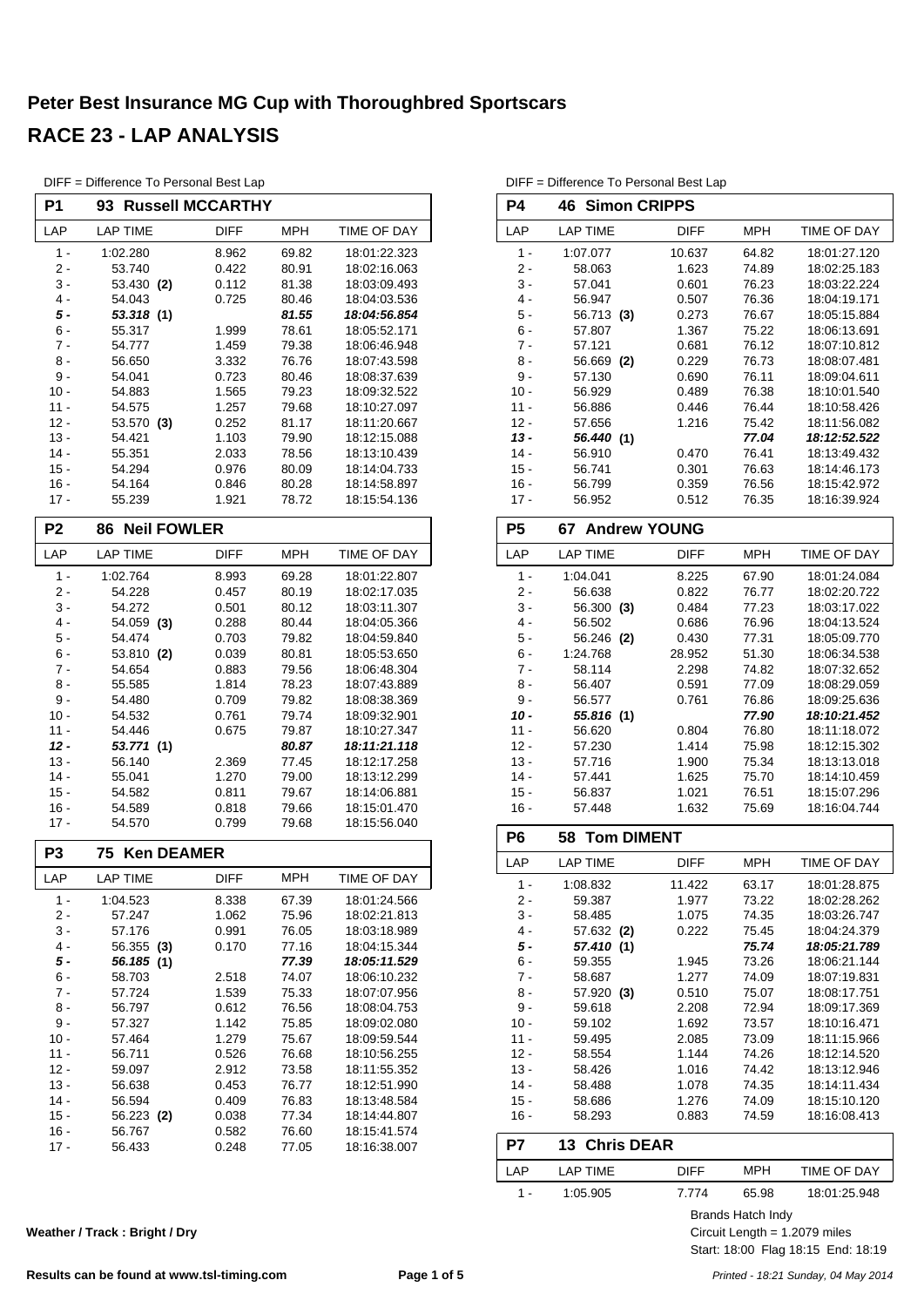# Peter Best Insurance MG Cup with Thoroughbred Sportscars

## RACE 23 - LAP ANALYSIS

DIFF = Difference To Personal Best Lap

### P1 93 Russell MCCARTHY

| LAP | LAP TIME | DIFF | MPH | TIME OF DAY |
|---|---|---|---|---|
| 1 - | 1:02.280 | 8.962 | 69.82 | 18:01:22.323 |
| 2 - | 53.740 | 0.422 | 80.91 | 18:02:16.063 |
| 3 - | 53.430 **(2)** | 0.112 | 81.38 | 18:03:09.493 |
| 4 - | 54.043 | 0.725 | 80.46 | 18:04:03.536 |
| ***5 -*** | ***53.318*** **(1)** | | ***81.55*** | ***18:04:56.854*** |
| 6 - | 55.317 | 1.999 | 78.61 | 18:05:52.171 |
| 7 - | 54.777 | 1.459 | 79.38 | 18:06:46.948 |
| 8 - | 56.650 | 3.332 | 76.76 | 18:07:43.598 |
| 9 - | 54.041 | 0.723 | 80.46 | 18:08:37.639 |
| 10 - | 54.883 | 1.565 | 79.23 | 18:09:32.522 |
| 11 - | 54.575 | 1.257 | 79.68 | 18:10:27.097 |
| 12 - | 53.570 **(3)** | 0.252 | 81.17 | 18:11:20.667 |
| 13 - | 54.421 | 1.103 | 79.90 | 18:12:15.088 |
| 14 - | 55.351 | 2.033 | 78.56 | 18:13:10.439 |
| 15 - | 54.294 | 0.976 | 80.09 | 18:14:04.733 |
| 16 - | 54.164 | 0.846 | 80.28 | 18:14:58.897 |
| 17 - | 55.239 | 1.921 | 78.72 | 18:15:54.136 |

### P2 86 Neil FOWLER

| LAP | LAP TIME | DIFF | MPH | TIME OF DAY |
|---|---|---|---|---|
| 1 - | 1:02.764 | 8.993 | 69.28 | 18:01:22.807 |
| 2 - | 54.228 | 0.457 | 80.19 | 18:02:17.035 |
| 3 - | 54.272 | 0.501 | 80.12 | 18:03:11.307 |
| 4 - | 54.059 **(3)** | 0.288 | 80.44 | 18:04:05.366 |
| 5 - | 54.474 | 0.703 | 79.82 | 18:04:59.840 |
| 6 - | 53.810 **(2)** | 0.039 | 80.81 | 18:05:53.650 |
| 7 - | 54.654 | 0.883 | 79.56 | 18:06:48.304 |
| 8 - | 55.585 | 1.814 | 78.23 | 18:07:43.889 |
| 9 - | 54.480 | 0.709 | 79.82 | 18:08:38.369 |
| 10 - | 54.532 | 0.761 | 79.74 | 18:09:32.901 |
| 11 - | 54.446 | 0.675 | 79.87 | 18:10:27.347 |
| ***12 -*** | ***53.771*** **(1)** | | ***80.87*** | ***18:11:21.118*** |
| 13 - | 56.140 | 2.369 | 77.45 | 18:12:17.258 |
| 14 - | 55.041 | 1.270 | 79.00 | 18:13:12.299 |
| 15 - | 54.582 | 0.811 | 79.67 | 18:14:06.881 |
| 16 - | 54.589 | 0.818 | 79.66 | 18:15:01.470 |
| 17 - | 54.570 | 0.799 | 79.68 | 18:15:56.040 |

### P3 75 Ken DEAMER

| LAP | LAP TIME | DIFF | MPH | TIME OF DAY |
|---|---|---|---|---|
| 1 - | 1:04.523 | 8.338 | 67.39 | 18:01:24.566 |
| 2 - | 57.247 | 1.062 | 75.96 | 18:02:21.813 |
| 3 - | 57.176 | 0.991 | 76.05 | 18:03:18.989 |
| 4 - | 56.355 **(3)** | 0.170 | 77.16 | 18:04:15.344 |
| ***5 -*** | ***56.185*** **(1)** | | ***77.39*** | ***18:05:11.529*** |
| 6 - | 58.703 | 2.518 | 74.07 | 18:06:10.232 |
| 7 - | 57.724 | 1.539 | 75.33 | 18:07:07.956 |
| 8 - | 56.797 | 0.612 | 76.56 | 18:08:04.753 |
| 9 - | 57.327 | 1.142 | 75.85 | 18:09:02.080 |
| 10 - | 57.464 | 1.279 | 75.67 | 18:09:59.544 |
| 11 - | 56.711 | 0.526 | 76.68 | 18:10:56.255 |
| 12 - | 59.097 | 2.912 | 73.58 | 18:11:55.352 |
| 13 - | 56.638 | 0.453 | 76.77 | 18:12:51.990 |
| 14 - | 56.594 | 0.409 | 76.83 | 18:13:48.584 |
| 15 - | 56.223 **(2)** | 0.038 | 77.34 | 18:14:44.807 |
| 16 - | 56.767 | 0.582 | 76.60 | 18:15:41.574 |
| 17 - | 56.433 | 0.248 | 77.05 | 18:16:38.007 |

### P4 46 Simon CRIPPS

| LAP | LAP TIME | DIFF | MPH | TIME OF DAY |
|---|---|---|---|---|
| 1 - | 1:07.077 | 10.637 | 64.82 | 18:01:27.120 |
| 2 - | 58.063 | 1.623 | 74.89 | 18:02:25.183 |
| 3 - | 57.041 | 0.601 | 76.23 | 18:03:22.224 |
| 4 - | 56.947 | 0.507 | 76.36 | 18:04:19.171 |
| 5 - | 56.713 **(3)** | 0.273 | 76.67 | 18:05:15.884 |
| 6 - | 57.807 | 1.367 | 75.22 | 18:06:13.691 |
| 7 - | 57.121 | 0.681 | 76.12 | 18:07:10.812 |
| 8 - | 56.669 **(2)** | 0.229 | 76.73 | 18:08:07.481 |
| 9 - | 57.130 | 0.690 | 76.11 | 18:09:04.611 |
| 10 - | 56.929 | 0.489 | 76.38 | 18:10:01.540 |
| 11 - | 56.886 | 0.446 | 76.44 | 18:10:58.426 |
| 12 - | 57.656 | 1.216 | 75.42 | 18:11:56.082 |
| ***13 -*** | ***56.440*** **(1)** | | ***77.04*** | ***18:12:52.522*** |
| 14 - | 56.910 | 0.470 | 76.41 | 18:13:49.432 |
| 15 - | 56.741 | 0.301 | 76.63 | 18:14:46.173 |
| 16 - | 56.799 | 0.359 | 76.56 | 18:15:42.972 |
| 17 - | 56.952 | 0.512 | 76.35 | 18:16:39.924 |

### P5 67 Andrew YOUNG

| LAP | LAP TIME | DIFF | MPH | TIME OF DAY |
|---|---|---|---|---|
| 1 - | 1:04.041 | 8.225 | 67.90 | 18:01:24.084 |
| 2 - | 56.638 | 0.822 | 76.77 | 18:02:20.722 |
| 3 - | 56.300 **(3)** | 0.484 | 77.23 | 18:03:17.022 |
| 4 - | 56.502 | 0.686 | 76.96 | 18:04:13.524 |
| 5 - | 56.246 **(2)** | 0.430 | 77.31 | 18:05:09.770 |
| 6 - | 1:24.768 | 28.952 | 51.30 | 18:06:34.538 |
| 7 - | 58.114 | 2.298 | 74.82 | 18:07:32.652 |
| 8 - | 56.407 | 0.591 | 77.09 | 18:08:29.059 |
| 9 - | 56.577 | 0.761 | 76.86 | 18:09:25.636 |
| ***10 -*** | ***55.816*** **(1)** | | ***77.90*** | ***18:10:21.452*** |
| 11 - | 56.620 | 0.804 | 76.80 | 18:11:18.072 |
| 12 - | 57.230 | 1.414 | 75.98 | 18:12:15.302 |
| 13 - | 57.716 | 1.900 | 75.34 | 18:13:13.018 |
| 14 - | 57.441 | 1.625 | 75.70 | 18:14:10.459 |
| 15 - | 56.837 | 1.021 | 76.51 | 18:15:07.296 |
| 16 - | 57.448 | 1.632 | 75.69 | 18:16:04.744 |

### P6 58 Tom DIMENT

| LAP | LAP TIME | DIFF | MPH | TIME OF DAY |
|---|---|---|---|---|
| 1 - | 1:08.832 | 11.422 | 63.17 | 18:01:28.875 |
| 2 - | 59.387 | 1.977 | 73.22 | 18:02:28.262 |
| 3 - | 58.485 | 1.075 | 74.35 | 18:03:26.747 |
| 4 - | 57.632 **(2)** | 0.222 | 75.45 | 18:04:24.379 |
| ***5 -*** | ***57.410*** **(1)** | | ***75.74*** | ***18:05:21.789*** |
| 6 - | 59.355 | 1.945 | 73.26 | 18:06:21.144 |
| 7 - | 58.687 | 1.277 | 74.09 | 18:07:19.831 |
| 8 - | 57.920 **(3)** | 0.510 | 75.07 | 18:08:17.751 |
| 9 - | 59.618 | 2.208 | 72.94 | 18:09:17.369 |
| 10 - | 59.102 | 1.692 | 73.57 | 18:10:16.471 |
| 11 - | 59.495 | 2.085 | 73.09 | 18:11:15.966 |
| 12 - | 58.554 | 1.144 | 74.26 | 18:12:14.520 |
| 13 - | 58.426 | 1.016 | 74.42 | 18:13:12.946 |
| 14 - | 58.488 | 1.078 | 74.35 | 18:14:11.434 |
| 15 - | 58.686 | 1.276 | 74.09 | 18:15:10.120 |
| 16 - | 58.293 | 0.883 | 74.59 | 18:16:08.413 |

### P7 13 Chris DEAR

| LAP | LAP TIME | DIFF | MPH | TIME OF DAY |
|---|---|---|---|---|
| 1 - | 1:05.905 | 7.774 | 65.98 | 18:01:25.948 |

**Weather / Track : Bright / Dry**

Brands Hatch Indy
Circuit Length = 1.2079 miles
Start: 18:00 Flag 18:15 End: 18:19

**Results can be found at www.tsl-timing.com**

*Printed - 18:21 Sunday, 04 May 2014*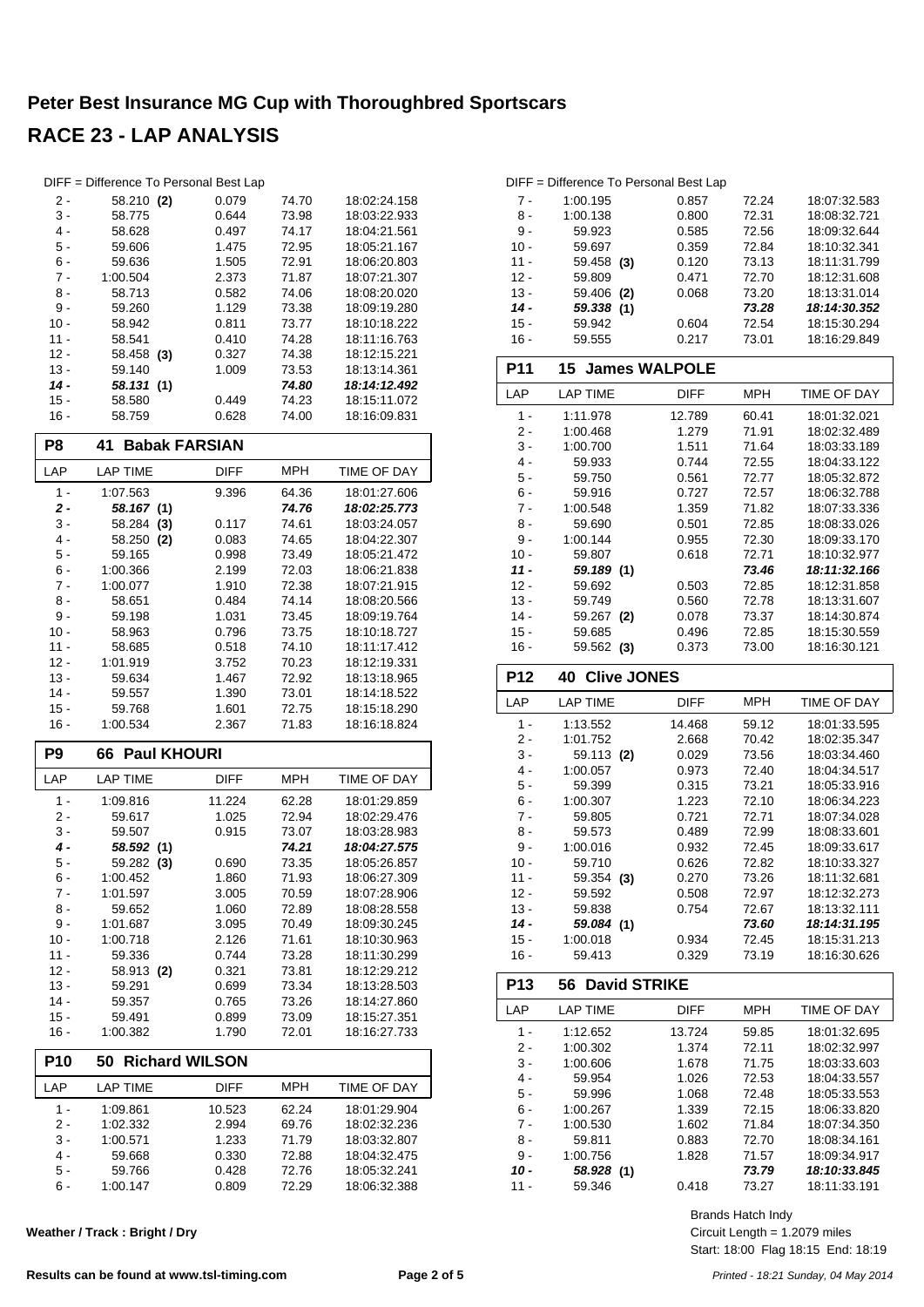# Peter Best Insurance MG Cup with Thoroughbred Sportscars

## RACE 23 - LAP ANALYSIS

DIFF = Difference To Personal Best Lap

| LAP | LAP TIME | DIFF | MPH | TIME OF DAY |
|---|---|---|---|---|
| 2 - | 58.210 **(2)** | 0.079 | 74.70 | 18:02:24.158 |
| 3 - | 58.775 | 0.644 | 73.98 | 18:03:22.933 |
| 4 - | 58.628 | 0.497 | 74.17 | 18:04:21.561 |
| 5 - | 59.606 | 1.475 | 72.95 | 18:05:21.167 |
| 6 - | 59.636 | 1.505 | 72.91 | 18:06:20.803 |
| 7 - | 1:00.504 | 2.373 | 71.87 | 18:07:21.307 |
| 8 - | 58.713 | 0.582 | 74.06 | 18:08:20.020 |
| 9 - | 59.260 | 1.129 | 73.38 | 18:09:19.280 |
| 10 - | 58.942 | 0.811 | 73.77 | 18:10:18.222 |
| 11 - | 58.541 | 0.410 | 74.28 | 18:11:16.763 |
| 12 - | 58.458 **(3)** | 0.327 | 74.38 | 18:12:15.221 |
| 13 - | 59.140 | 1.009 | 73.53 | 18:13:14.361 |
| ***14 -*** | ***58.131 (1)*** | | ***74.80*** | ***18:14:12.492*** |
| 15 - | 58.580 | 0.449 | 74.23 | 18:15:11.072 |
| 16 - | 58.759 | 0.628 | 74.00 | 18:16:09.831 |

### P8 41 Babak FARSIAN

| LAP | LAP TIME | DIFF | MPH | TIME OF DAY |
|---|---|---|---|---|
| 1 - | 1:07.563 | 9.396 | 64.36 | 18:01:27.606 |
| ***2 -*** | ***58.167 (1)*** | | ***74.76*** | ***18:02:25.773*** |
| 3 - | 58.284 **(3)** | 0.117 | 74.61 | 18:03:24.057 |
| 4 - | 58.250 **(2)** | 0.083 | 74.65 | 18:04:22.307 |
| 5 - | 59.165 | 0.998 | 73.49 | 18:05:21.472 |
| 6 - | 1:00.366 | 2.199 | 72.03 | 18:06:21.838 |
| 7 - | 1:00.077 | 1.910 | 72.38 | 18:07:21.915 |
| 8 - | 58.651 | 0.484 | 74.14 | 18:08:20.566 |
| 9 - | 59.198 | 1.031 | 73.45 | 18:09:19.764 |
| 10 - | 58.963 | 0.796 | 73.75 | 18:10:18.727 |
| 11 - | 58.685 | 0.518 | 74.10 | 18:11:17.412 |
| 12 - | 1:01.919 | 3.752 | 70.23 | 18:12:19.331 |
| 13 - | 59.634 | 1.467 | 72.92 | 18:13:18.965 |
| 14 - | 59.557 | 1.390 | 73.01 | 18:14:18.522 |
| 15 - | 59.768 | 1.601 | 72.75 | 18:15:18.290 |
| 16 - | 1:00.534 | 2.367 | 71.83 | 18:16:18.824 |

### P9 66 Paul KHOURI

| LAP | LAP TIME | DIFF | MPH | TIME OF DAY |
|---|---|---|---|---|
| 1 - | 1:09.816 | 11.224 | 62.28 | 18:01:29.859 |
| 2 - | 59.617 | 1.025 | 72.94 | 18:02:29.476 |
| 3 - | 59.507 | 0.915 | 73.07 | 18:03:28.983 |
| ***4 -*** | ***58.592 (1)*** | | ***74.21*** | ***18:04:27.575*** |
| 5 - | 59.282 **(3)** | 0.690 | 73.35 | 18:05:26.857 |
| 6 - | 1:00.452 | 1.860 | 71.93 | 18:06:27.309 |
| 7 - | 1:01.597 | 3.005 | 70.59 | 18:07:28.906 |
| 8 - | 59.652 | 1.060 | 72.89 | 18:08:28.558 |
| 9 - | 1:01.687 | 3.095 | 70.49 | 18:09:30.245 |
| 10 - | 1:00.718 | 2.126 | 71.61 | 18:10:30.963 |
| 11 - | 59.336 | 0.744 | 73.28 | 18:11:30.299 |
| 12 - | 58.913 **(2)** | 0.321 | 73.81 | 18:12:29.212 |
| 13 - | 59.291 | 0.699 | 73.34 | 18:13:28.503 |
| 14 - | 59.357 | 0.765 | 73.26 | 18:14:27.860 |
| 15 - | 59.491 | 0.899 | 73.09 | 18:15:27.351 |
| 16 - | 1:00.382 | 1.790 | 72.01 | 18:16:27.733 |

### P10 50 Richard WILSON

| LAP | LAP TIME | DIFF | MPH | TIME OF DAY |
|---|---|---|---|---|
| 1 - | 1:09.861 | 10.523 | 62.24 | 18:01:29.904 |
| 2 - | 1:02.332 | 2.994 | 69.76 | 18:02:32.236 |
| 3 - | 1:00.571 | 1.233 | 71.79 | 18:03:32.807 |
| 4 - | 59.668 | 0.330 | 72.88 | 18:04:32.475 |
| 5 - | 59.766 | 0.428 | 72.76 | 18:05:32.241 |
| 6 - | 1:00.147 | 0.809 | 72.29 | 18:06:32.388 |
| 7 - | 1:00.195 | 0.857 | 72.24 | 18:07:32.583 |
| 8 - | 1:00.138 | 0.800 | 72.31 | 18:08:32.721 |
| 9 - | 59.923 | 0.585 | 72.56 | 18:09:32.644 |
| 10 - | 59.697 | 0.359 | 72.84 | 18:10:32.341 |
| 11 - | 59.458 **(3)** | 0.120 | 73.13 | 18:11:31.799 |
| 12 - | 59.809 | 0.471 | 72.70 | 18:12:31.608 |
| 13 - | 59.406 **(2)** | 0.068 | 73.20 | 18:13:31.014 |
| ***14 -*** | ***59.338 (1)*** | | ***73.28*** | ***18:14:30.352*** |
| 15 - | 59.942 | 0.604 | 72.54 | 18:15:30.294 |
| 16 - | 59.555 | 0.217 | 73.01 | 18:16:29.849 |

### P11 15 James WALPOLE

| LAP | LAP TIME | DIFF | MPH | TIME OF DAY |
|---|---|---|---|---|
| 1 - | 1:11.978 | 12.789 | 60.41 | 18:01:32.021 |
| 2 - | 1:00.468 | 1.279 | 71.91 | 18:02:32.489 |
| 3 - | 1:00.700 | 1.511 | 71.64 | 18:03:33.189 |
| 4 - | 59.933 | 0.744 | 72.55 | 18:04:33.122 |
| 5 - | 59.750 | 0.561 | 72.77 | 18:05:32.872 |
| 6 - | 59.916 | 0.727 | 72.57 | 18:06:32.788 |
| 7 - | 1:00.548 | 1.359 | 71.82 | 18:07:33.336 |
| 8 - | 59.690 | 0.501 | 72.85 | 18:08:33.026 |
| 9 - | 1:00.144 | 0.955 | 72.30 | 18:09:33.170 |
| 10 - | 59.807 | 0.618 | 72.71 | 18:10:32.977 |
| ***11 -*** | ***59.189 (1)*** | | ***73.46*** | ***18:11:32.166*** |
| 12 - | 59.692 | 0.503 | 72.85 | 18:12:31.858 |
| 13 - | 59.749 | 0.560 | 72.78 | 18:13:31.607 |
| 14 - | 59.267 **(2)** | 0.078 | 73.37 | 18:14:30.874 |
| 15 - | 59.685 | 0.496 | 72.85 | 18:15:30.559 |
| 16 - | 59.562 **(3)** | 0.373 | 73.00 | 18:16:30.121 |

### P12 40 Clive JONES

| LAP | LAP TIME | DIFF | MPH | TIME OF DAY |
|---|---|---|---|---|
| 1 - | 1:13.552 | 14.468 | 59.12 | 18:01:33.595 |
| 2 - | 1:01.752 | 2.668 | 70.42 | 18:02:35.347 |
| 3 - | 59.113 **(2)** | 0.029 | 73.56 | 18:03:34.460 |
| 4 - | 1:00.057 | 0.973 | 72.40 | 18:04:34.517 |
| 5 - | 59.399 | 0.315 | 73.21 | 18:05:33.916 |
| 6 - | 1:00.307 | 1.223 | 72.10 | 18:06:34.223 |
| 7 - | 59.805 | 0.721 | 72.71 | 18:07:34.028 |
| 8 - | 59.573 | 0.489 | 72.99 | 18:08:33.601 |
| 9 - | 1:00.016 | 0.932 | 72.45 | 18:09:33.617 |
| 10 - | 59.710 | 0.626 | 72.82 | 18:10:33.327 |
| 11 - | 59.354 **(3)** | 0.270 | 73.26 | 18:11:32.681 |
| 12 - | 59.592 | 0.508 | 72.97 | 18:12:32.273 |
| 13 - | 59.838 | 0.754 | 72.67 | 18:13:32.111 |
| ***14 -*** | ***59.084 (1)*** | | ***73.60*** | ***18:14:31.195*** |
| 15 - | 1:00.018 | 0.934 | 72.45 | 18:15:31.213 |
| 16 - | 59.413 | 0.329 | 73.19 | 18:16:30.626 |

### P13 56 David STRIKE

| LAP | LAP TIME | DIFF | MPH | TIME OF DAY |
|---|---|---|---|---|
| 1 - | 1:12.652 | 13.724 | 59.85 | 18:01:32.695 |
| 2 - | 1:00.302 | 1.374 | 72.11 | 18:02:32.997 |
| 3 - | 1:00.606 | 1.678 | 71.75 | 18:03:33.603 |
| 4 - | 59.954 | 1.026 | 72.53 | 18:04:33.557 |
| 5 - | 59.996 | 1.068 | 72.48 | 18:05:33.553 |
| 6 - | 1:00.267 | 1.339 | 72.15 | 18:06:33.820 |
| 7 - | 1:00.530 | 1.602 | 71.84 | 18:07:34.350 |
| 8 - | 59.811 | 0.883 | 72.70 | 18:08:34.161 |
| 9 - | 1:00.756 | 1.828 | 71.57 | 18:09:34.917 |
| ***10 -*** | ***58.928 (1)*** | | ***73.79*** | ***18:10:33.845*** |
| 11 - | 59.346 | 0.418 | 73.27 | 18:11:33.191 |

**Weather / Track : Bright / Dry**

Brands Hatch Indy
Circuit Length = 1.2079 miles
Start: 18:00 Flag 18:15 End: 18:19

**Results can be found at www.tsl-timing.com**

*Printed - 18:21 Sunday, 04 May 2014*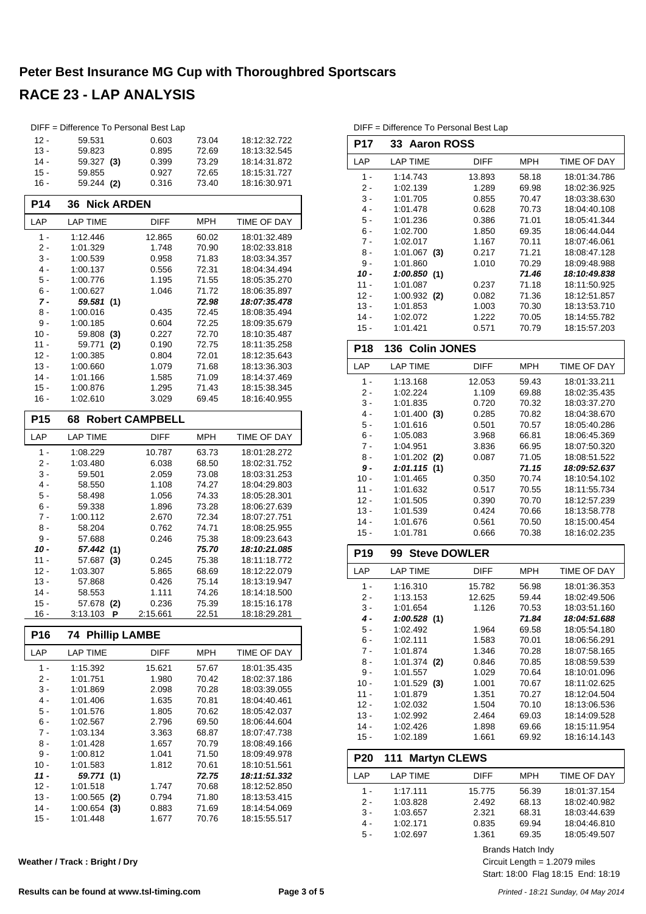# Peter Best Insurance MG Cup with Thoroughbred Sportscars

## RACE 23 - LAP ANALYSIS

DIFF = Difference To Personal Best Lap

| LAP | LAP TIME | DIFF | MPH | TIME OF DAY |
|---|---|---|---|---|
| 12 - | 59.531 | 0.603 | 73.04 | 18:12:32.722 |
| 13 - | 59.823 | 0.895 | 72.69 | 18:13:32.545 |
| 14 - | 59.327 **(3)** | 0.399 | 73.29 | 18:14:31.872 |
| 15 - | 59.855 | 0.927 | 72.65 | 18:15:31.727 |
| 16 - | 59.244 **(2)** | 0.316 | 73.40 | 18:16:30.971 |

### P14 36 Nick ARDEN

| LAP | LAP TIME | DIFF | MPH | TIME OF DAY |
|---|---|---|---|---|
| 1 - | 1:12.446 | 12.865 | 60.02 | 18:01:32.489 |
| 2 - | 1:01.329 | 1.748 | 70.90 | 18:02:33.818 |
| 3 - | 1:00.539 | 0.958 | 71.83 | 18:03:34.357 |
| 4 - | 1:00.137 | 0.556 | 72.31 | 18:04:34.494 |
| 5 - | 1:00.776 | 1.195 | 71.55 | 18:05:35.270 |
| 6 - | 1:00.627 | 1.046 | 71.72 | 18:06:35.897 |
| ***7 -*** | ***59.581*** **(1)** | | ***72.98*** | ***18:07:35.478*** |
| 8 - | 1:00.016 | 0.435 | 72.45 | 18:08:35.494 |
| 9 - | 1:00.185 | 0.604 | 72.25 | 18:09:35.679 |
| 10 - | 59.808 **(3)** | 0.227 | 72.70 | 18:10:35.487 |
| 11 - | 59.771 **(2)** | 0.190 | 72.75 | 18:11:35.258 |
| 12 - | 1:00.385 | 0.804 | 72.01 | 18:12:35.643 |
| 13 - | 1:00.660 | 1.079 | 71.68 | 18:13:36.303 |
| 14 - | 1:01.166 | 1.585 | 71.09 | 18:14:37.469 |
| 15 - | 1:00.876 | 1.295 | 71.43 | 18:15:38.345 |
| 16 - | 1:02.610 | 3.029 | 69.45 | 18:16:40.955 |

### P15 68 Robert CAMPBELL

| LAP | LAP TIME | DIFF | MPH | TIME OF DAY |
|---|---|---|---|---|
| 1 - | 1:08.229 | 10.787 | 63.73 | 18:01:28.272 |
| 2 - | 1:03.480 | 6.038 | 68.50 | 18:02:31.752 |
| 3 - | 59.501 | 2.059 | 73.08 | 18:03:31.253 |
| 4 - | 58.550 | 1.108 | 74.27 | 18:04:29.803 |
| 5 - | 58.498 | 1.056 | 74.33 | 18:05:28.301 |
| 6 - | 59.338 | 1.896 | 73.28 | 18:06:27.639 |
| 7 - | 1:00.112 | 2.670 | 72.34 | 18:07:27.751 |
| 8 - | 58.204 | 0.762 | 74.71 | 18:08:25.955 |
| 9 - | 57.688 | 0.246 | 75.38 | 18:09:23.643 |
| ***10 -*** | ***57.442*** **(1)** | | ***75.70*** | ***18:10:21.085*** |
| 11 - | 57.687 **(3)** | 0.245 | 75.38 | 18:11:18.772 |
| 12 - | 1:03.307 | 5.865 | 68.69 | 18:12:22.079 |
| 13 - | 57.868 | 0.426 | 75.14 | 18:13:19.947 |
| 14 - | 58.553 | 1.111 | 74.26 | 18:14:18.500 |
| 15 - | 57.678 **(2)** | 0.236 | 75.39 | 18:15:16.178 |
| 16 - | 3:13.103 **P** | 2:15.661 | 22.51 | 18:18:29.281 |

### P16 74 Phillip LAMBE

| LAP | LAP TIME | DIFF | MPH | TIME OF DAY |
|---|---|---|---|---|
| 1 - | 1:15.392 | 15.621 | 57.67 | 18:01:35.435 |
| 2 - | 1:01.751 | 1.980 | 70.42 | 18:02:37.186 |
| 3 - | 1:01.869 | 2.098 | 70.28 | 18:03:39.055 |
| 4 - | 1:01.406 | 1.635 | 70.81 | 18:04:40.461 |
| 5 - | 1:01.576 | 1.805 | 70.62 | 18:05:42.037 |
| 6 - | 1:02.567 | 2.796 | 69.50 | 18:06:44.604 |
| 7 - | 1:03.134 | 3.363 | 68.87 | 18:07:47.738 |
| 8 - | 1:01.428 | 1.657 | 70.79 | 18:08:49.166 |
| 9 - | 1:00.812 | 1.041 | 71.50 | 18:09:49.978 |
| 10 - | 1:01.583 | 1.812 | 70.61 | 18:10:51.561 |
| ***11 -*** | ***59.771*** **(1)** | | ***72.75*** | ***18:11:51.332*** |
| 12 - | 1:01.518 | 1.747 | 70.68 | 18:12:52.850 |
| 13 - | 1:00.565 **(2)** | 0.794 | 71.80 | 18:13:53.415 |
| 14 - | 1:00.654 **(3)** | 0.883 | 71.69 | 18:14:54.069 |
| 15 - | 1:01.448 | 1.677 | 70.76 | 18:15:55.517 |

DIFF = Difference To Personal Best Lap

### P17 33 Aaron ROSS

| LAP | LAP TIME | DIFF | MPH | TIME OF DAY |
|---|---|---|---|---|
| 1 - | 1:14.743 | 13.893 | 58.18 | 18:01:34.786 |
| 2 - | 1:02.139 | 1.289 | 69.98 | 18:02:36.925 |
| 3 - | 1:01.705 | 0.855 | 70.47 | 18:03:38.630 |
| 4 - | 1:01.478 | 0.628 | 70.73 | 18:04:40.108 |
| 5 - | 1:01.236 | 0.386 | 71.01 | 18:05:41.344 |
| 6 - | 1:02.700 | 1.850 | 69.35 | 18:06:44.044 |
| 7 - | 1:02.017 | 1.167 | 70.11 | 18:07:46.061 |
| 8 - | 1:01.067 **(3)** | 0.217 | 71.21 | 18:08:47.128 |
| 9 - | 1:01.860 | 1.010 | 70.29 | 18:09:48.988 |
| ***10 -*** | ***1:00.850*** **(1)** | | ***71.46*** | ***18:10:49.838*** |
| 11 - | 1:01.087 | 0.237 | 71.18 | 18:11:50.925 |
| 12 - | 1:00.932 **(2)** | 0.082 | 71.36 | 18:12:51.857 |
| 13 - | 1:01.853 | 1.003 | 70.30 | 18:13:53.710 |
| 14 - | 1:02.072 | 1.222 | 70.05 | 18:14:55.782 |
| 15 - | 1:01.421 | 0.571 | 70.79 | 18:15:57.203 |

### P18 136 Colin JONES

| LAP | LAP TIME | DIFF | MPH | TIME OF DAY |
|---|---|---|---|---|
| 1 - | 1:13.168 | 12.053 | 59.43 | 18:01:33.211 |
| 2 - | 1:02.224 | 1.109 | 69.88 | 18:02:35.435 |
| 3 - | 1:01.835 | 0.720 | 70.32 | 18:03:37.270 |
| 4 - | 1:01.400 **(3)** | 0.285 | 70.82 | 18:04:38.670 |
| 5 - | 1:01.616 | 0.501 | 70.57 | 18:05:40.286 |
| 6 - | 1:05.083 | 3.968 | 66.81 | 18:06:45.369 |
| 7 - | 1:04.951 | 3.836 | 66.95 | 18:07:50.320 |
| 8 - | 1:01.202 **(2)** | 0.087 | 71.05 | 18:08:51.522 |
| ***9 -*** | ***1:01.115*** **(1)** | | ***71.15*** | ***18:09:52.637*** |
| 10 - | 1:01.465 | 0.350 | 70.74 | 18:10:54.102 |
| 11 - | 1:01.632 | 0.517 | 70.55 | 18:11:55.734 |
| 12 - | 1:01.505 | 0.390 | 70.70 | 18:12:57.239 |
| 13 - | 1:01.539 | 0.424 | 70.66 | 18:13:58.778 |
| 14 - | 1:01.676 | 0.561 | 70.50 | 18:15:00.454 |
| 15 - | 1:01.781 | 0.666 | 70.38 | 18:16:02.235 |

### P19 99 Steve DOWLER

| LAP | LAP TIME | DIFF | MPH | TIME OF DAY |
|---|---|---|---|---|
| 1 - | 1:16.310 | 15.782 | 56.98 | 18:01:36.353 |
| 2 - | 1:13.153 | 12.625 | 59.44 | 18:02:49.506 |
| 3 - | 1:01.654 | 1.126 | 70.53 | 18:03:51.160 |
| ***4 -*** | ***1:00.528*** **(1)** | | ***71.84*** | ***18:04:51.688*** |
| 5 - | 1:02.492 | 1.964 | 69.58 | 18:05:54.180 |
| 6 - | 1:02.111 | 1.583 | 70.01 | 18:06:56.291 |
| 7 - | 1:01.874 | 1.346 | 70.28 | 18:07:58.165 |
| 8 - | 1:01.374 **(2)** | 0.846 | 70.85 | 18:08:59.539 |
| 9 - | 1:01.557 | 1.029 | 70.64 | 18:10:01.096 |
| 10 - | 1:01.529 **(3)** | 1.001 | 70.67 | 18:11:02.625 |
| 11 - | 1:01.879 | 1.351 | 70.27 | 18:12:04.504 |
| 12 - | 1:02.032 | 1.504 | 70.10 | 18:13:06.536 |
| 13 - | 1:02.992 | 2.464 | 69.03 | 18:14:09.528 |
| 14 - | 1:02.426 | 1.898 | 69.66 | 18:15:11.954 |
| 15 - | 1:02.189 | 1.661 | 69.92 | 18:16:14.143 |

### P20 111 Martyn CLEWS

| LAP | LAP TIME | DIFF | MPH | TIME OF DAY |
|---|---|---|---|---|
| 1 - | 1:17.111 | 15.775 | 56.39 | 18:01:37.154 |
| 2 - | 1:03.828 | 2.492 | 68.13 | 18:02:40.982 |
| 3 - | 1:03.657 | 2.321 | 68.31 | 18:03:44.639 |
| 4 - | 1:02.171 | 0.835 | 69.94 | 18:04:46.810 |
| 5 - | 1:02.697 | 1.361 | 69.35 | 18:05:49.507 |

Brands Hatch Indy
Circuit Length = 1.2079 miles
Start: 18:00 Flag 18:15 End: 18:19

**Weather / Track : Bright / Dry**

**Results can be found at www.tsl-timing.com**

*Printed - 18:21 Sunday, 04 May 2014*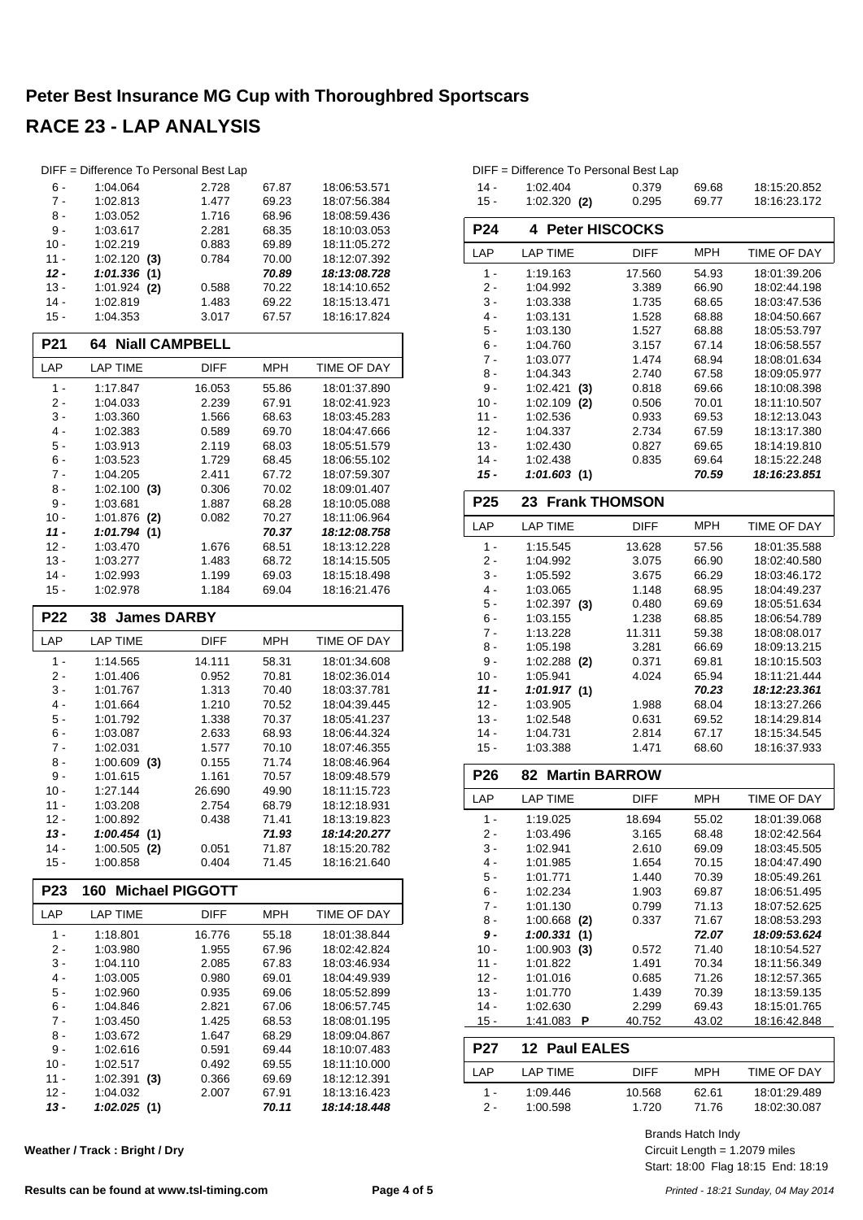# Peter Best Insurance MG Cup with Thoroughbred Sportscars

## RACE 23 - LAP ANALYSIS

DIFF = Difference To Personal Best Lap

| LAP | LAP TIME | DIFF | MPH | TIME OF DAY |
|---|---|---|---|---|
| 6 - | 1:04.064 | 2.728 | 67.87 | 18:06:53.571 |
| 7 - | 1:02.813 | 1.477 | 69.23 | 18:07:56.384 |
| 8 - | 1:03.052 | 1.716 | 68.96 | 18:08:59.436 |
| 9 - | 1:03.617 | 2.281 | 68.35 | 18:10:03.053 |
| 10 - | 1:02.219 | 0.883 | 69.89 | 18:11:05.272 |
| 11 - | 1:02.120 **(3)** | 0.784 | 70.00 | 18:12:07.392 |
| ***12 -*** | ***1:01.336 (1)*** | | ***70.89*** | ***18:13:08.728*** |
| 13 - | 1:01.924 **(2)** | 0.588 | 70.22 | 18:14:10.652 |
| 14 - | 1:02.819 | 1.483 | 69.22 | 18:15:13.471 |
| 15 - | 1:04.353 | 3.017 | 67.57 | 18:16:17.824 |

### P21 64 Niall CAMPBELL

| LAP | LAP TIME | DIFF | MPH | TIME OF DAY |
|---|---|---|---|---|
| 1 - | 1:17.847 | 16.053 | 55.86 | 18:01:37.890 |
| 2 - | 1:04.033 | 2.239 | 67.91 | 18:02:41.923 |
| 3 - | 1:03.360 | 1.566 | 68.63 | 18:03:45.283 |
| 4 - | 1:02.383 | 0.589 | 69.70 | 18:04:47.666 |
| 5 - | 1:03.913 | 2.119 | 68.03 | 18:05:51.579 |
| 6 - | 1:03.523 | 1.729 | 68.45 | 18:06:55.102 |
| 7 - | 1:04.205 | 2.411 | 67.72 | 18:07:59.307 |
| 8 - | 1:02.100 **(3)** | 0.306 | 70.02 | 18:09:01.407 |
| 9 - | 1:03.681 | 1.887 | 68.28 | 18:10:05.088 |
| 10 - | 1:01.876 **(2)** | 0.082 | 70.27 | 18:11:06.964 |
| ***11 -*** | ***1:01.794 (1)*** | | ***70.37*** | ***18:12:08.758*** |
| 12 - | 1:03.470 | 1.676 | 68.51 | 18:13:12.228 |
| 13 - | 1:03.277 | 1.483 | 68.72 | 18:14:15.505 |
| 14 - | 1:02.993 | 1.199 | 69.03 | 18:15:18.498 |
| 15 - | 1:02.978 | 1.184 | 69.04 | 18:16:21.476 |

### P22 38 James DARBY

| LAP | LAP TIME | DIFF | MPH | TIME OF DAY |
|---|---|---|---|---|
| 1 - | 1:14.565 | 14.111 | 58.31 | 18:01:34.608 |
| 2 - | 1:01.406 | 0.952 | 70.81 | 18:02:36.014 |
| 3 - | 1:01.767 | 1.313 | 70.40 | 18:03:37.781 |
| 4 - | 1:01.664 | 1.210 | 70.52 | 18:04:39.445 |
| 5 - | 1:01.792 | 1.338 | 70.37 | 18:05:41.237 |
| 6 - | 1:03.087 | 2.633 | 68.93 | 18:06:44.324 |
| 7 - | 1:02.031 | 1.577 | 70.10 | 18:07:46.355 |
| 8 - | 1:00.609 **(3)** | 0.155 | 71.74 | 18:08:46.964 |
| 9 - | 1:01.615 | 1.161 | 70.57 | 18:09:48.579 |
| 10 - | 1:27.144 | 26.690 | 49.90 | 18:11:15.723 |
| 11 - | 1:03.208 | 2.754 | 68.79 | 18:12:18.931 |
| 12 - | 1:00.892 | 0.438 | 71.41 | 18:13:19.823 |
| ***13 -*** | ***1:00.454 (1)*** | | ***71.93*** | ***18:14:20.277*** |
| 14 - | 1:00.505 **(2)** | 0.051 | 71.87 | 18:15:20.782 |
| 15 - | 1:00.858 | 0.404 | 71.45 | 18:16:21.640 |

### P23 160 Michael PIGGOTT

| LAP | LAP TIME | DIFF | MPH | TIME OF DAY |
|---|---|---|---|---|
| 1 - | 1:18.801 | 16.776 | 55.18 | 18:01:38.844 |
| 2 - | 1:03.980 | 1.955 | 67.96 | 18:02:42.824 |
| 3 - | 1:04.110 | 2.085 | 67.83 | 18:03:46.934 |
| 4 - | 1:03.005 | 0.980 | 69.01 | 18:04:49.939 |
| 5 - | 1:02.960 | 0.935 | 69.06 | 18:05:52.899 |
| 6 - | 1:04.846 | 2.821 | 67.06 | 18:06:57.745 |
| 7 - | 1:03.450 | 1.425 | 68.53 | 18:08:01.195 |
| 8 - | 1:03.672 | 1.647 | 68.29 | 18:09:04.867 |
| 9 - | 1:02.616 | 0.591 | 69.44 | 18:10:07.483 |
| 10 - | 1:02.517 | 0.492 | 69.55 | 18:11:10.000 |
| 11 - | 1:02.391 **(3)** | 0.366 | 69.69 | 18:12:12.391 |
| 12 - | 1:04.032 | 2.007 | 67.91 | 18:13:16.423 |
| ***13 -*** | ***1:02.025 (1)*** | | ***70.11*** | ***18:14:18.448*** |
| 14 - | 1:02.404 | 0.379 | 69.68 | 18:15:20.852 |
| 15 - | 1:02.320 **(2)** | 0.295 | 69.77 | 18:16:23.172 |

### P24 4 Peter HISCOCKS

| LAP | LAP TIME | DIFF | MPH | TIME OF DAY |
|---|---|---|---|---|
| 1 - | 1:19.163 | 17.560 | 54.93 | 18:01:39.206 |
| 2 - | 1:04.992 | 3.389 | 66.90 | 18:02:44.198 |
| 3 - | 1:03.338 | 1.735 | 68.65 | 18:03:47.536 |
| 4 - | 1:03.131 | 1.528 | 68.88 | 18:04:50.667 |
| 5 - | 1:03.130 | 1.527 | 68.88 | 18:05:53.797 |
| 6 - | 1:04.760 | 3.157 | 67.14 | 18:06:58.557 |
| 7 - | 1:03.077 | 1.474 | 68.94 | 18:08:01.634 |
| 8 - | 1:04.343 | 2.740 | 67.58 | 18:09:05.977 |
| 9 - | 1:02.421 **(3)** | 0.818 | 69.66 | 18:10:08.398 |
| 10 - | 1:02.109 **(2)** | 0.506 | 70.01 | 18:11:10.507 |
| 11 - | 1:02.536 | 0.933 | 69.53 | 18:12:13.043 |
| 12 - | 1:04.337 | 2.734 | 67.59 | 18:13:17.380 |
| 13 - | 1:02.430 | 0.827 | 69.65 | 18:14:19.810 |
| 14 - | 1:02.438 | 0.835 | 69.64 | 18:15:22.248 |
| ***15 -*** | ***1:01.603 (1)*** | | ***70.59*** | ***18:16:23.851*** |

### P25 23 Frank THOMSON

| LAP | LAP TIME | DIFF | MPH | TIME OF DAY |
|---|---|---|---|---|
| 1 - | 1:15.545 | 13.628 | 57.56 | 18:01:35.588 |
| 2 - | 1:04.992 | 3.075 | 66.90 | 18:02:40.580 |
| 3 - | 1:05.592 | 3.675 | 66.29 | 18:03:46.172 |
| 4 - | 1:03.065 | 1.148 | 68.95 | 18:04:49.237 |
| 5 - | 1:02.397 **(3)** | 0.480 | 69.69 | 18:05:51.634 |
| 6 - | 1:03.155 | 1.238 | 68.85 | 18:06:54.789 |
| 7 - | 1:13.228 | 11.311 | 59.38 | 18:08:08.017 |
| 8 - | 1:05.198 | 3.281 | 66.69 | 18:09:13.215 |
| 9 - | 1:02.288 **(2)** | 0.371 | 69.81 | 18:10:15.503 |
| 10 - | 1:05.941 | 4.024 | 65.94 | 18:11:21.444 |
| ***11 -*** | ***1:01.917 (1)*** | | ***70.23*** | ***18:12:23.361*** |
| 12 - | 1:03.905 | 1.988 | 68.04 | 18:13:27.266 |
| 13 - | 1:02.548 | 0.631 | 69.52 | 18:14:29.814 |
| 14 - | 1:04.731 | 2.814 | 67.17 | 18:15:34.545 |
| 15 - | 1:03.388 | 1.471 | 68.60 | 18:16:37.933 |

### P26 82 Martin BARROW

| LAP | LAP TIME | DIFF | MPH | TIME OF DAY |
|---|---|---|---|---|
| 1 - | 1:19.025 | 18.694 | 55.02 | 18:01:39.068 |
| 2 - | 1:03.496 | 3.165 | 68.48 | 18:02:42.564 |
| 3 - | 1:02.941 | 2.610 | 69.09 | 18:03:45.505 |
| 4 - | 1:01.985 | 1.654 | 70.15 | 18:04:47.490 |
| 5 - | 1:01.771 | 1.440 | 70.39 | 18:05:49.261 |
| 6 - | 1:02.234 | 1.903 | 69.87 | 18:06:51.495 |
| 7 - | 1:01.130 | 0.799 | 71.13 | 18:07:52.625 |
| 8 - | 1:00.668 **(2)** | 0.337 | 71.67 | 18:08:53.293 |
| ***9 -*** | ***1:00.331 (1)*** | | ***72.07*** | ***18:09:53.624*** |
| 10 - | 1:00.903 **(3)** | 0.572 | 71.40 | 18:10:54.527 |
| 11 - | 1:01.822 | 1.491 | 70.34 | 18:11:56.349 |
| 12 - | 1:01.016 | 0.685 | 71.26 | 18:12:57.365 |
| 13 - | 1:01.770 | 1.439 | 70.39 | 18:13:59.135 |
| 14 - | 1:02.630 | 2.299 | 69.43 | 18:15:01.765 |
| 15 - | 1:41.083 **P** | 40.752 | 43.02 | 18:16:42.848 |

### P27 12 Paul EALES

| LAP | LAP TIME | DIFF | MPH | TIME OF DAY |
|---|---|---|---|---|
| 1 - | 1:09.446 | 10.568 | 62.61 | 18:01:29.489 |
| 2 - | 1:00.598 | 1.720 | 71.76 | 18:02:30.087 |

**Weather / Track : Bright / Dry**

Brands Hatch Indy
Circuit Length = 1.2079 miles
Start: 18:00 Flag 18:15 End: 18:19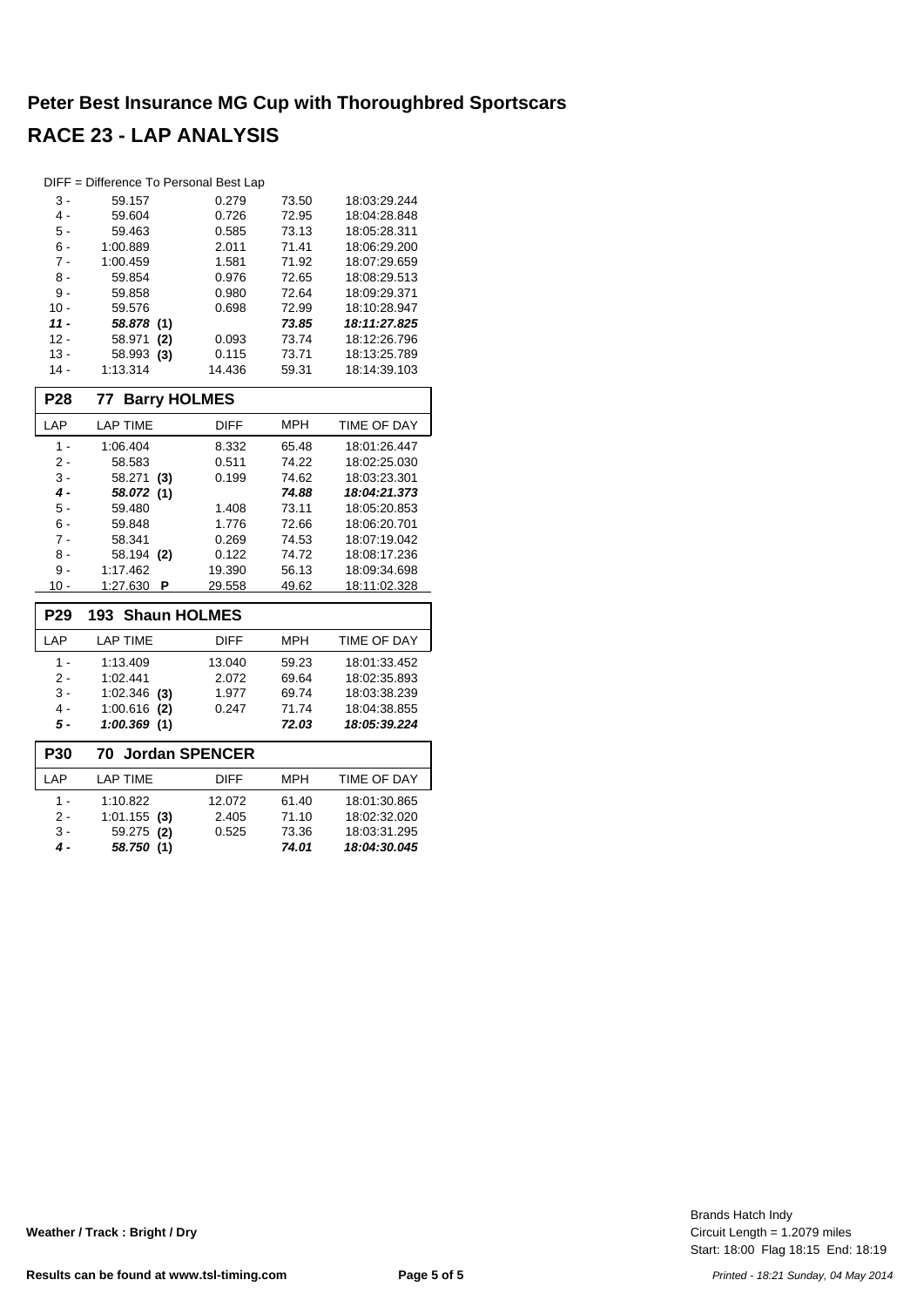# Peter Best Insurance MG Cup with Thoroughbred Sportscars

## RACE 23 - LAP ANALYSIS

DIFF = Difference To Personal Best Lap

| | | | | |
|---|---|---|---|---|
| 3 - | 59.157 | 0.279 | 73.50 | 18:03:29.244 |
| 4 - | 59.604 | 0.726 | 72.95 | 18:04:28.848 |
| 5 - | 59.463 | 0.585 | 73.13 | 18:05:28.311 |
| 6 - | 1:00.889 | 2.011 | 71.41 | 18:06:29.200 |
| 7 - | 1:00.459 | 1.581 | 71.92 | 18:07:29.659 |
| 8 - | 59.854 | 0.976 | 72.65 | 18:08:29.513 |
| 9 - | 59.858 | 0.980 | 72.64 | 18:09:29.371 |
| 10 - | 59.576 | 0.698 | 72.99 | 18:10:28.947 |
| ***11 -*** | ***58.878 (1)*** | | ***73.85*** | ***18:11:27.825*** |
| 12 - | 58.971 **(2)** | 0.093 | 73.74 | 18:12:26.796 |
| 13 - | 58.993 **(3)** | 0.115 | 73.71 | 18:13:25.789 |
| 14 - | 1:13.314 | 14.436 | 59.31 | 18:14:39.103 |

### P28 77 Barry HOLMES

| LAP | LAP TIME | DIFF | MPH | TIME OF DAY |
|---|---|---|---|---|
| 1 - | 1:06.404 | 8.332 | 65.48 | 18:01:26.447 |
| 2 - | 58.583 | 0.511 | 74.22 | 18:02:25.030 |
| 3 - | 58.271 **(3)** | 0.199 | 74.62 | 18:03:23.301 |
| ***4 -*** | ***58.072 (1)*** | | ***74.88*** | ***18:04:21.373*** |
| 5 - | 59.480 | 1.408 | 73.11 | 18:05:20.853 |
| 6 - | 59.848 | 1.776 | 72.66 | 18:06:20.701 |
| 7 - | 58.341 | 0.269 | 74.53 | 18:07:19.042 |
| 8 - | 58.194 **(2)** | 0.122 | 74.72 | 18:08:17.236 |
| 9 - | 1:17.462 | 19.390 | 56.13 | 18:09:34.698 |
| 10 - | 1:27.630 **P** | 29.558 | 49.62 | 18:11:02.328 |

### P29 193 Shaun HOLMES

| LAP | LAP TIME | DIFF | MPH | TIME OF DAY |
|---|---|---|---|---|
| 1 - | 1:13.409 | 13.040 | 59.23 | 18:01:33.452 |
| 2 - | 1:02.441 | 2.072 | 69.64 | 18:02:35.893 |
| 3 - | 1:02.346 **(3)** | 1.977 | 69.74 | 18:03:38.239 |
| 4 - | 1:00.616 **(2)** | 0.247 | 71.74 | 18:04:38.855 |
| ***5 -*** | ***1:00.369 (1)*** | | ***72.03*** | ***18:05:39.224*** |

### P30 70 Jordan SPENCER

| LAP | LAP TIME | DIFF | MPH | TIME OF DAY |
|---|---|---|---|---|
| 1 - | 1:10.822 | 12.072 | 61.40 | 18:01:30.865 |
| 2 - | 1:01.155 **(3)** | 2.405 | 71.10 | 18:02:32.020 |
| 3 - | 59.275 **(2)** | 0.525 | 73.36 | 18:03:31.295 |
| ***4 -*** | ***58.750 (1)*** | | ***74.01*** | ***18:04:30.045*** |

**Weather / Track : Bright / Dry**

Brands Hatch Indy
Circuit Length = 1.2079 miles
Start: 18:00 Flag 18:15 End: 18:19

**Results can be found at www.tsl-timing.com**

*Printed - 18:21 Sunday, 04 May 2014*